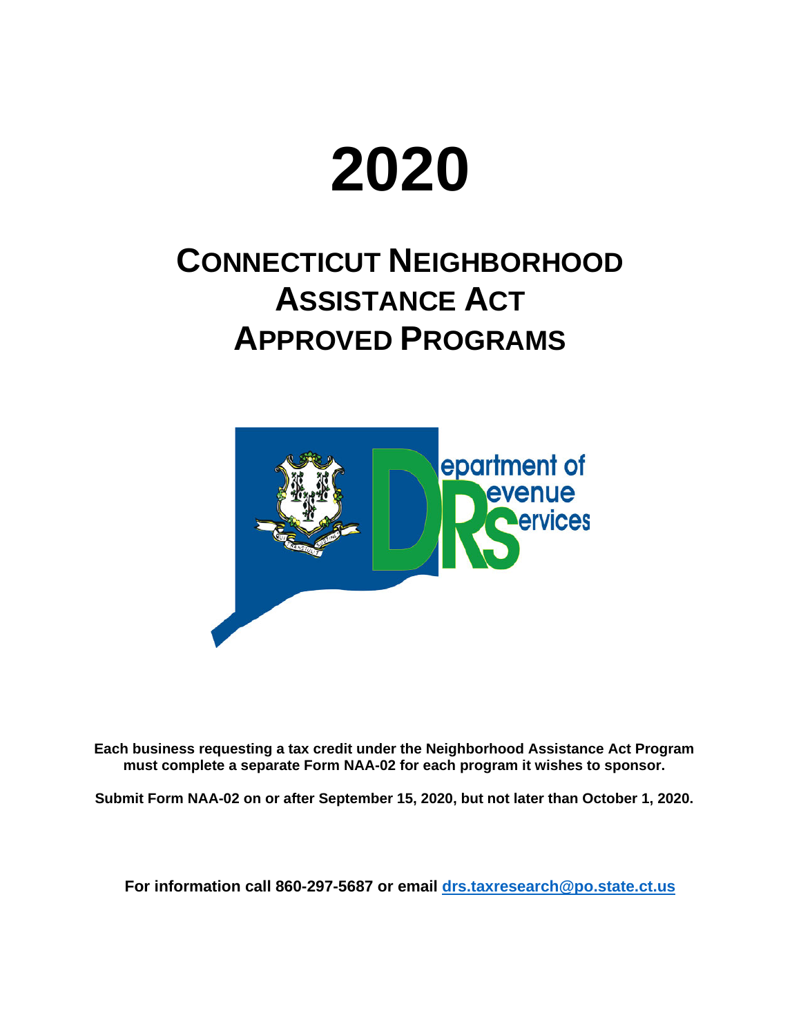# 2020

# CONNECTICUT NEIGHBORHOOD ASSISTANCE ACT APPROVED PROGRAMS

**Each business requesting a tax credit under the Neighborhood Assistance Act Program must complete a separate Form NAA-02 for each program it wishes to sponsor.**

**Submit Form NAA-02 on or after September 15, 2020, but not later than October 1, 2020.**

**For information call 860-297-5687 or email [drs.taxresearch@po.state.ct.us](mailto:drs.taxresearch@po.state.ct.us)**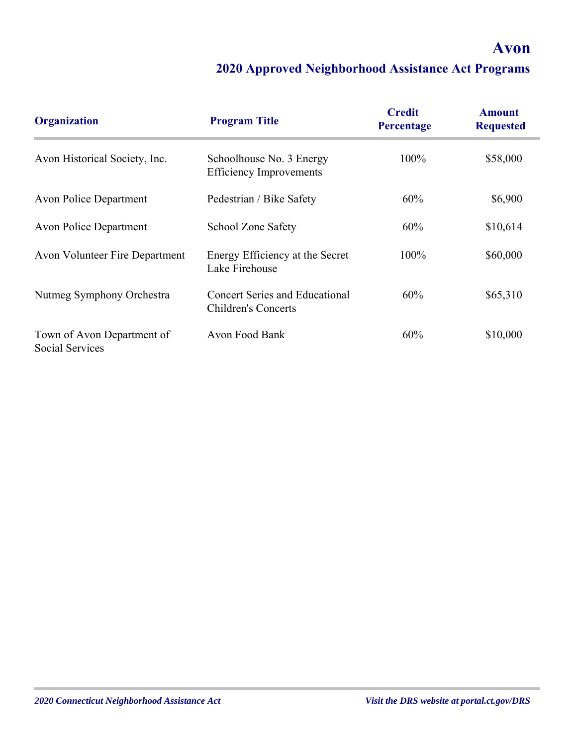# Avon

## 2020 Approved Neighborhood Assistance Act Programs

| Organization | Program Title | Credit Percentage | Amount Requested |
| --- | --- | --- | --- |
| Avon Historical Society, Inc. | Schoolhouse No. 3 Energy Efficiency Improvements | 100% | $58,000 |
| Avon Police Department | Pedestrian / Bike Safety | 60% | $6,900 |
| Avon Police Department | School Zone Safety | 60% | $10,614 |
| Avon Volunteer Fire Department | Energy Efficiency at the Secret Lake Firehouse | 100% | $60,000 |
| Nutmeg Symphony Orchestra | Concert Series and Educational Children's Concerts | 60% | $65,310 |
| Town of Avon Department of Social Services | Avon Food Bank | 60% | $10,000 |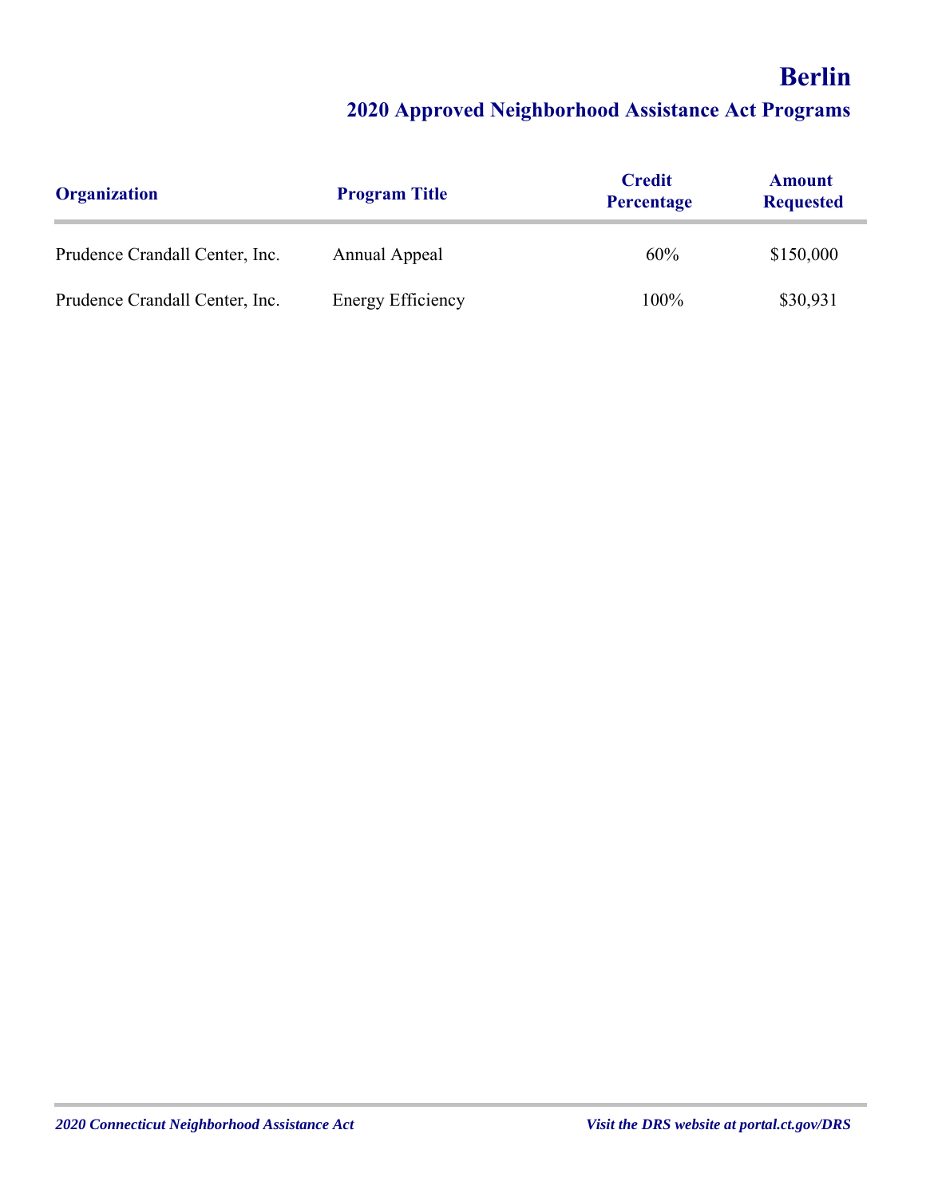# Berlin

## 2020 Approved Neighborhood Assistance Act Programs

| Organization | Program Title | Credit Percentage | Amount Requested |
| --- | --- | --- | --- |
| Prudence Crandall Center, Inc. | Annual Appeal | 60% | $150,000 |
| Prudence Crandall Center, Inc. | Energy Efficiency | 100% | $30,931 |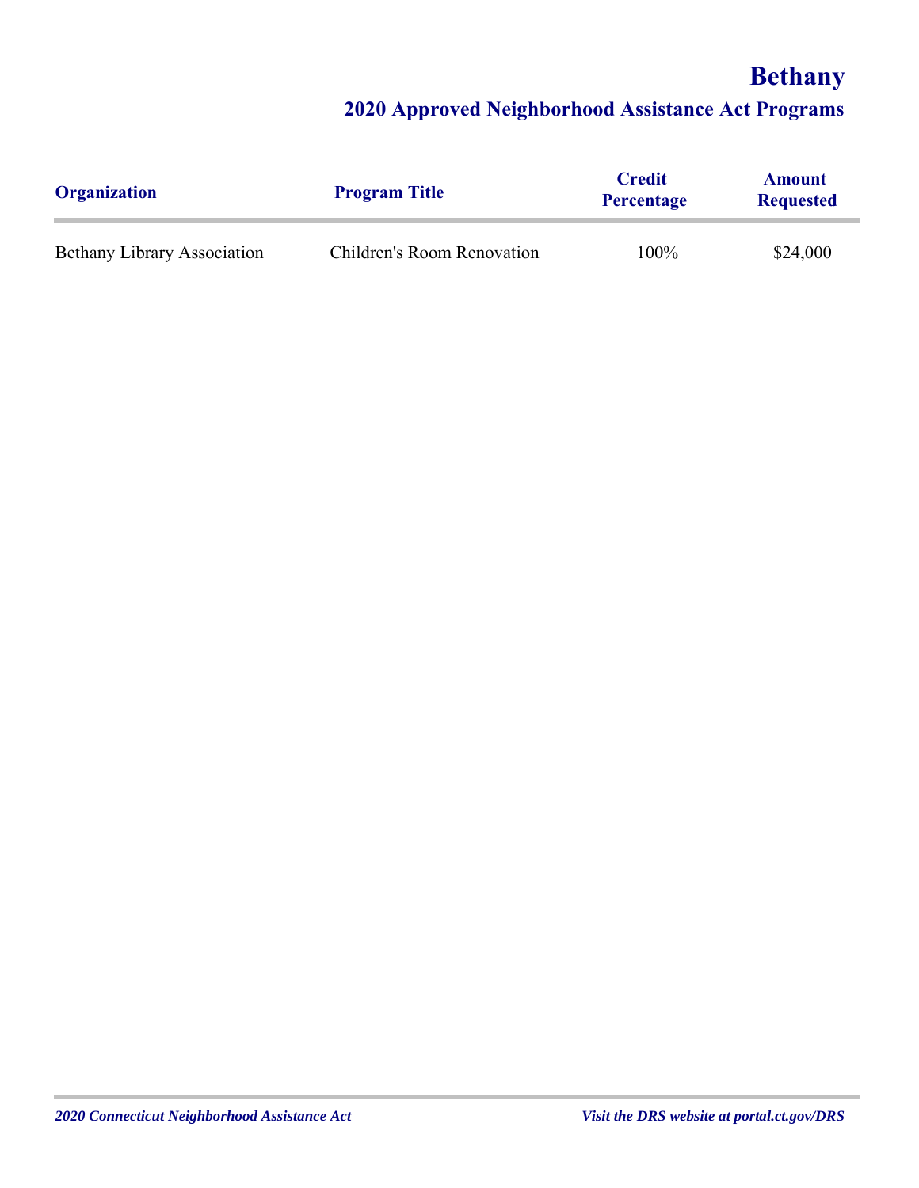# Bethany

## 2020 Approved Neighborhood Assistance Act Programs

| Organization | Program Title | Credit Percentage | Amount Requested |
| --- | --- | --- | --- |
| Bethany Library Association | Children's Room Renovation | 100% | $24,000 |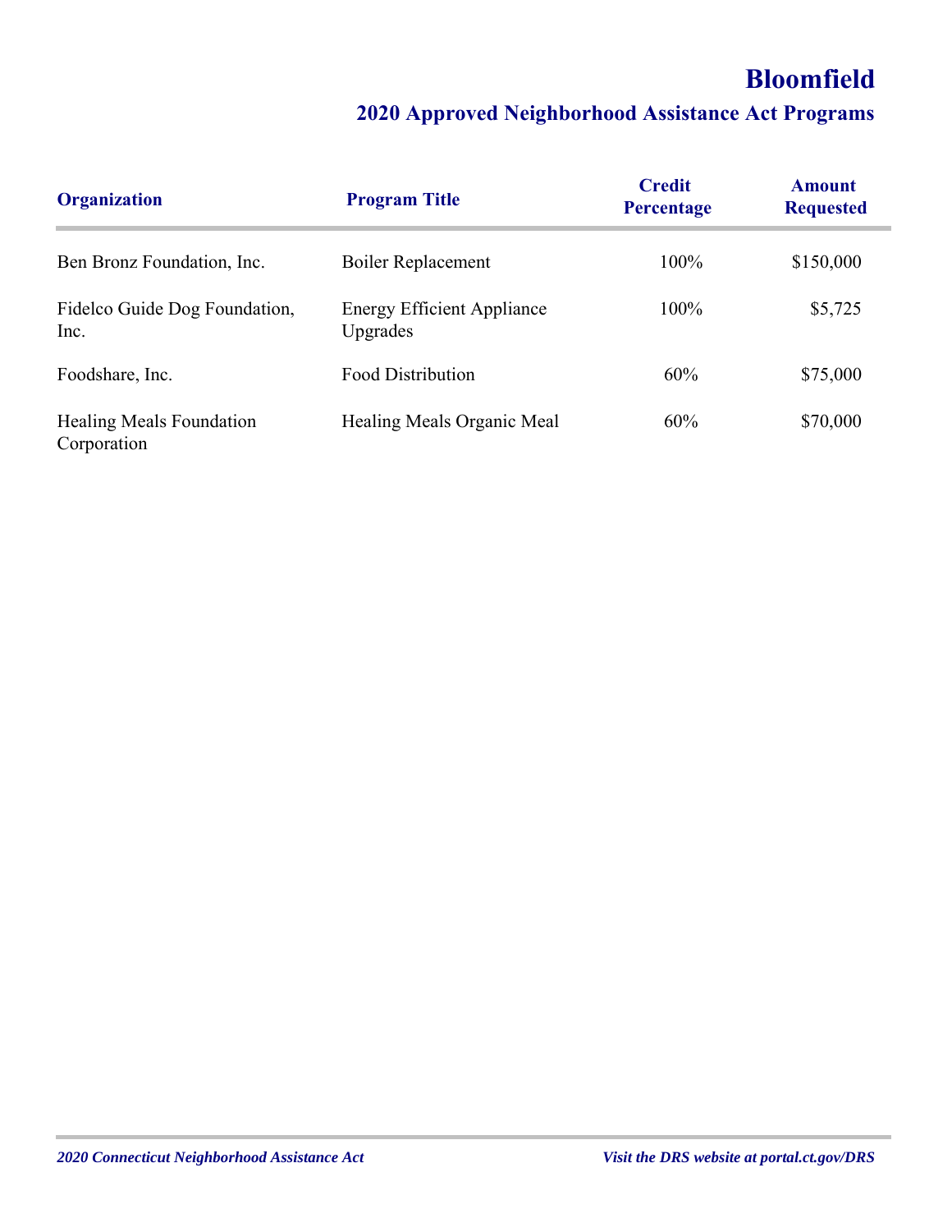# Bloomfield

## 2020 Approved Neighborhood Assistance Act Programs

| Organization | Program Title | Credit Percentage | Amount Requested |
|---|---|---|---|
| Ben Bronz Foundation, Inc. | Boiler Replacement | 100% | $150,000 |
| Fidelco Guide Dog Foundation, Inc. | Energy Efficient Appliance Upgrades | 100% | $5,725 |
| Foodshare, Inc. | Food Distribution | 60% | $75,000 |
| Healing Meals Foundation Corporation | Healing Meals Organic Meal | 60% | $70,000 |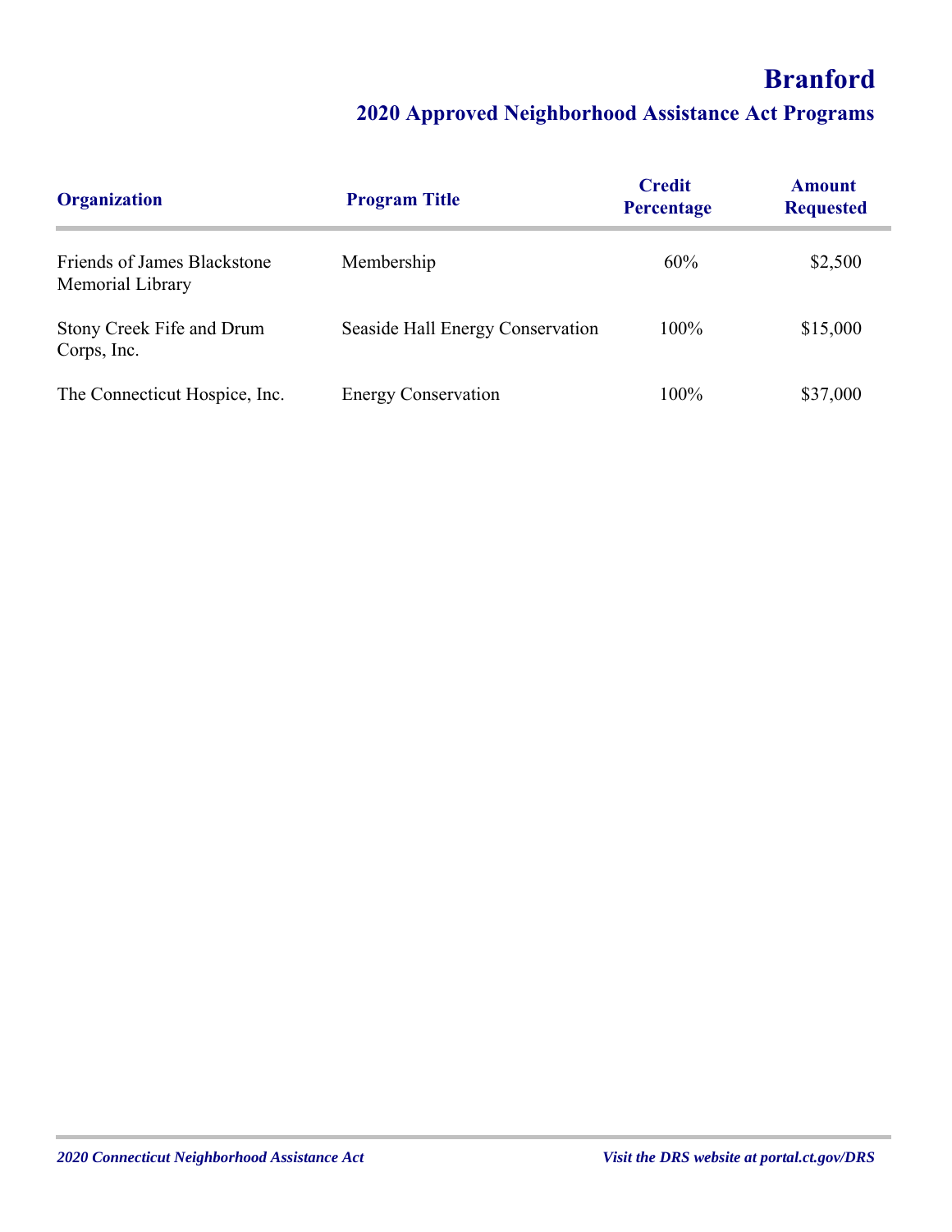# Branford

## 2020 Approved Neighborhood Assistance Act Programs

| Organization | Program Title | Credit Percentage | Amount Requested |
|---|---|---|---|
| Friends of James Blackstone Memorial Library | Membership | 60% | $2,500 |
| Stony Creek Fife and Drum Corps, Inc. | Seaside Hall Energy Conservation | 100% | $15,000 |
| The Connecticut Hospice, Inc. | Energy Conservation | 100% | $37,000 |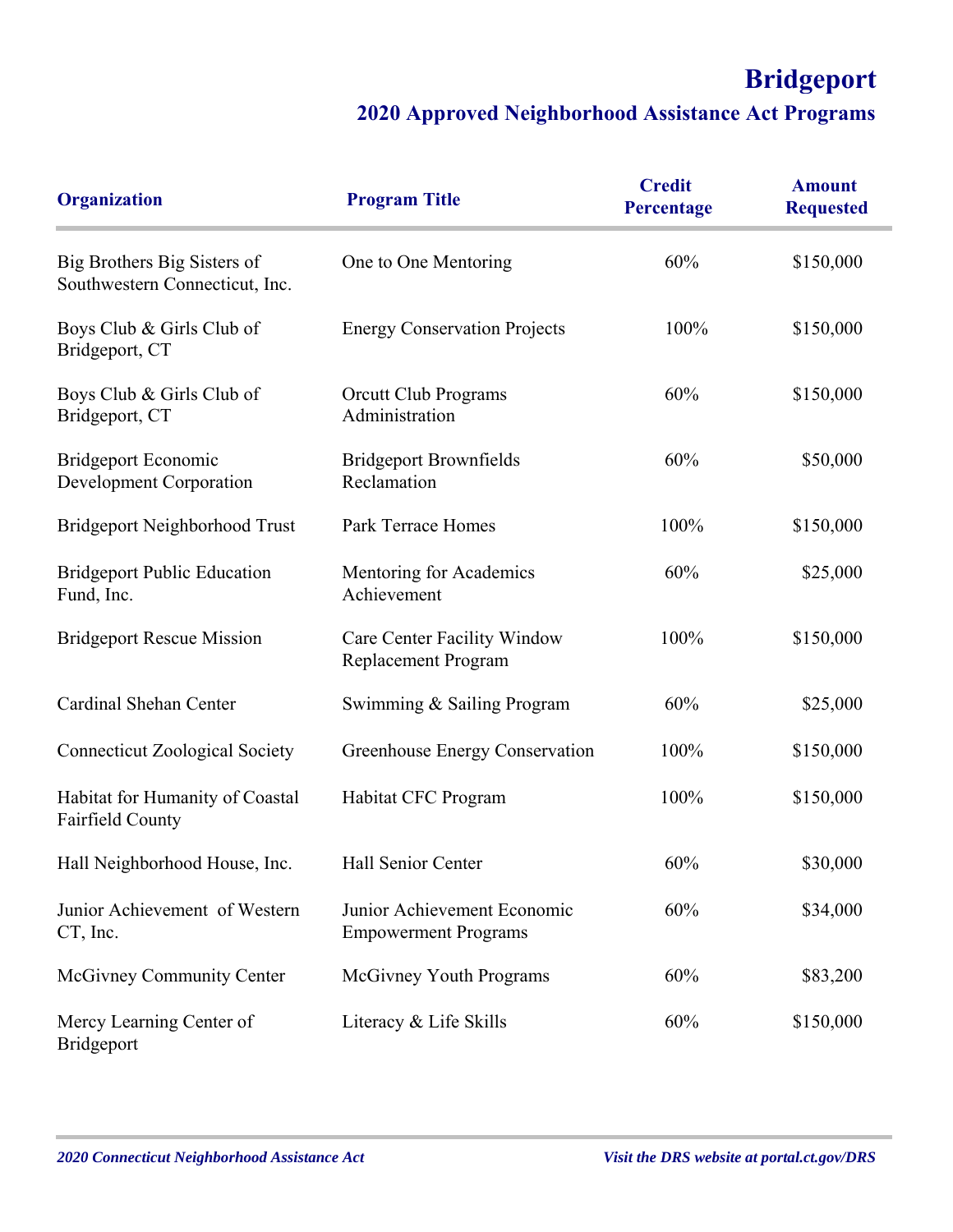# Bridgeport

## 2020 Approved Neighborhood Assistance Act Programs

| Organization | Program Title | Credit Percentage | Amount Requested |
|---|---|---|---|
| Big Brothers Big Sisters of Southwestern Connecticut, Inc. | One to One Mentoring | 60% | $150,000 |
| Boys Club & Girls Club of Bridgeport, CT | Energy Conservation Projects | 100% | $150,000 |
| Boys Club & Girls Club of Bridgeport, CT | Orcutt Club Programs Administration | 60% | $150,000 |
| Bridgeport Economic Development Corporation | Bridgeport Brownfields Reclamation | 60% | $50,000 |
| Bridgeport Neighborhood Trust | Park Terrace Homes | 100% | $150,000 |
| Bridgeport Public Education Fund, Inc. | Mentoring for Academics Achievement | 60% | $25,000 |
| Bridgeport Rescue Mission | Care Center Facility Window Replacement Program | 100% | $150,000 |
| Cardinal Shehan Center | Swimming & Sailing Program | 60% | $25,000 |
| Connecticut Zoological Society | Greenhouse Energy Conservation | 100% | $150,000 |
| Habitat for Humanity of Coastal Fairfield County | Habitat CFC Program | 100% | $150,000 |
| Hall Neighborhood House, Inc. | Hall Senior Center | 60% | $30,000 |
| Junior Achievement of Western CT, Inc. | Junior Achievement Economic Empowerment Programs | 60% | $34,000 |
| McGivney Community Center | McGivney Youth Programs | 60% | $83,200 |
| Mercy Learning Center of Bridgeport | Literacy & Life Skills | 60% | $150,000 |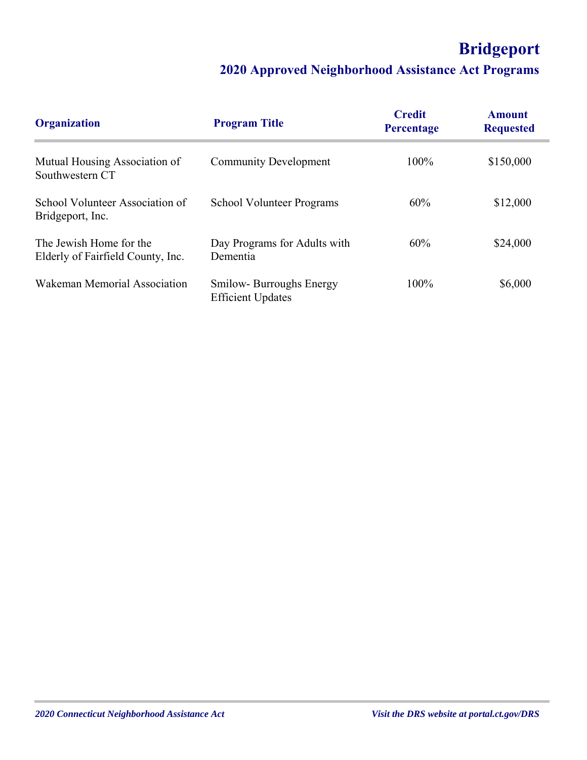# Bridgeport

## 2020 Approved Neighborhood Assistance Act Programs

| Organization | Program Title | Credit Percentage | Amount Requested |
|---|---|---|---|
| Mutual Housing Association of Southwestern CT | Community Development | 100% | $150,000 |
| School Volunteer Association of Bridgeport, Inc. | School Volunteer Programs | 60% | $12,000 |
| The Jewish Home for the Elderly of Fairfield County, Inc. | Day Programs for Adults with Dementia | 60% | $24,000 |
| Wakeman Memorial Association | Smilow- Burroughs Energy Efficient Updates | 100% | $6,000 |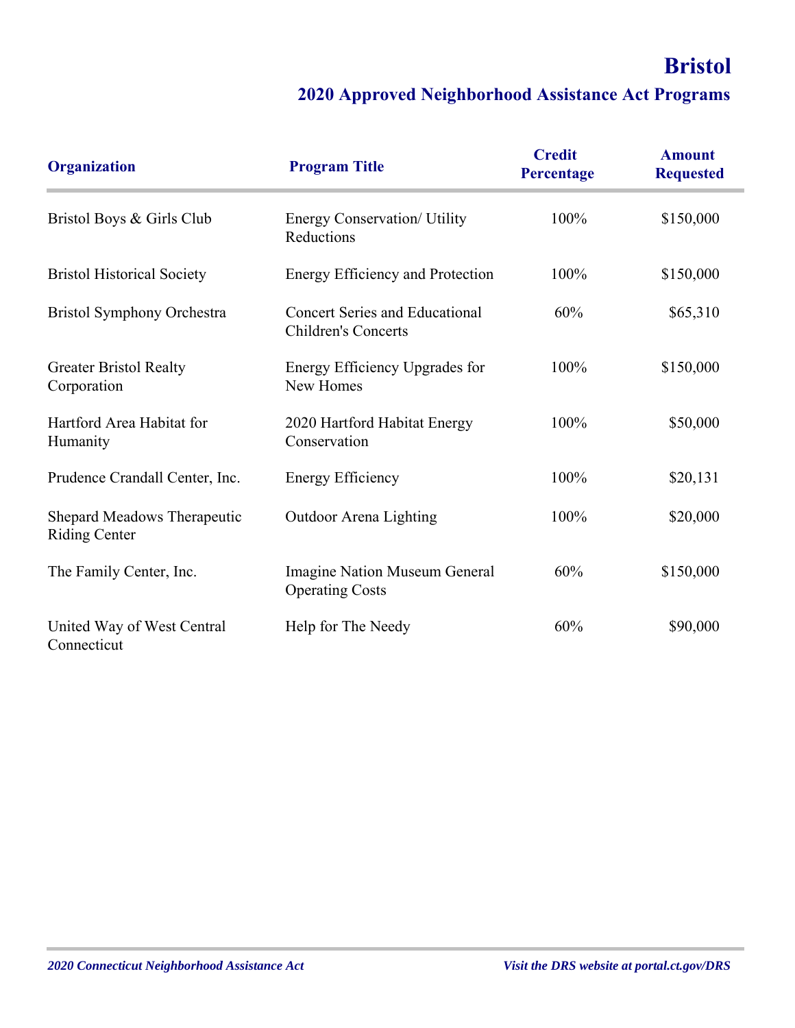# Bristol

## 2020 Approved Neighborhood Assistance Act Programs

| Organization | Program Title | Credit Percentage | Amount Requested |
|---|---|---|---|
| Bristol Boys & Girls Club | Energy Conservation/ Utility Reductions | 100% | $150,000 |
| Bristol Historical Society | Energy Efficiency and Protection | 100% | $150,000 |
| Bristol Symphony Orchestra | Concert Series and Educational Children's Concerts | 60% | $65,310 |
| Greater Bristol Realty Corporation | Energy Efficiency Upgrades for New Homes | 100% | $150,000 |
| Hartford Area Habitat for Humanity | 2020 Hartford Habitat Energy Conservation | 100% | $50,000 |
| Prudence Crandall Center, Inc. | Energy Efficiency | 100% | $20,131 |
| Shepard Meadows Therapeutic Riding Center | Outdoor Arena Lighting | 100% | $20,000 |
| The Family Center, Inc. | Imagine Nation Museum General Operating Costs | 60% | $150,000 |
| United Way of West Central Connecticut | Help for The Needy | 60% | $90,000 |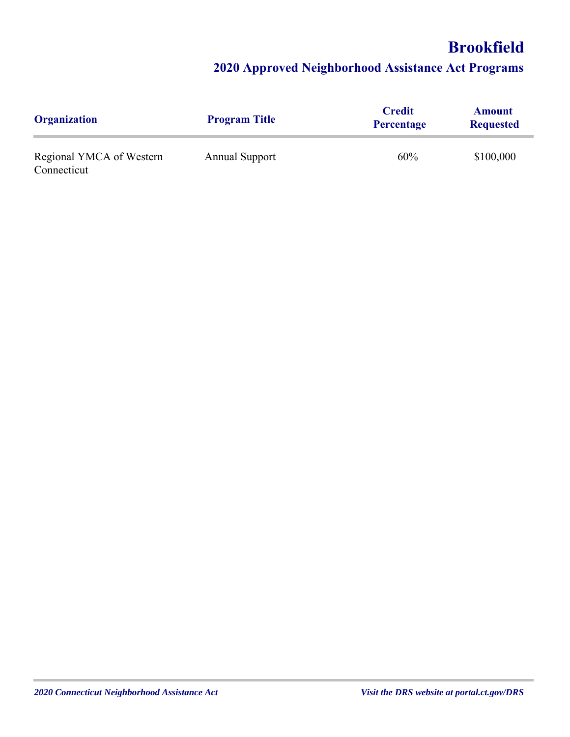# Brookfield

## 2020 Approved Neighborhood Assistance Act Programs

| Organization | Program Title | Credit Percentage | Amount Requested |
| --- | --- | --- | --- |
| Regional YMCA of Western Connecticut | Annual Support | 60% | $100,000 |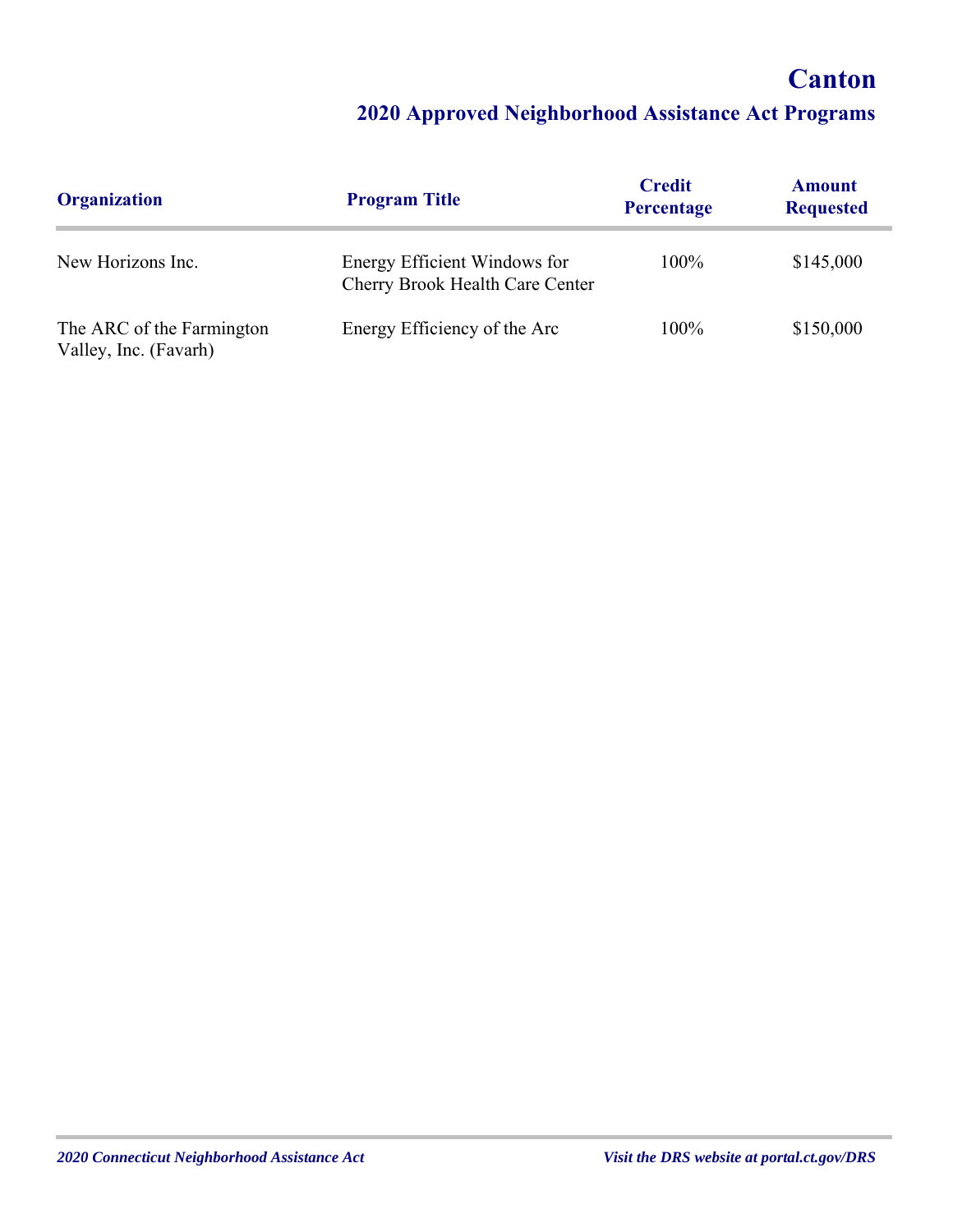# Canton

## 2020 Approved Neighborhood Assistance Act Programs

| Organization | Program Title | Credit Percentage | Amount Requested |
|---|---|---|---|
| New Horizons Inc. | Energy Efficient Windows for Cherry Brook Health Care Center | 100% | $145,000 |
| The ARC of the Farmington Valley, Inc. (Favarh) | Energy Efficiency of the Arc | 100% | $150,000 |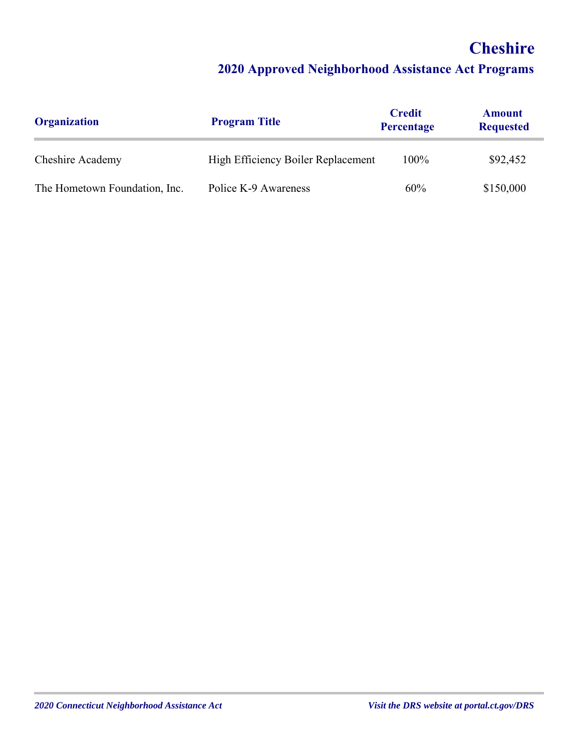# Cheshire

## 2020 Approved Neighborhood Assistance Act Programs

| Organization | Program Title | Credit Percentage | Amount Requested |
|---|---|---|---|
| Cheshire Academy | High Efficiency Boiler Replacement | 100% | $92,452 |
| The Hometown Foundation, Inc. | Police K-9 Awareness | 60% | $150,000 |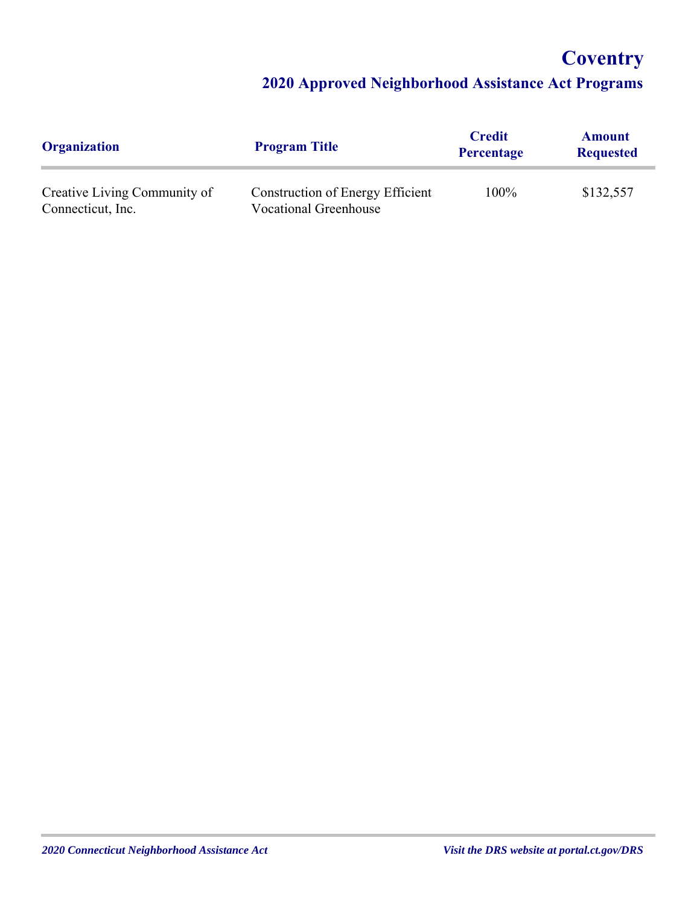# Coventry

## 2020 Approved Neighborhood Assistance Act Programs

| Organization | Program Title | Credit Percentage | Amount Requested |
| --- | --- | --- | --- |
| Creative Living Community of Connecticut, Inc. | Construction of Energy Efficient Vocational Greenhouse | 100% | $132,557 |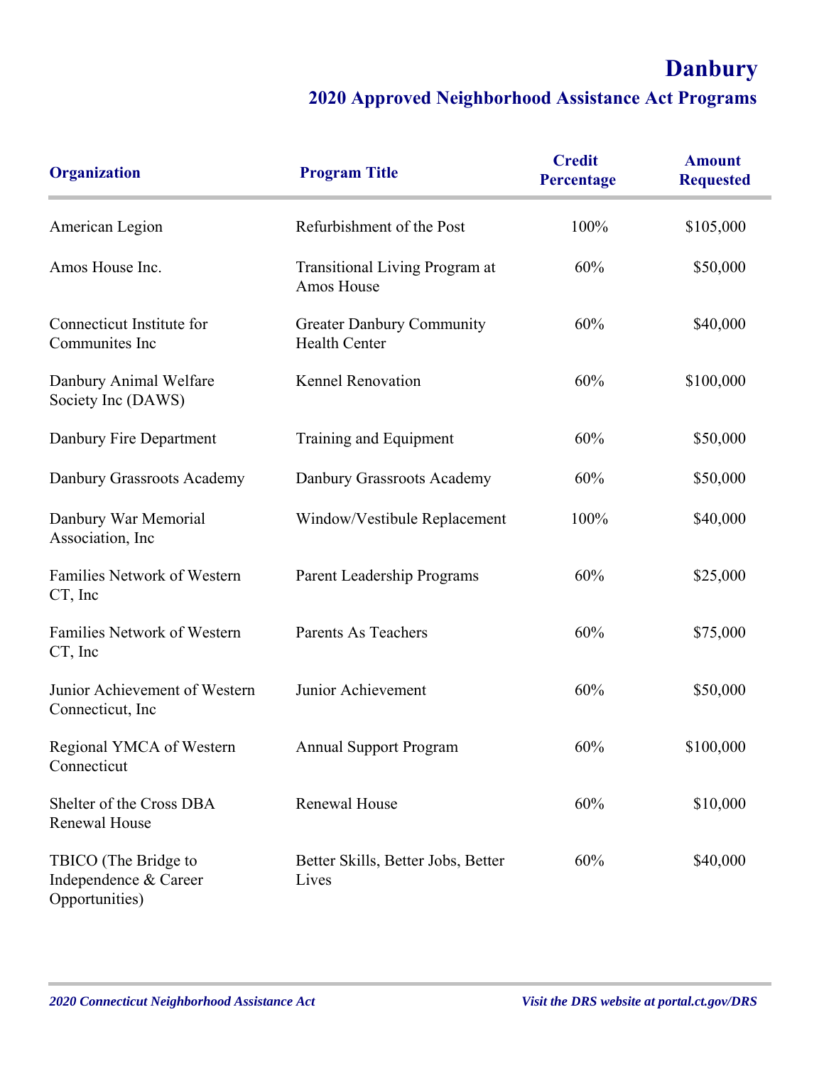# Danbury

## 2020 Approved Neighborhood Assistance Act Programs

| Organization | Program Title | Credit Percentage | Amount Requested |
|---|---|---|---|
| American Legion | Refurbishment of the Post | 100% | $105,000 |
| Amos House Inc. | Transitional Living Program at Amos House | 60% | $50,000 |
| Connecticut Institute for Communites Inc | Greater Danbury Community Health Center | 60% | $40,000 |
| Danbury Animal Welfare Society Inc (DAWS) | Kennel Renovation | 60% | $100,000 |
| Danbury Fire Department | Training and Equipment | 60% | $50,000 |
| Danbury Grassroots Academy | Danbury Grassroots Academy | 60% | $50,000 |
| Danbury War Memorial Association, Inc | Window/Vestibule Replacement | 100% | $40,000 |
| Families Network of Western CT, Inc | Parent Leadership Programs | 60% | $25,000 |
| Families Network of Western CT, Inc | Parents As Teachers | 60% | $75,000 |
| Junior Achievement of Western Connecticut, Inc | Junior Achievement | 60% | $50,000 |
| Regional YMCA of Western Connecticut | Annual Support Program | 60% | $100,000 |
| Shelter of the Cross DBA Renewal House | Renewal House | 60% | $10,000 |
| TBICO (The Bridge to Independence & Career Opportunities) | Better Skills, Better Jobs, Better Lives | 60% | $40,000 |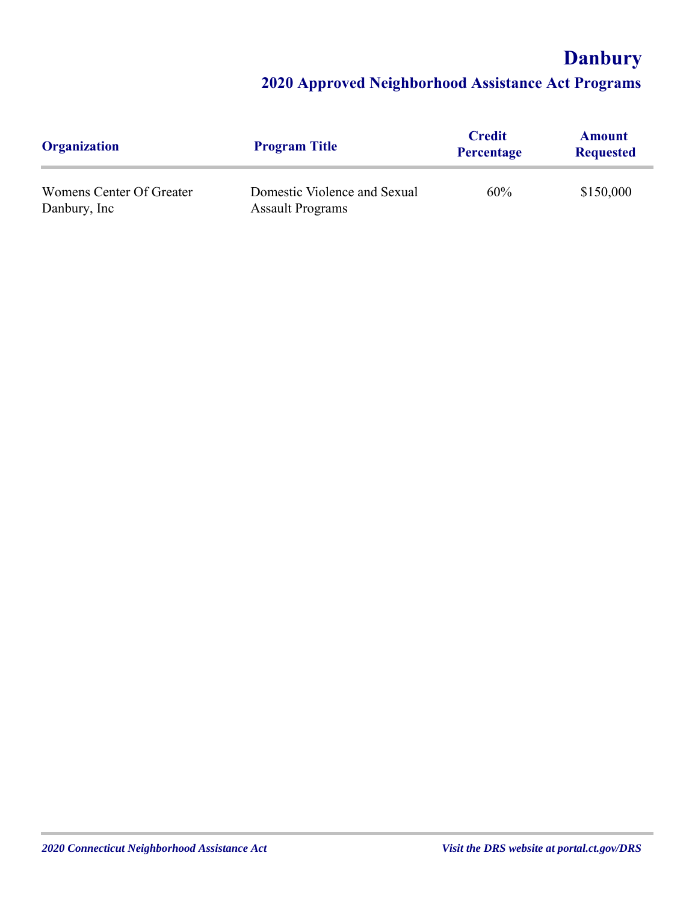# Danbury

## 2020 Approved Neighborhood Assistance Act Programs

| Organization | Program Title | Credit Percentage | Amount Requested |
|---|---|---|---|
| Womens Center Of Greater Danbury, Inc | Domestic Violence and Sexual Assault Programs | 60% | $150,000 |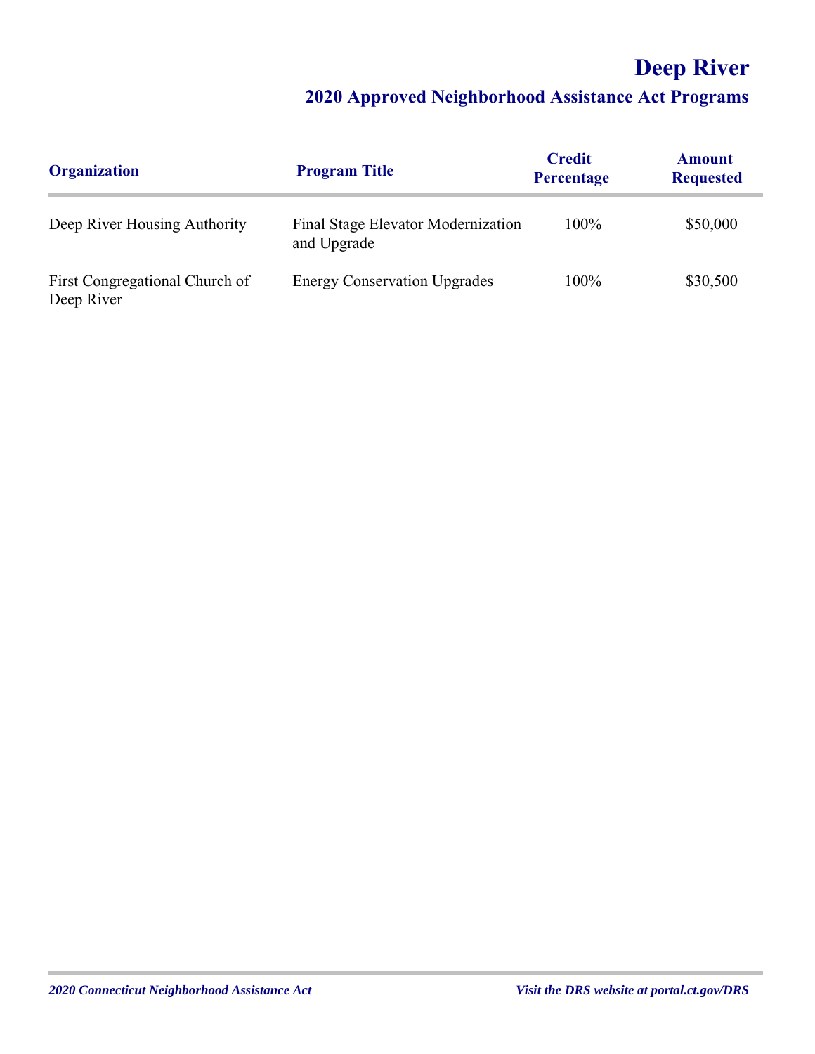# Deep River

## 2020 Approved Neighborhood Assistance Act Programs

| Organization | Program Title | Credit Percentage | Amount Requested |
| --- | --- | --- | --- |
| Deep River Housing Authority | Final Stage Elevator Modernization and Upgrade | 100% | $50,000 |
| First Congregational Church of Deep River | Energy Conservation Upgrades | 100% | $30,500 |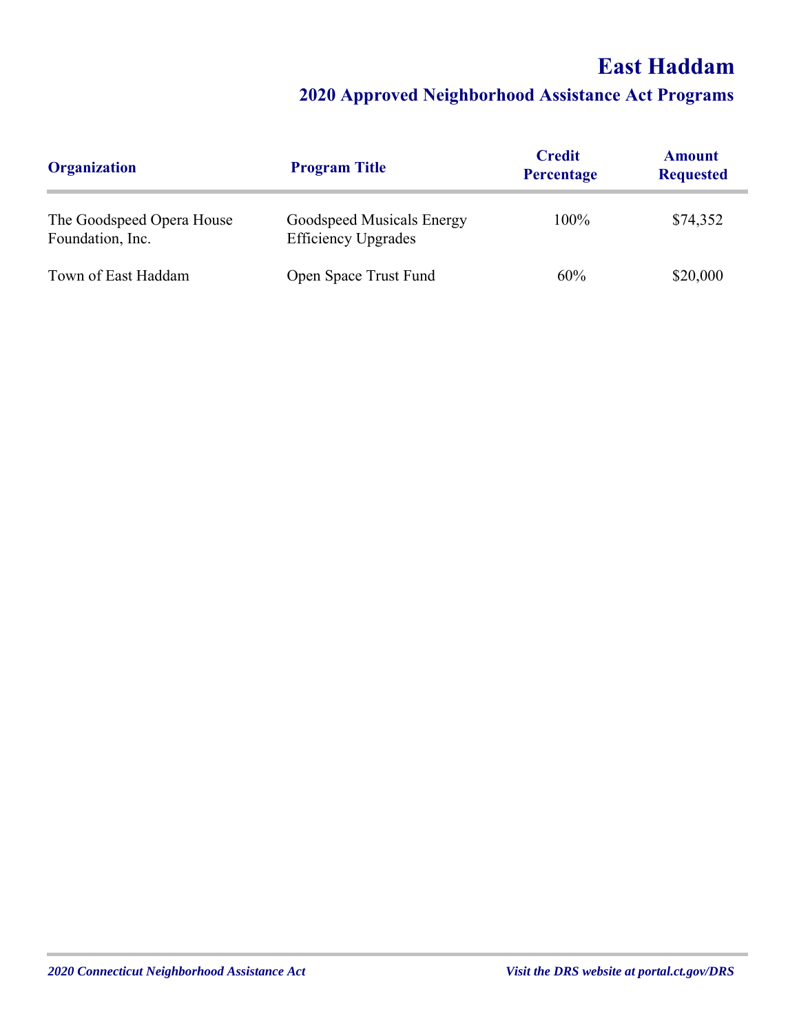# East Haddam

## 2020 Approved Neighborhood Assistance Act Programs

| Organization | Program Title | Credit Percentage | Amount Requested |
|---|---|---|---|
| The Goodspeed Opera House Foundation, Inc. | Goodspeed Musicals Energy Efficiency Upgrades | 100% | $74,352 |
| Town of East Haddam | Open Space Trust Fund | 60% | $20,000 |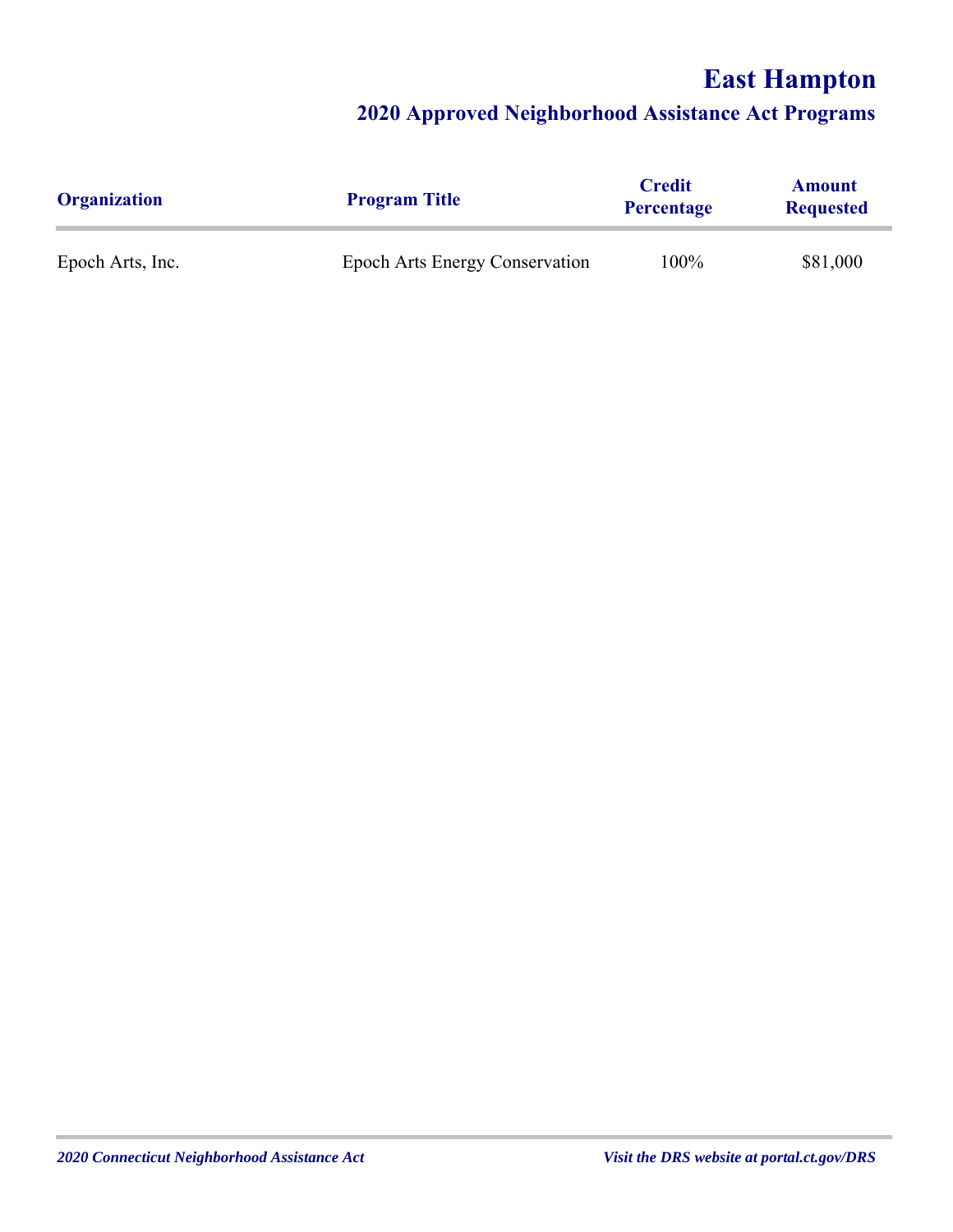# East Hampton

## 2020 Approved Neighborhood Assistance Act Programs

| Organization | Program Title | Credit Percentage | Amount Requested |
|---|---|---|---|
| Epoch Arts, Inc. | Epoch Arts Energy Conservation | 100% | $81,000 |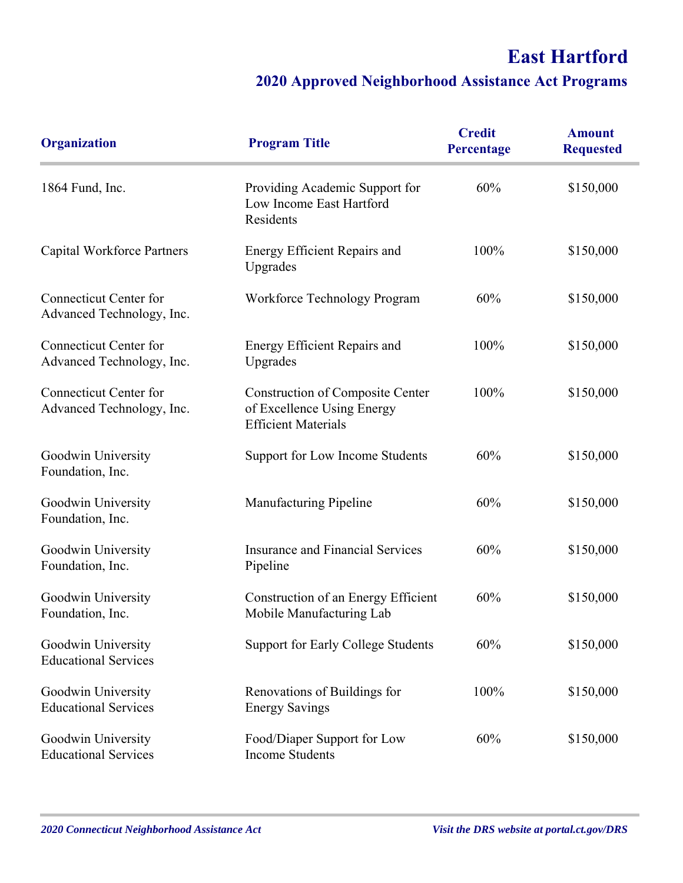# East Hartford

## 2020 Approved Neighborhood Assistance Act Programs

| Organization | Program Title | Credit Percentage | Amount Requested |
|---|---|---|---|
| 1864 Fund, Inc. | Providing Academic Support for Low Income East Hartford Residents | 60% | $150,000 |
| Capital Workforce Partners | Energy Efficient Repairs and Upgrades | 100% | $150,000 |
| Connecticut Center for Advanced Technology, Inc. | Workforce Technology Program | 60% | $150,000 |
| Connecticut Center for Advanced Technology, Inc. | Energy Efficient Repairs and Upgrades | 100% | $150,000 |
| Connecticut Center for Advanced Technology, Inc. | Construction of Composite Center of Excellence Using Energy Efficient Materials | 100% | $150,000 |
| Goodwin University Foundation, Inc. | Support for Low Income Students | 60% | $150,000 |
| Goodwin University Foundation, Inc. | Manufacturing Pipeline | 60% | $150,000 |
| Goodwin University Foundation, Inc. | Insurance and Financial Services Pipeline | 60% | $150,000 |
| Goodwin University Foundation, Inc. | Construction of an Energy Efficient Mobile Manufacturing Lab | 60% | $150,000 |
| Goodwin University Educational Services | Support for Early College Students | 60% | $150,000 |
| Goodwin University Educational Services | Renovations of Buildings for Energy Savings | 100% | $150,000 |
| Goodwin University Educational Services | Food/Diaper Support for Low Income Students | 60% | $150,000 |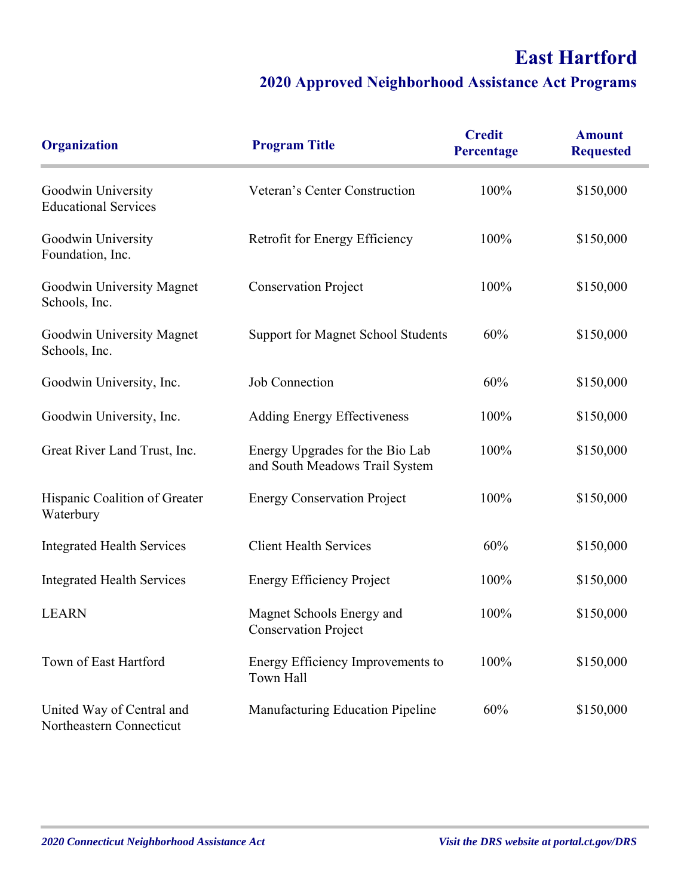# East Hartford

## 2020 Approved Neighborhood Assistance Act Programs

| Organization | Program Title | Credit Percentage | Amount Requested |
|---|---|---|---|
| Goodwin University Educational Services | Veteran's Center Construction | 100% | $150,000 |
| Goodwin University Foundation, Inc. | Retrofit for Energy Efficiency | 100% | $150,000 |
| Goodwin University Magnet Schools, Inc. | Conservation Project | 100% | $150,000 |
| Goodwin University Magnet Schools, Inc. | Support for Magnet School Students | 60% | $150,000 |
| Goodwin University, Inc. | Job Connection | 60% | $150,000 |
| Goodwin University, Inc. | Adding Energy Effectiveness | 100% | $150,000 |
| Great River Land Trust, Inc. | Energy Upgrades for the Bio Lab and South Meadows Trail System | 100% | $150,000 |
| Hispanic Coalition of Greater Waterbury | Energy Conservation Project | 100% | $150,000 |
| Integrated Health Services | Client Health Services | 60% | $150,000 |
| Integrated Health Services | Energy Efficiency Project | 100% | $150,000 |
| LEARN | Magnet Schools Energy and Conservation Project | 100% | $150,000 |
| Town of East Hartford | Energy Efficiency Improvements to Town Hall | 100% | $150,000 |
| United Way of Central and Northeastern Connecticut | Manufacturing Education Pipeline | 60% | $150,000 |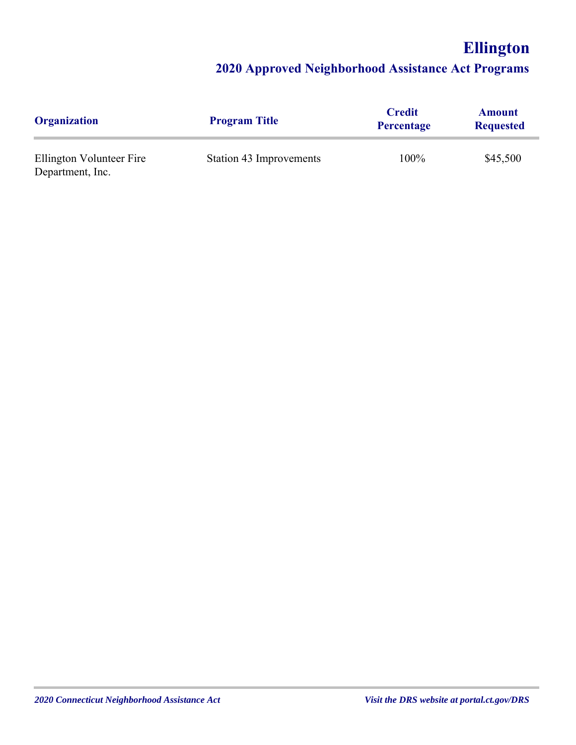# Ellington

## 2020 Approved Neighborhood Assistance Act Programs

| Organization | Program Title | Credit Percentage | Amount Requested |
|---|---|---|---|
| Ellington Volunteer Fire Department, Inc. | Station 43 Improvements | 100% | $45,500 |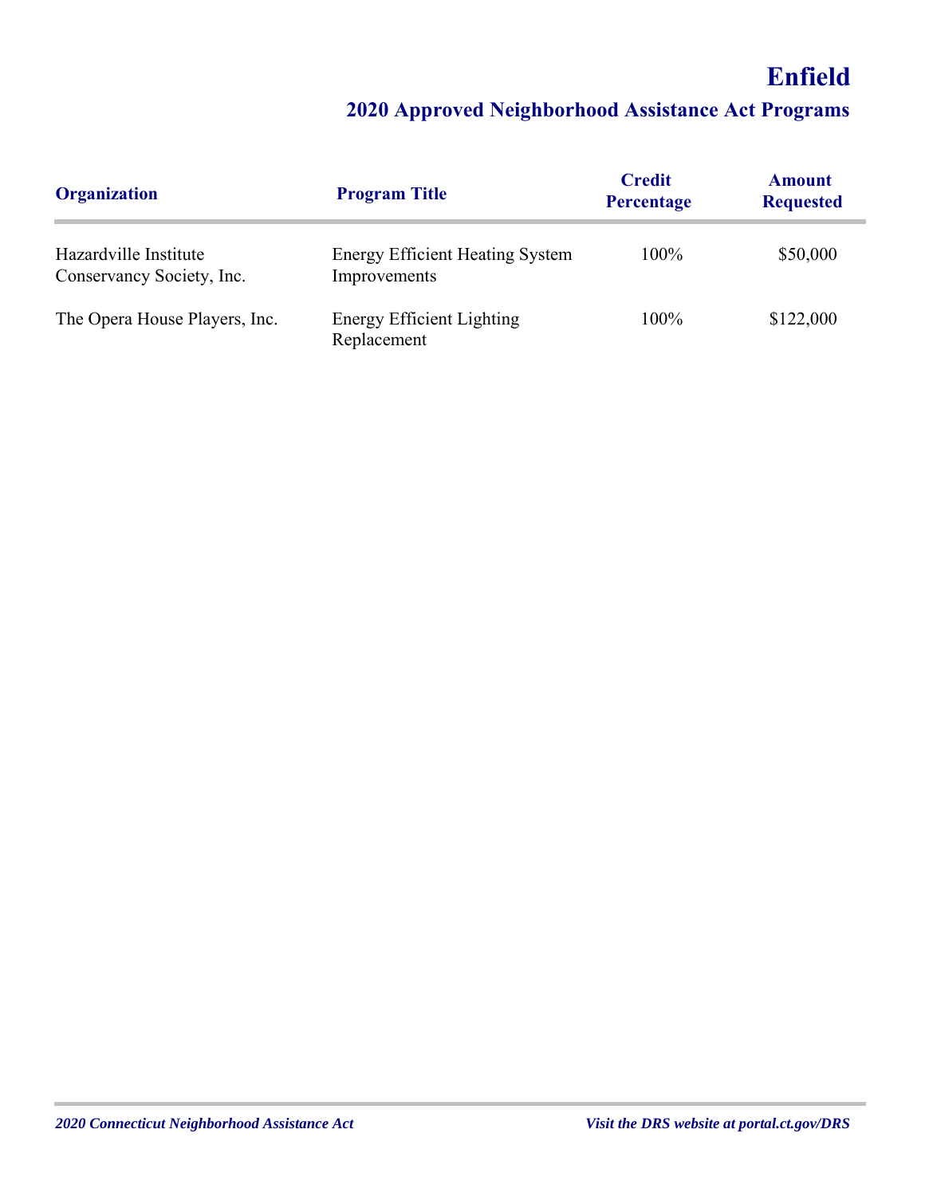# Enfield

## 2020 Approved Neighborhood Assistance Act Programs

| Organization | Program Title | Credit Percentage | Amount Requested |
|---|---|---|---|
| Hazardville Institute Conservancy Society, Inc. | Energy Efficient Heating System Improvements | 100% | $50,000 |
| The Opera House Players, Inc. | Energy Efficient Lighting Replacement | 100% | $122,000 |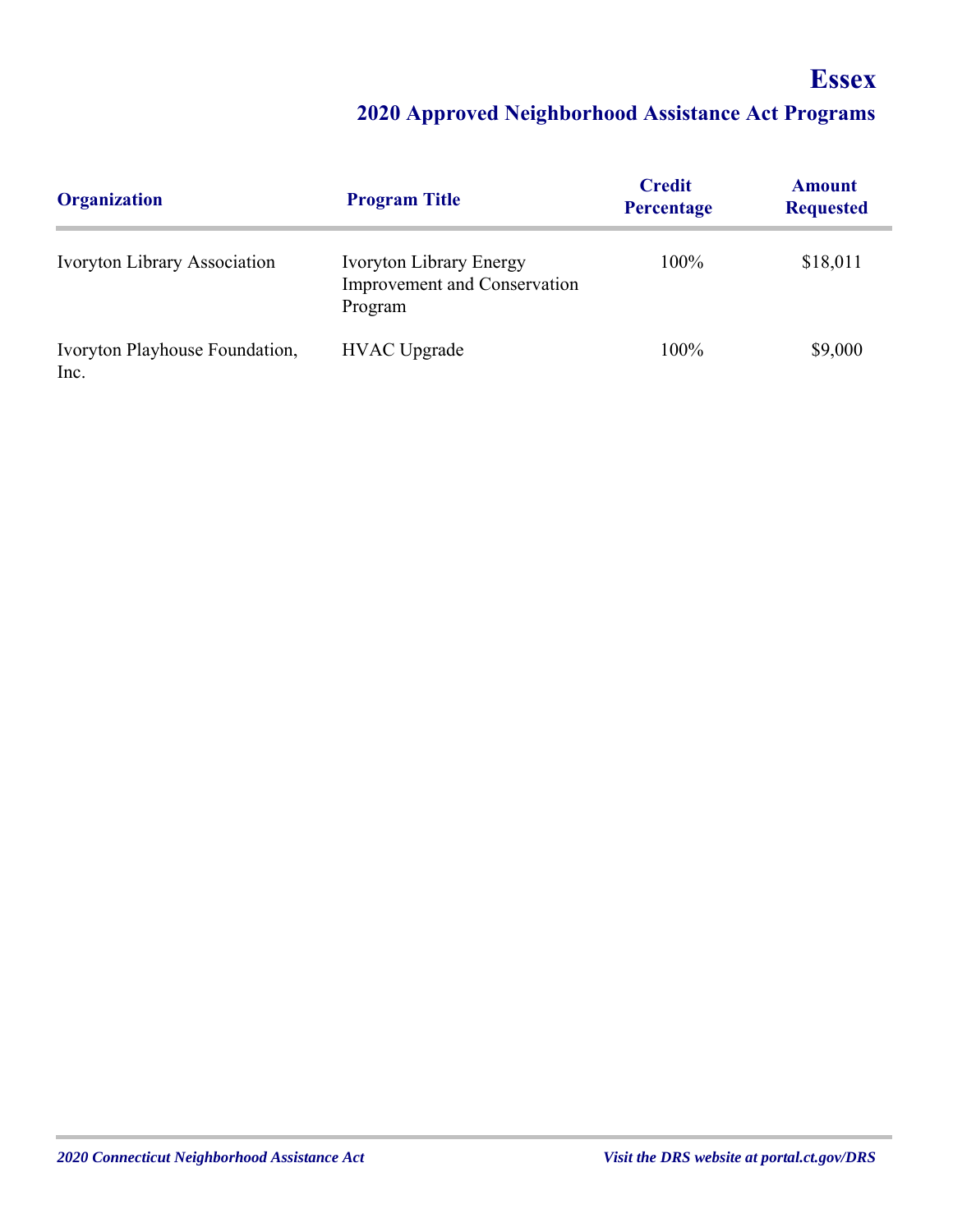# Essex

## 2020 Approved Neighborhood Assistance Act Programs

| Organization | Program Title | Credit Percentage | Amount Requested |
|---|---|---|---|
| Ivoryton Library Association | Ivoryton Library Energy Improvement and Conservation Program | 100% | $18,011 |
| Ivoryton Playhouse Foundation, Inc. | HVAC Upgrade | 100% | $9,000 |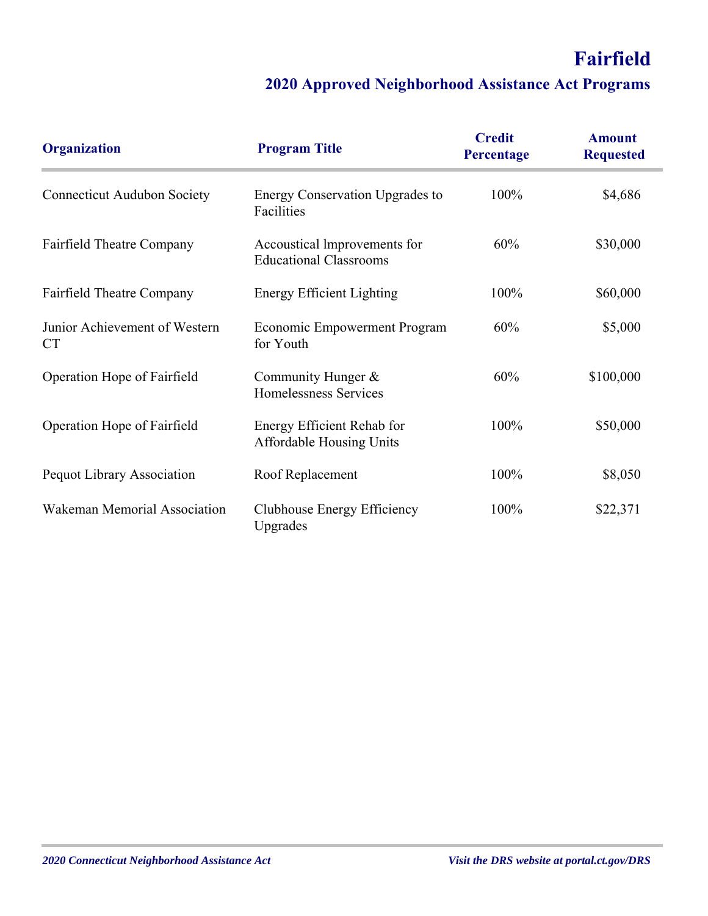# Fairfield

## 2020 Approved Neighborhood Assistance Act Programs

| Organization | Program Title | Credit Percentage | Amount Requested |
|---|---|---|---|
| Connecticut Audubon Society | Energy Conservation Upgrades to Facilities | 100% | $4,686 |
| Fairfield Theatre Company | Accoustical Improvements for Educational Classrooms | 60% | $30,000 |
| Fairfield Theatre Company | Energy Efficient Lighting | 100% | $60,000 |
| Junior Achievement of Western CT | Economic Empowerment Program for Youth | 60% | $5,000 |
| Operation Hope of Fairfield | Community Hunger & Homelessness Services | 60% | $100,000 |
| Operation Hope of Fairfield | Energy Efficient Rehab for Affordable Housing Units | 100% | $50,000 |
| Pequot Library Association | Roof Replacement | 100% | $8,050 |
| Wakeman Memorial Association | Clubhouse Energy Efficiency Upgrades | 100% | $22,371 |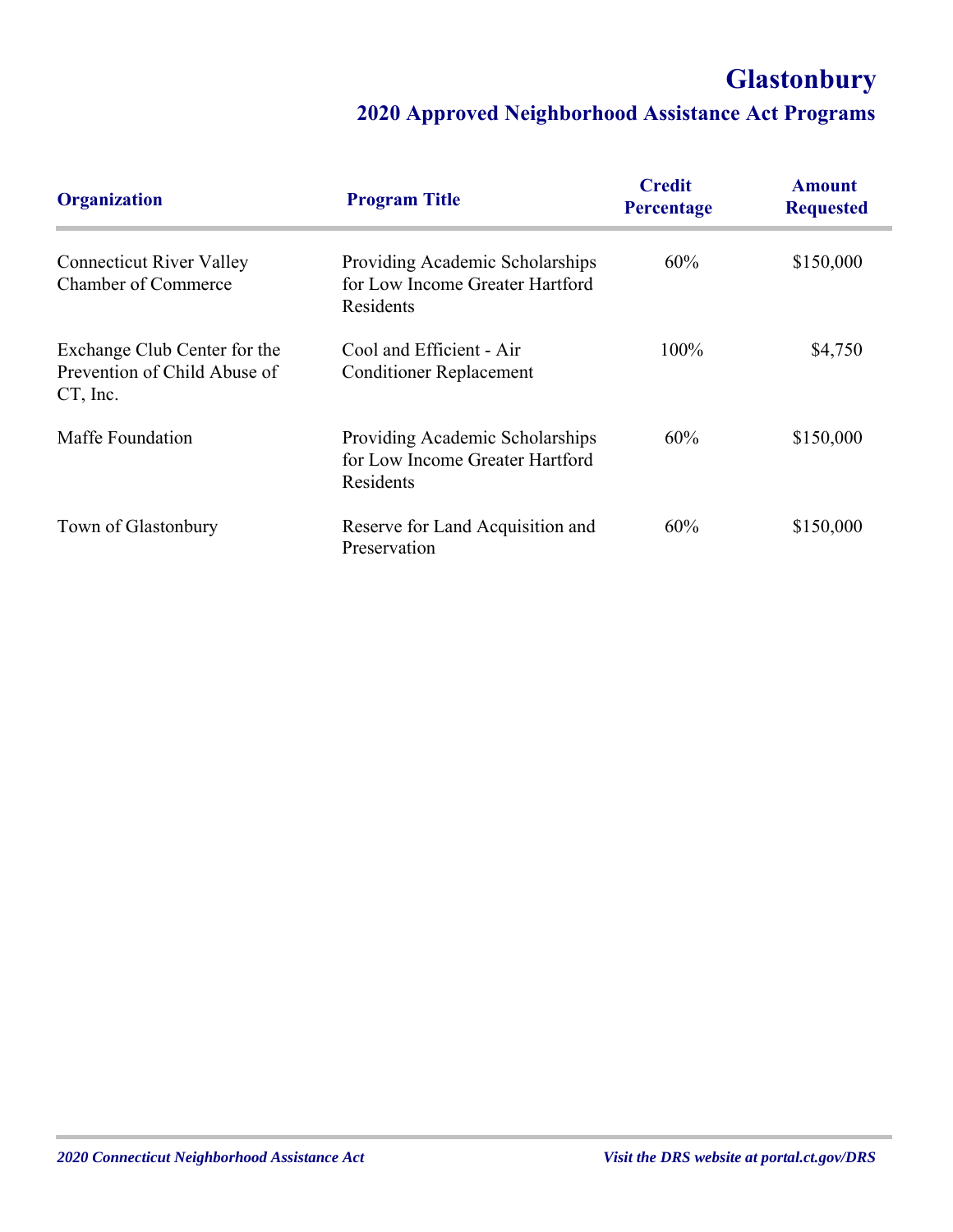# Glastonbury

## 2020 Approved Neighborhood Assistance Act Programs

| Organization | Program Title | Credit Percentage | Amount Requested |
|---|---|---|---|
| Connecticut River Valley Chamber of Commerce | Providing Academic Scholarships for Low Income Greater Hartford Residents | 60% | $150,000 |
| Exchange Club Center for the Prevention of Child Abuse of CT, Inc. | Cool and Efficient - Air Conditioner Replacement | 100% | $4,750 |
| Maffe Foundation | Providing Academic Scholarships for Low Income Greater Hartford Residents | 60% | $150,000 |
| Town of Glastonbury | Reserve for Land Acquisition and Preservation | 60% | $150,000 |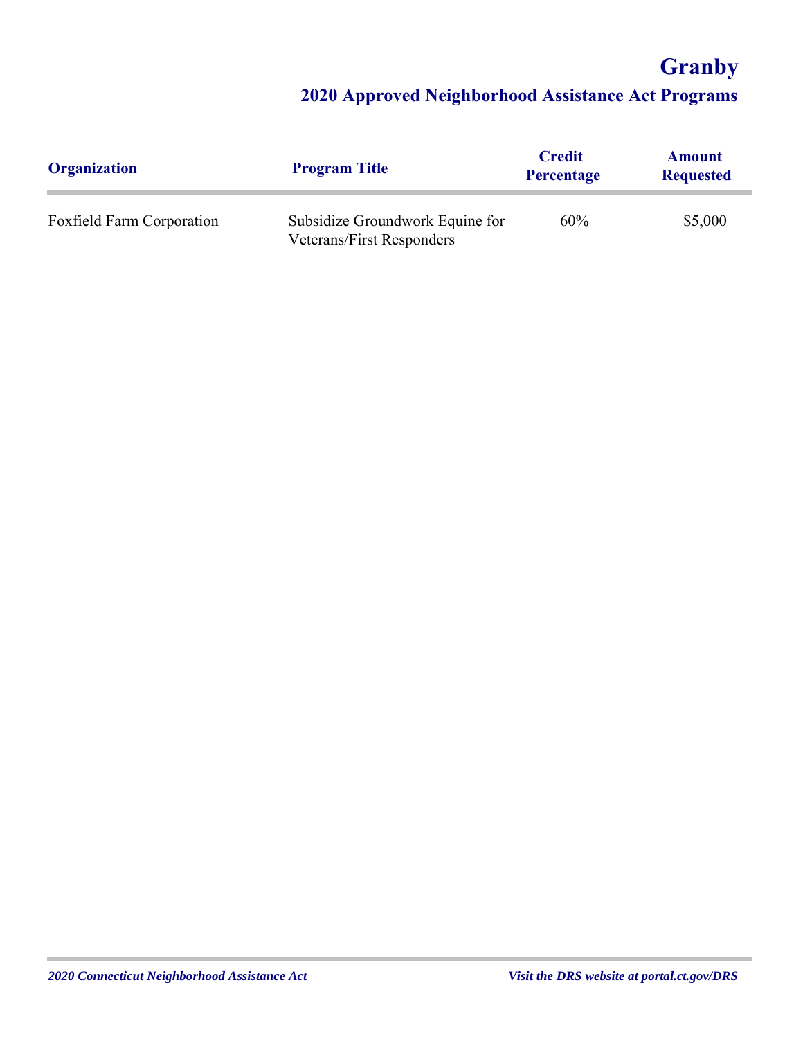# Granby

## 2020 Approved Neighborhood Assistance Act Programs

| Organization | Program Title | Credit Percentage | Amount Requested |
|---|---|---|---|
| Foxfield Farm Corporation | Subsidize Groundwork Equine for Veterans/First Responders | 60% | $5,000 |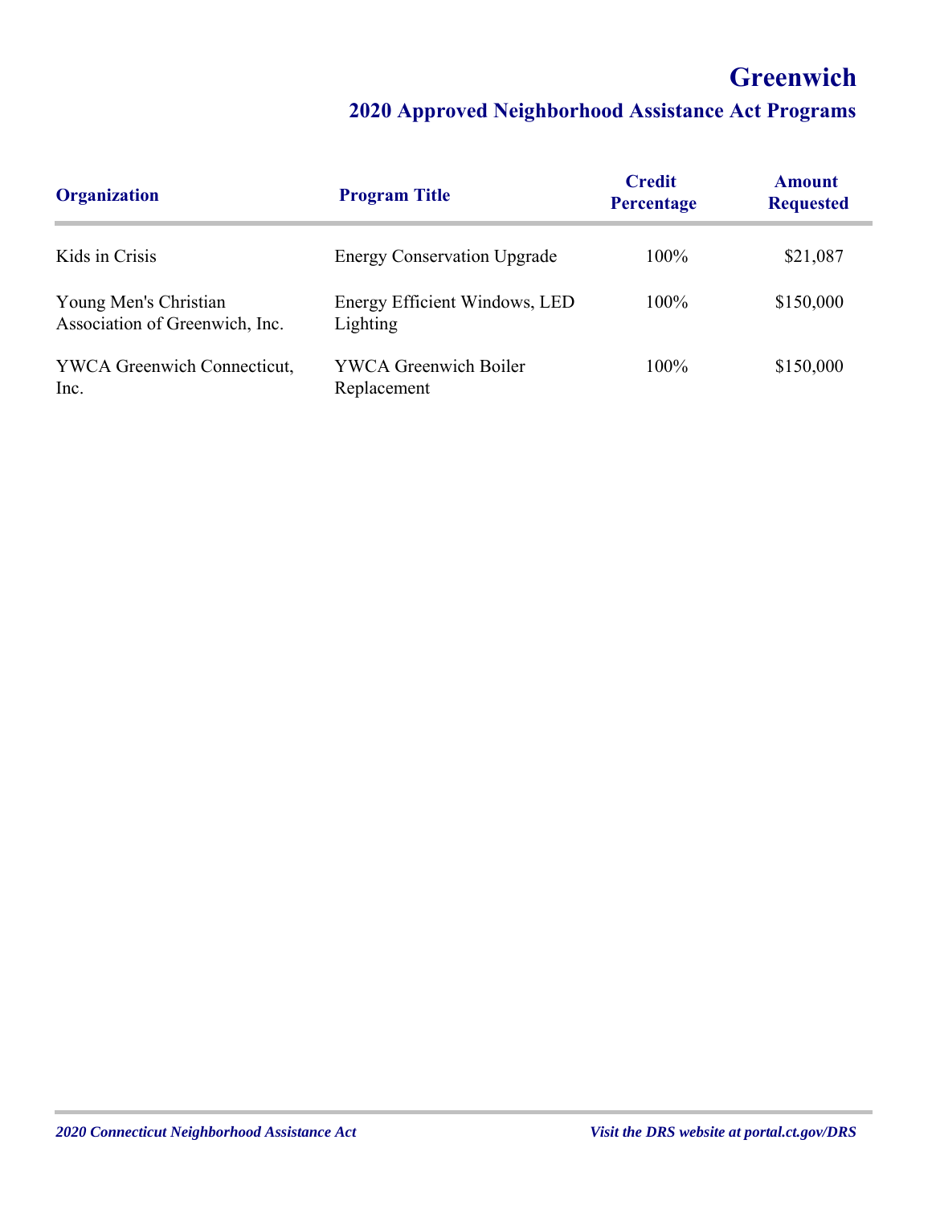# Greenwich

## 2020 Approved Neighborhood Assistance Act Programs

| Organization | Program Title | Credit Percentage | Amount Requested |
|---|---|---|---|
| Kids in Crisis | Energy Conservation Upgrade | 100% | $21,087 |
| Young Men's Christian Association of Greenwich, Inc. | Energy Efficient Windows, LED Lighting | 100% | $150,000 |
| YWCA Greenwich Connecticut, Inc. | YWCA Greenwich Boiler Replacement | 100% | $150,000 |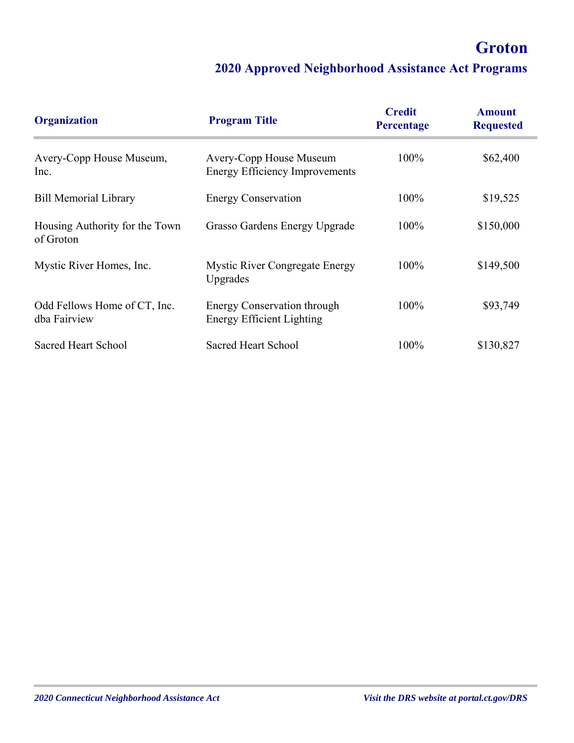# Groton

## 2020 Approved Neighborhood Assistance Act Programs

| Organization | Program Title | Credit Percentage | Amount Requested |
|---|---|---|---|
| Avery-Copp House Museum, Inc. | Avery-Copp House Museum Energy Efficiency Improvements | 100% | $62,400 |
| Bill Memorial Library | Energy Conservation | 100% | $19,525 |
| Housing Authority for the Town of Groton | Grasso Gardens Energy Upgrade | 100% | $150,000 |
| Mystic River Homes, Inc. | Mystic River Congregate Energy Upgrades | 100% | $149,500 |
| Odd Fellows Home of CT, Inc. dba Fairview | Energy Conservation through Energy Efficient Lighting | 100% | $93,749 |
| Sacred Heart School | Sacred Heart School | 100% | $130,827 |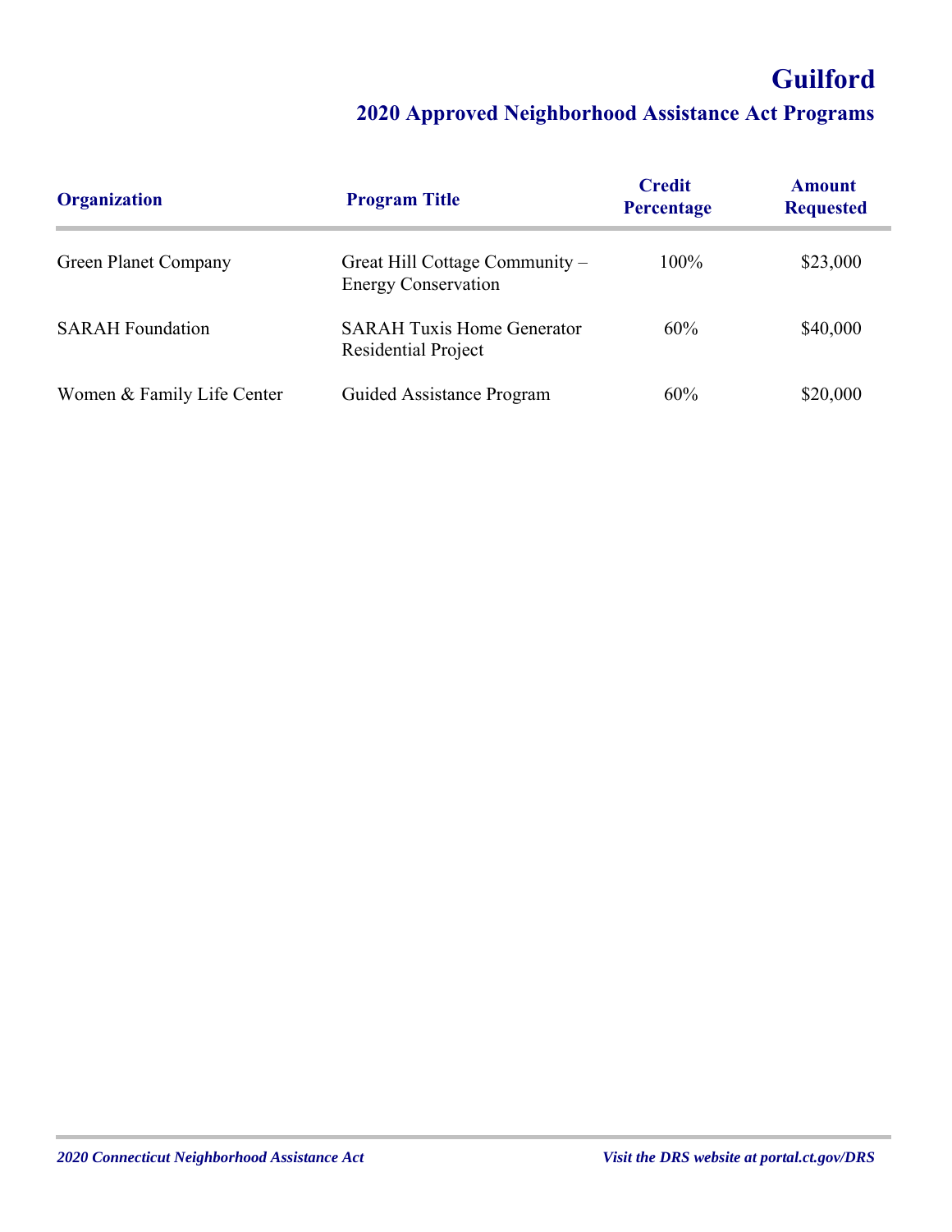# Guilford

## 2020 Approved Neighborhood Assistance Act Programs

| Organization | Program Title | Credit Percentage | Amount Requested |
|---|---|---|---|
| Green Planet Company | Great Hill Cottage Community – Energy Conservation | 100% | $23,000 |
| SARAH Foundation | SARAH Tuxis Home Generator Residential Project | 60% | $40,000 |
| Women & Family Life Center | Guided Assistance Program | 60% | $20,000 |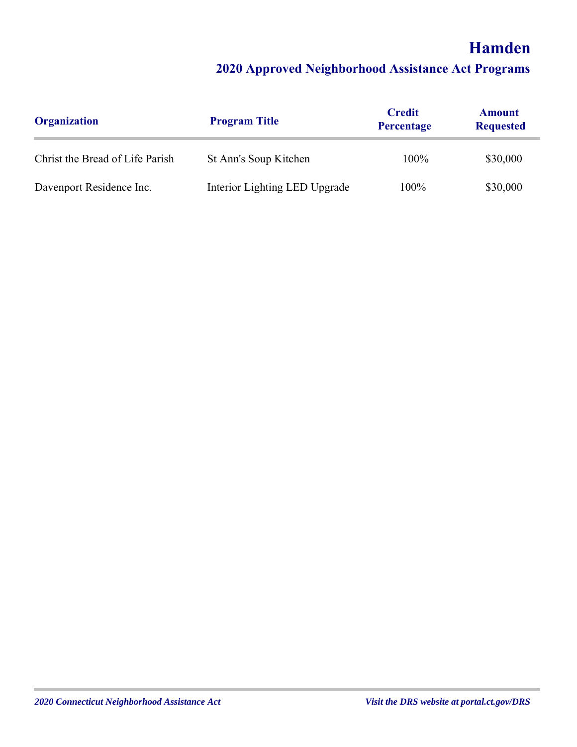# Hamden

## 2020 Approved Neighborhood Assistance Act Programs

| Organization | Program Title | Credit Percentage | Amount Requested |
| --- | --- | --- | --- |
| Christ the Bread of Life Parish | St Ann's Soup Kitchen | 100% | $30,000 |
| Davenport Residence Inc. | Interior Lighting LED Upgrade | 100% | $30,000 |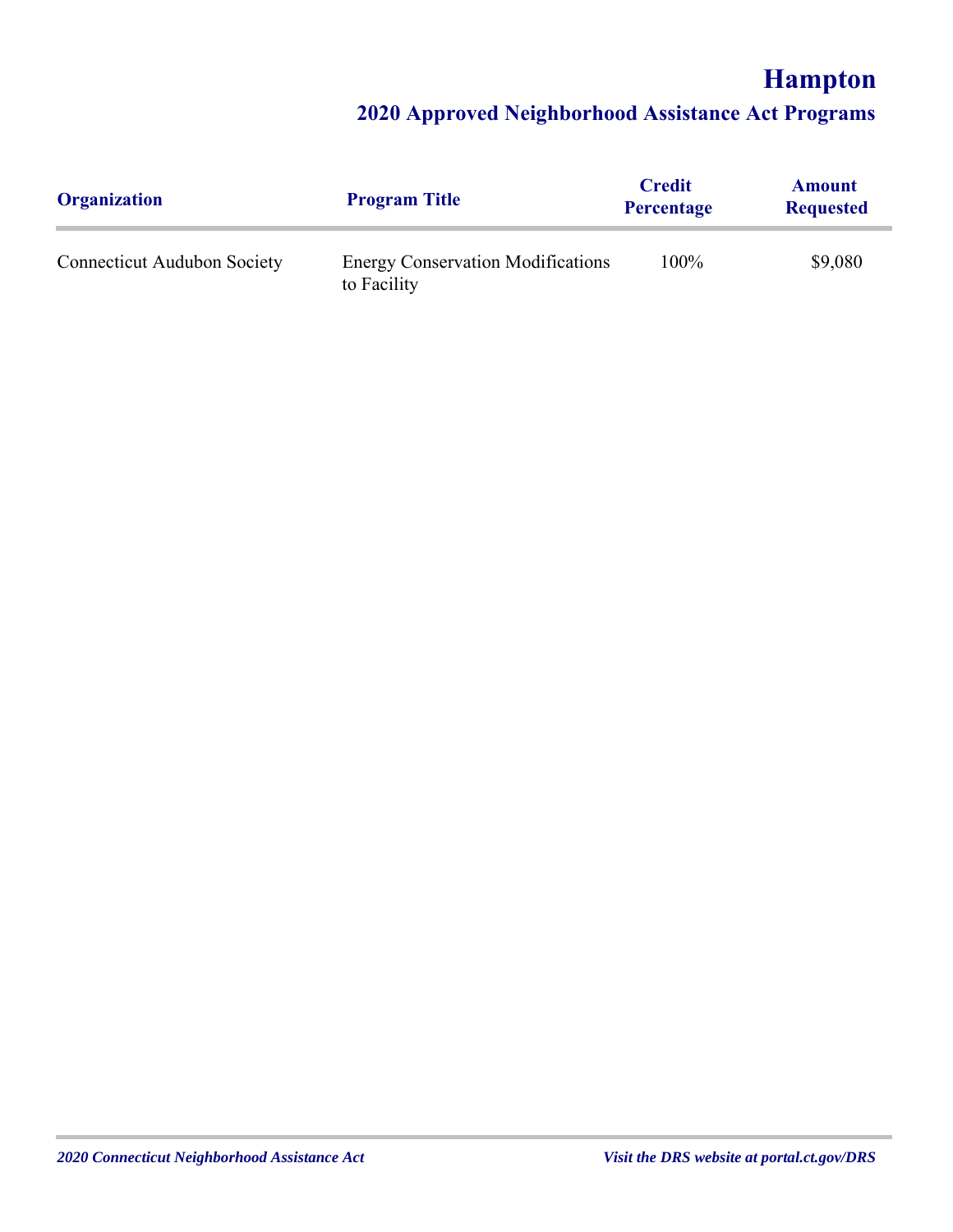# Hampton

## 2020 Approved Neighborhood Assistance Act Programs

| Organization | Program Title | Credit Percentage | Amount Requested |
| --- | --- | --- | --- |
| Connecticut Audubon Society | Energy Conservation Modifications to Facility | 100% | $9,080 |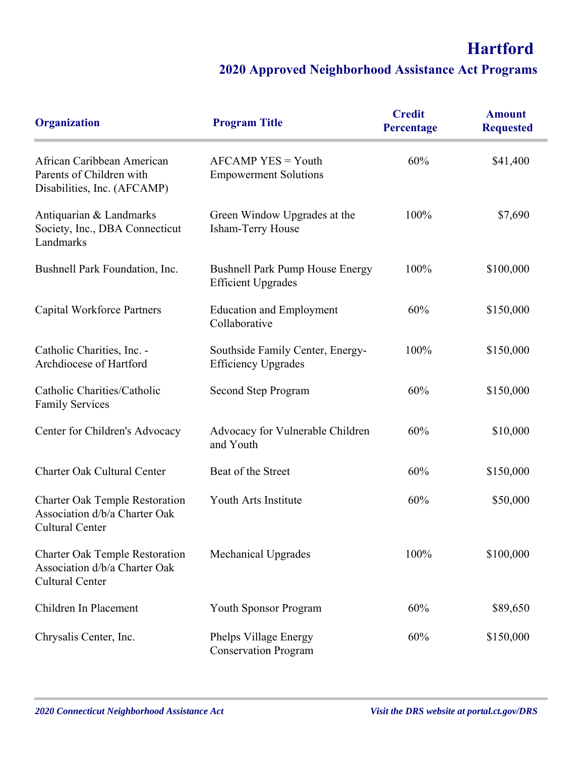# Hartford

## 2020 Approved Neighborhood Assistance Act Programs

| Organization | Program Title | Credit Percentage | Amount Requested |
|---|---|---|---|
| African Caribbean American Parents of Children with Disabilities, Inc. (AFCAMP) | AFCAMP YES = Youth Empowerment Solutions | 60% | $41,400 |
| Antiquarian & Landmarks Society, Inc., DBA Connecticut Landmarks | Green Window Upgrades at the Isham-Terry House | 100% | $7,690 |
| Bushnell Park Foundation, Inc. | Bushnell Park Pump House Energy Efficient Upgrades | 100% | $100,000 |
| Capital Workforce Partners | Education and Employment Collaborative | 60% | $150,000 |
| Catholic Charities, Inc. - Archdiocese of Hartford | Southside Family Center, Energy-Efficiency Upgrades | 100% | $150,000 |
| Catholic Charities/Catholic Family Services | Second Step Program | 60% | $150,000 |
| Center for Children's Advocacy | Advocacy for Vulnerable Children and Youth | 60% | $10,000 |
| Charter Oak Cultural Center | Beat of the Street | 60% | $150,000 |
| Charter Oak Temple Restoration Association d/b/a Charter Oak Cultural Center | Youth Arts Institute | 60% | $50,000 |
| Charter Oak Temple Restoration Association d/b/a Charter Oak Cultural Center | Mechanical Upgrades | 100% | $100,000 |
| Children In Placement | Youth Sponsor Program | 60% | $89,650 |
| Chrysalis Center, Inc. | Phelps Village Energy Conservation Program | 60% | $150,000 |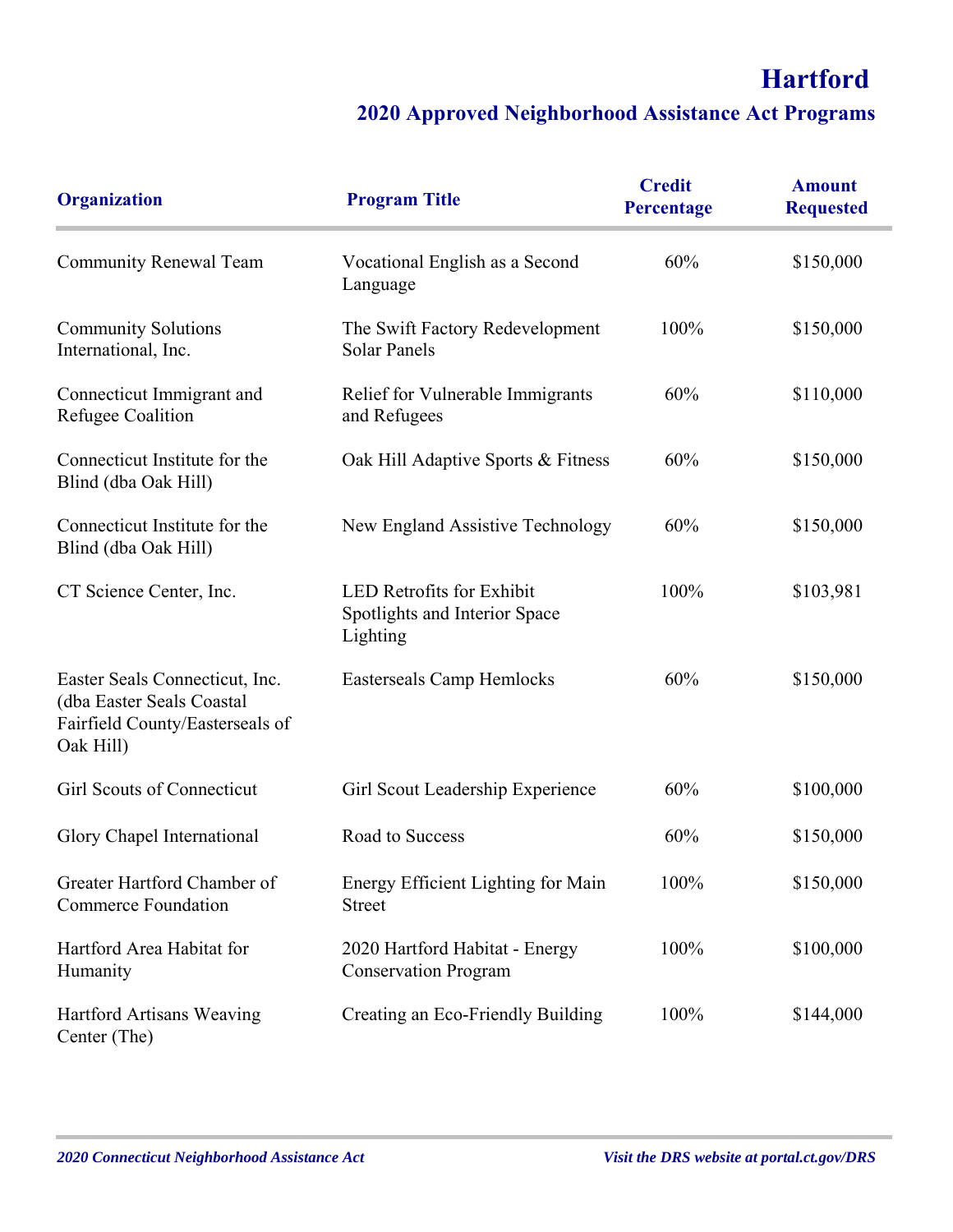# Hartford

## 2020 Approved Neighborhood Assistance Act Programs

| Organization | Program Title | Credit Percentage | Amount Requested |
|---|---|---|---|
| Community Renewal Team | Vocational English as a Second Language | 60% | $150,000 |
| Community Solutions International, Inc. | The Swift Factory Redevelopment Solar Panels | 100% | $150,000 |
| Connecticut Immigrant and Refugee Coalition | Relief for Vulnerable Immigrants and Refugees | 60% | $110,000 |
| Connecticut Institute for the Blind (dba Oak Hill) | Oak Hill Adaptive Sports & Fitness | 60% | $150,000 |
| Connecticut Institute for the Blind (dba Oak Hill) | New England Assistive Technology | 60% | $150,000 |
| CT Science Center, Inc. | LED Retrofits for Exhibit Spotlights and Interior Space Lighting | 100% | $103,981 |
| Easter Seals Connecticut, Inc. (dba Easter Seals Coastal Fairfield County/Easterseals of Oak Hill) | Easterseals Camp Hemlocks | 60% | $150,000 |
| Girl Scouts of Connecticut | Girl Scout Leadership Experience | 60% | $100,000 |
| Glory Chapel International | Road to Success | 60% | $150,000 |
| Greater Hartford Chamber of Commerce Foundation | Energy Efficient Lighting for Main Street | 100% | $150,000 |
| Hartford Area Habitat for Humanity | 2020 Hartford Habitat - Energy Conservation Program | 100% | $100,000 |
| Hartford Artisans Weaving Center (The) | Creating an Eco-Friendly Building | 100% | $144,000 |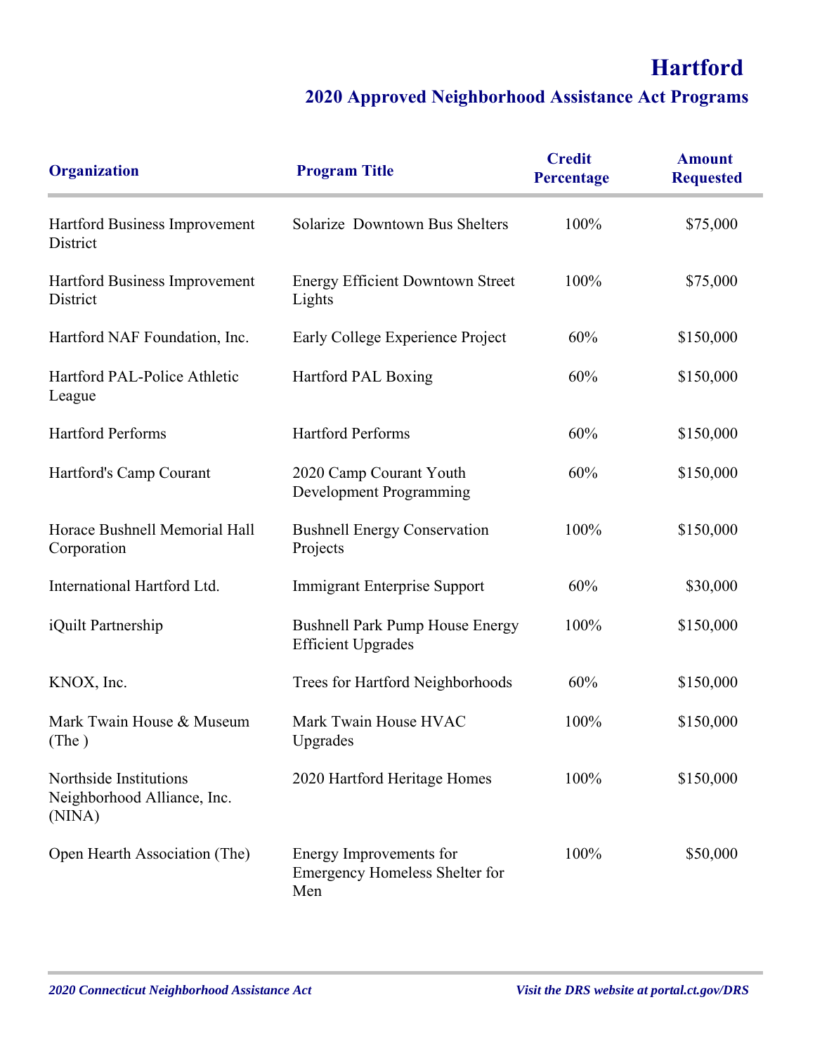# Hartford

## 2020 Approved Neighborhood Assistance Act Programs

| Organization | Program Title | Credit Percentage | Amount Requested |
|---|---|---|---|
| Hartford Business Improvement District | Solarize Downtown Bus Shelters | 100% | $75,000 |
| Hartford Business Improvement District | Energy Efficient Downtown Street Lights | 100% | $75,000 |
| Hartford NAF Foundation, Inc. | Early College Experience Project | 60% | $150,000 |
| Hartford PAL-Police Athletic League | Hartford PAL Boxing | 60% | $150,000 |
| Hartford Performs | Hartford Performs | 60% | $150,000 |
| Hartford's Camp Courant | 2020 Camp Courant Youth Development Programming | 60% | $150,000 |
| Horace Bushnell Memorial Hall Corporation | Bushnell Energy Conservation Projects | 100% | $150,000 |
| International Hartford Ltd. | Immigrant Enterprise Support | 60% | $30,000 |
| iQuilt Partnership | Bushnell Park Pump House Energy Efficient Upgrades | 100% | $150,000 |
| KNOX, Inc. | Trees for Hartford Neighborhoods | 60% | $150,000 |
| Mark Twain House & Museum (The ) | Mark Twain House HVAC Upgrades | 100% | $150,000 |
| Northside Institutions Neighborhood Alliance, Inc. (NINA) | 2020 Hartford Heritage Homes | 100% | $150,000 |
| Open Hearth Association (The) | Energy Improvements for Emergency Homeless Shelter for Men | 100% | $50,000 |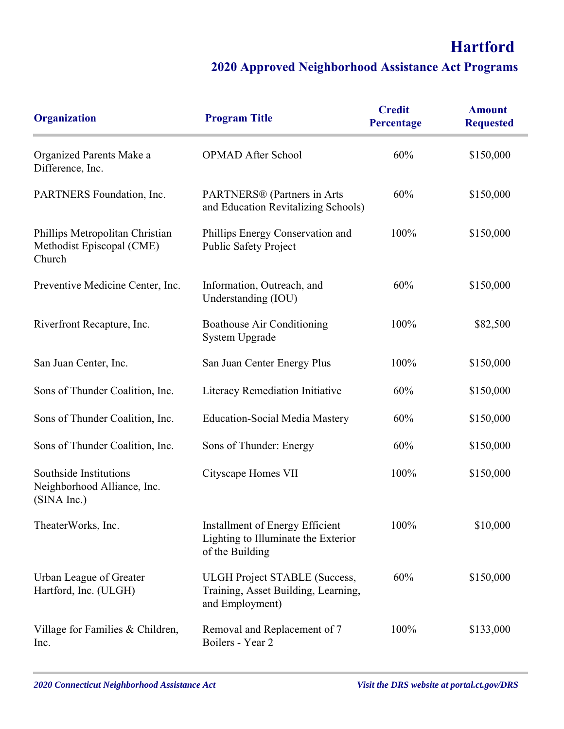# Hartford

## 2020 Approved Neighborhood Assistance Act Programs

| Organization | Program Title | Credit Percentage | Amount Requested |
|---|---|---|---|
| Organized Parents Make a Difference, Inc. | OPMAD After School | 60% | $150,000 |
| PARTNERS Foundation, Inc. | PARTNERS® (Partners in Arts and Education Revitalizing Schools) | 60% | $150,000 |
| Phillips Metropolitan Christian Methodist Episcopal (CME) Church | Phillips Energy Conservation and Public Safety Project | 100% | $150,000 |
| Preventive Medicine Center, Inc. | Information, Outreach, and Understanding (IOU) | 60% | $150,000 |
| Riverfront Recapture, Inc. | Boathouse Air Conditioning System Upgrade | 100% | $82,500 |
| San Juan Center, Inc. | San Juan Center Energy Plus | 100% | $150,000 |
| Sons of Thunder Coalition, Inc. | Literacy Remediation Initiative | 60% | $150,000 |
| Sons of Thunder Coalition, Inc. | Education-Social Media Mastery | 60% | $150,000 |
| Sons of Thunder Coalition, Inc. | Sons of Thunder: Energy | 60% | $150,000 |
| Southside Institutions Neighborhood Alliance, Inc. (SINA Inc.) | Cityscape Homes VII | 100% | $150,000 |
| TheaterWorks, Inc. | Installment of Energy Efficient Lighting to Illuminate the Exterior of the Building | 100% | $10,000 |
| Urban League of Greater Hartford, Inc. (ULGH) | ULGH Project STABLE (Success, Training, Asset Building, Learning, and Employment) | 60% | $150,000 |
| Village for Families & Children, Inc. | Removal and Replacement of 7 Boilers - Year 2 | 100% | $133,000 |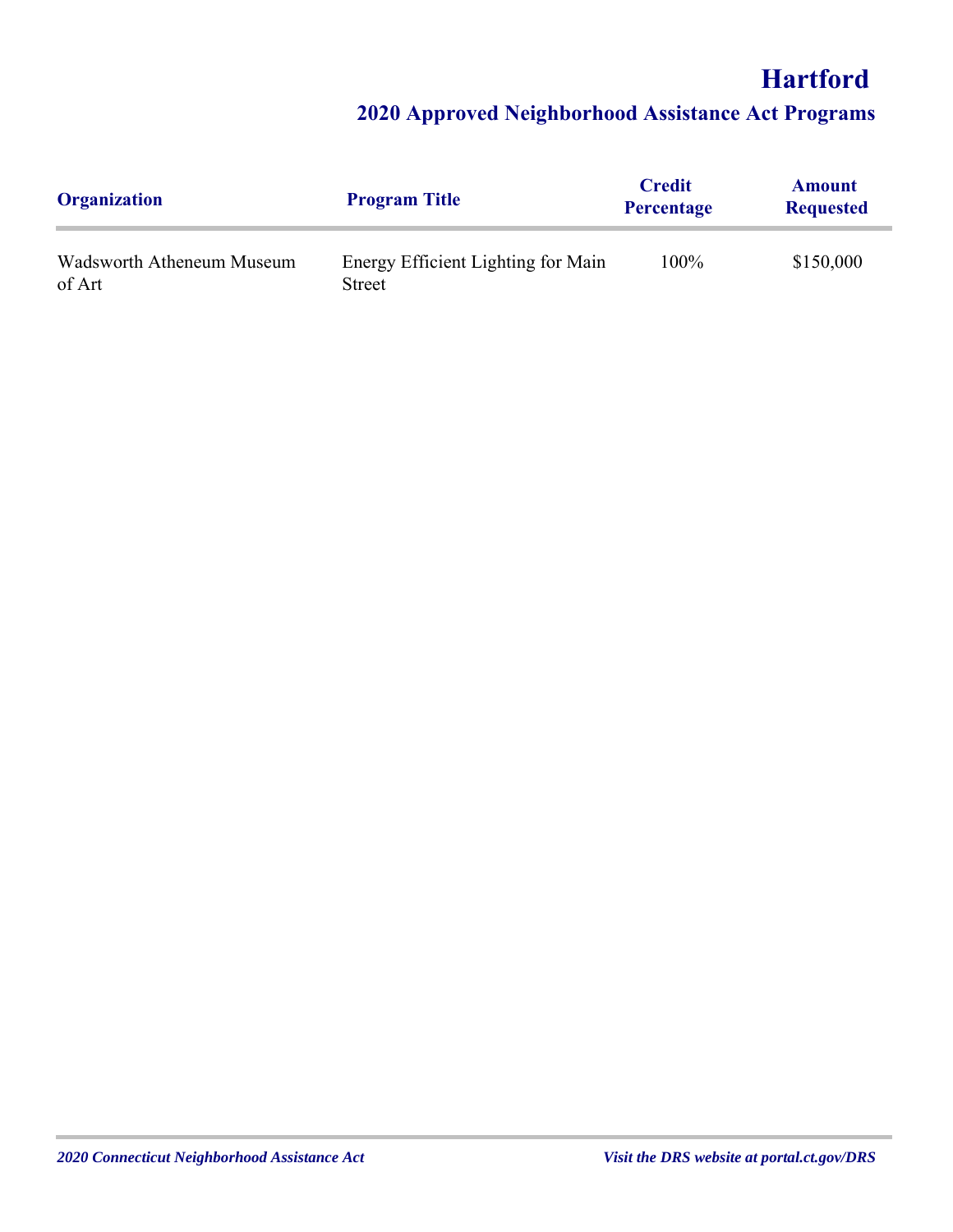# Hartford

## 2020 Approved Neighborhood Assistance Act Programs

| Organization | Program Title | Credit Percentage | Amount Requested |
|---|---|---|---|
| Wadsworth Atheneum Museum of Art | Energy Efficient Lighting for Main Street | 100% | $150,000 |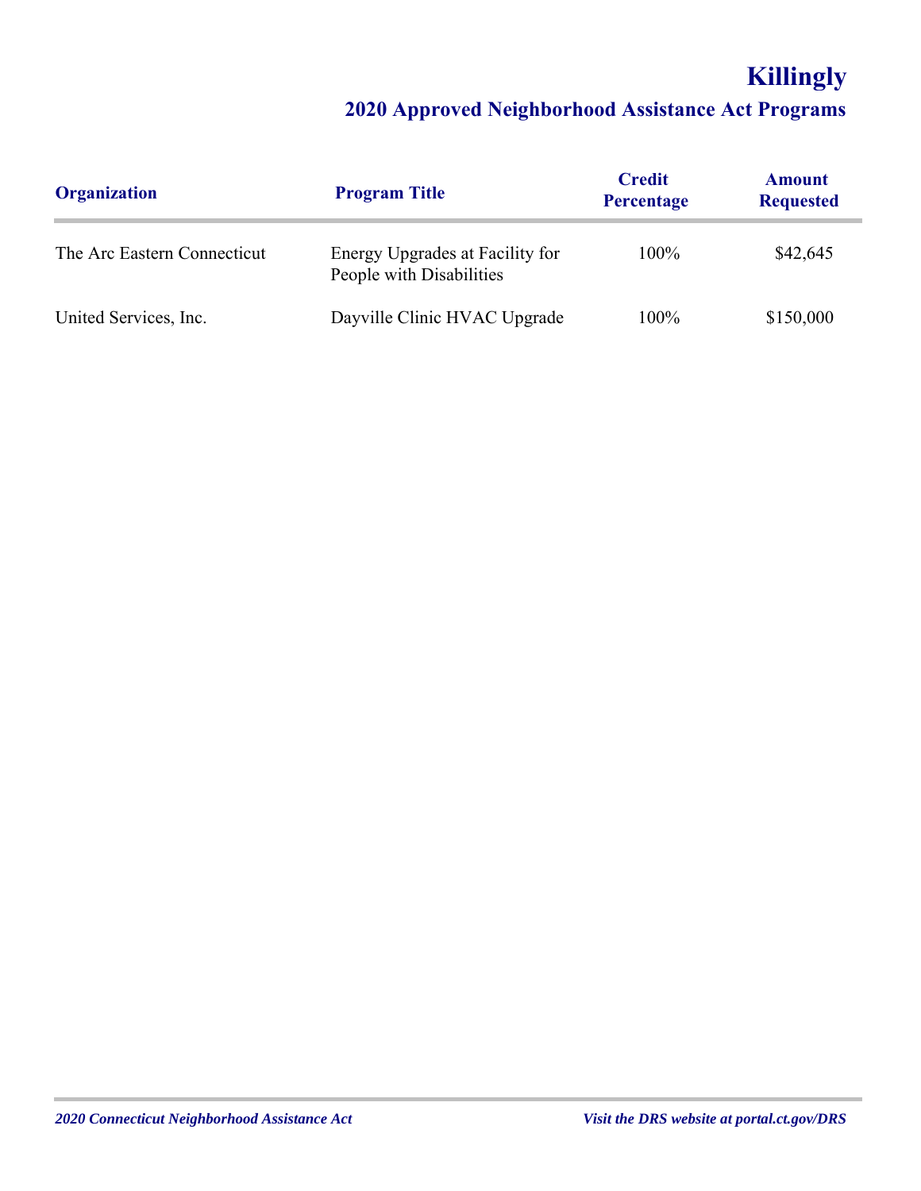# Killingly

## 2020 Approved Neighborhood Assistance Act Programs

| Organization | Program Title | Credit Percentage | Amount Requested |
|---|---|---|---|
| The Arc Eastern Connecticut | Energy Upgrades at Facility for People with Disabilities | 100% | $42,645 |
| United Services, Inc. | Dayville Clinic HVAC Upgrade | 100% | $150,000 |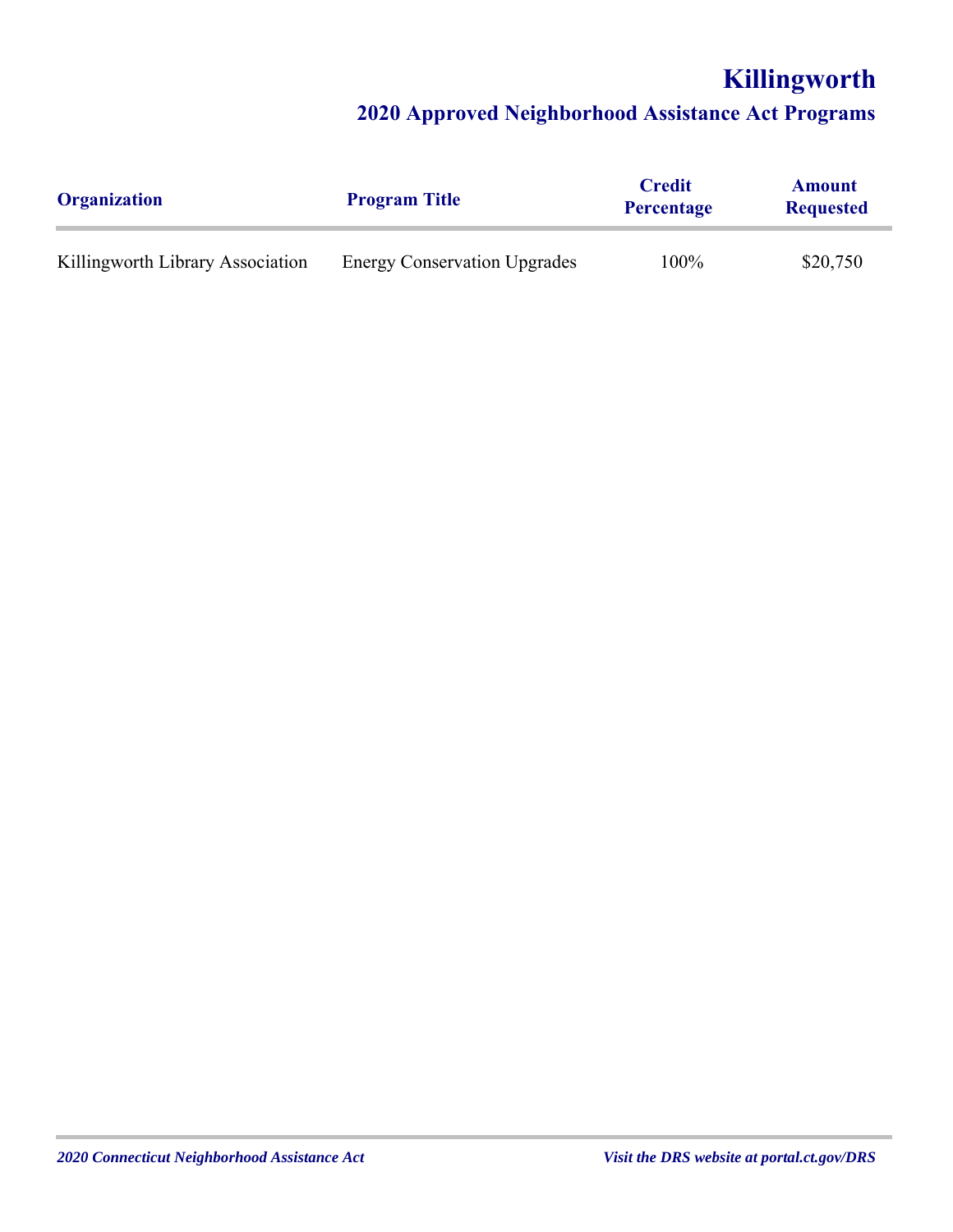# Killingworth

## 2020 Approved Neighborhood Assistance Act Programs

| Organization | Program Title | Credit Percentage | Amount Requested |
|---|---|---|---|
| Killingworth Library Association | Energy Conservation Upgrades | 100% | $20,750 |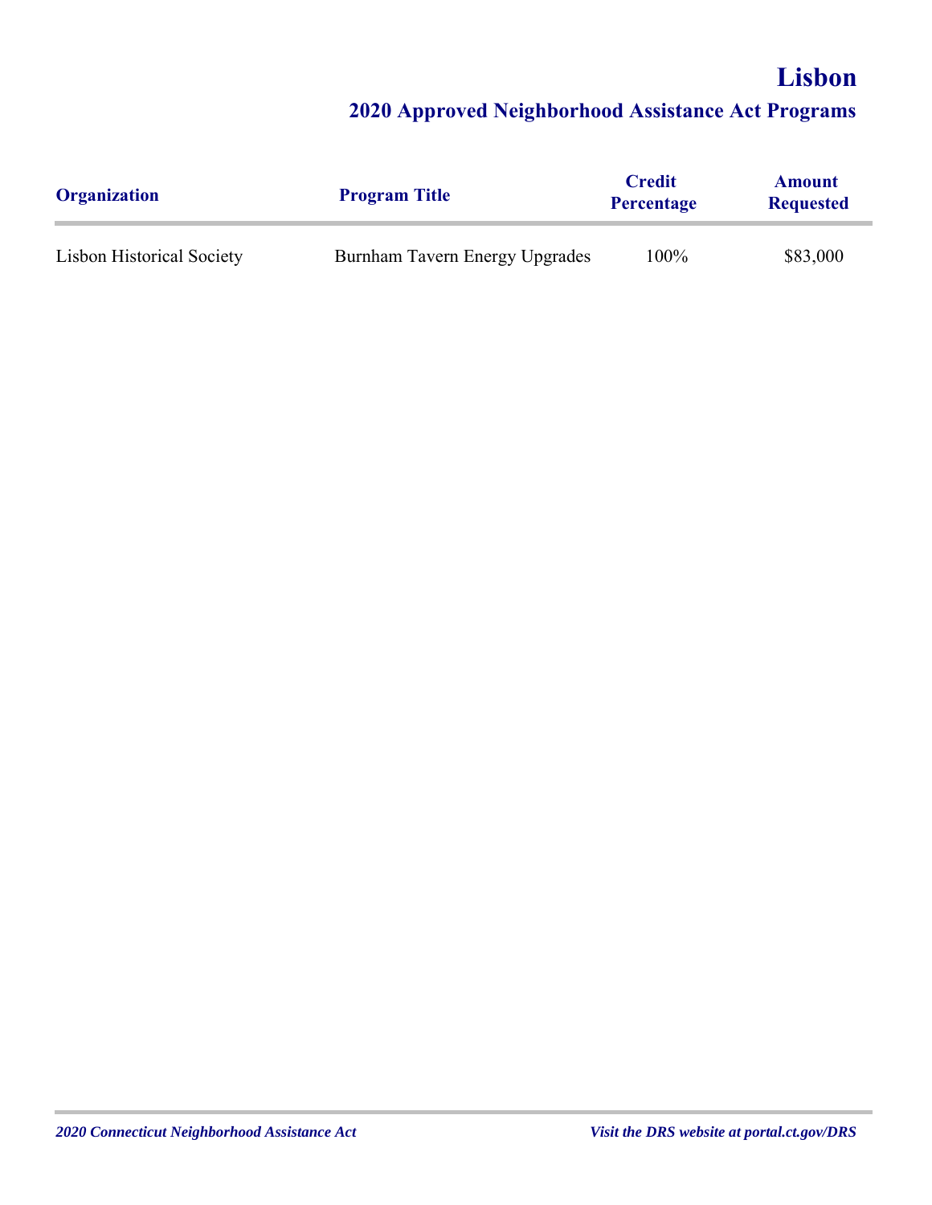# Lisbon

## 2020 Approved Neighborhood Assistance Act Programs

| Organization | Program Title | Credit Percentage | Amount Requested |
|---|---|---|---|
| Lisbon Historical Society | Burnham Tavern Energy Upgrades | 100% | $83,000 |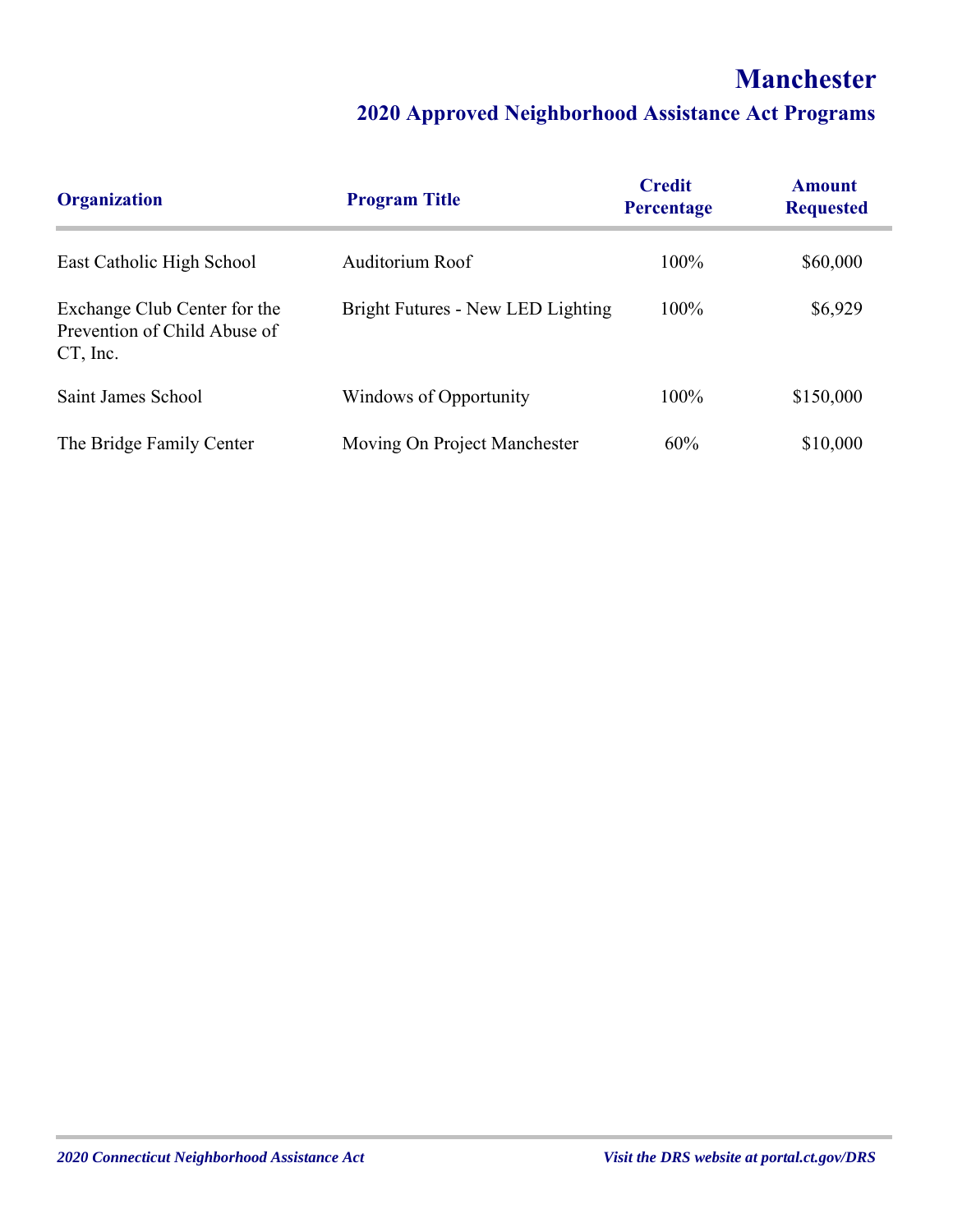# Manchester

## 2020 Approved Neighborhood Assistance Act Programs

| Organization | Program Title | Credit Percentage | Amount Requested |
|---|---|---|---|
| East Catholic High School | Auditorium Roof | 100% | $60,000 |
| Exchange Club Center for the Prevention of Child Abuse of CT, Inc. | Bright Futures - New LED Lighting | 100% | $6,929 |
| Saint James School | Windows of Opportunity | 100% | $150,000 |
| The Bridge Family Center | Moving On Project Manchester | 60% | $10,000 |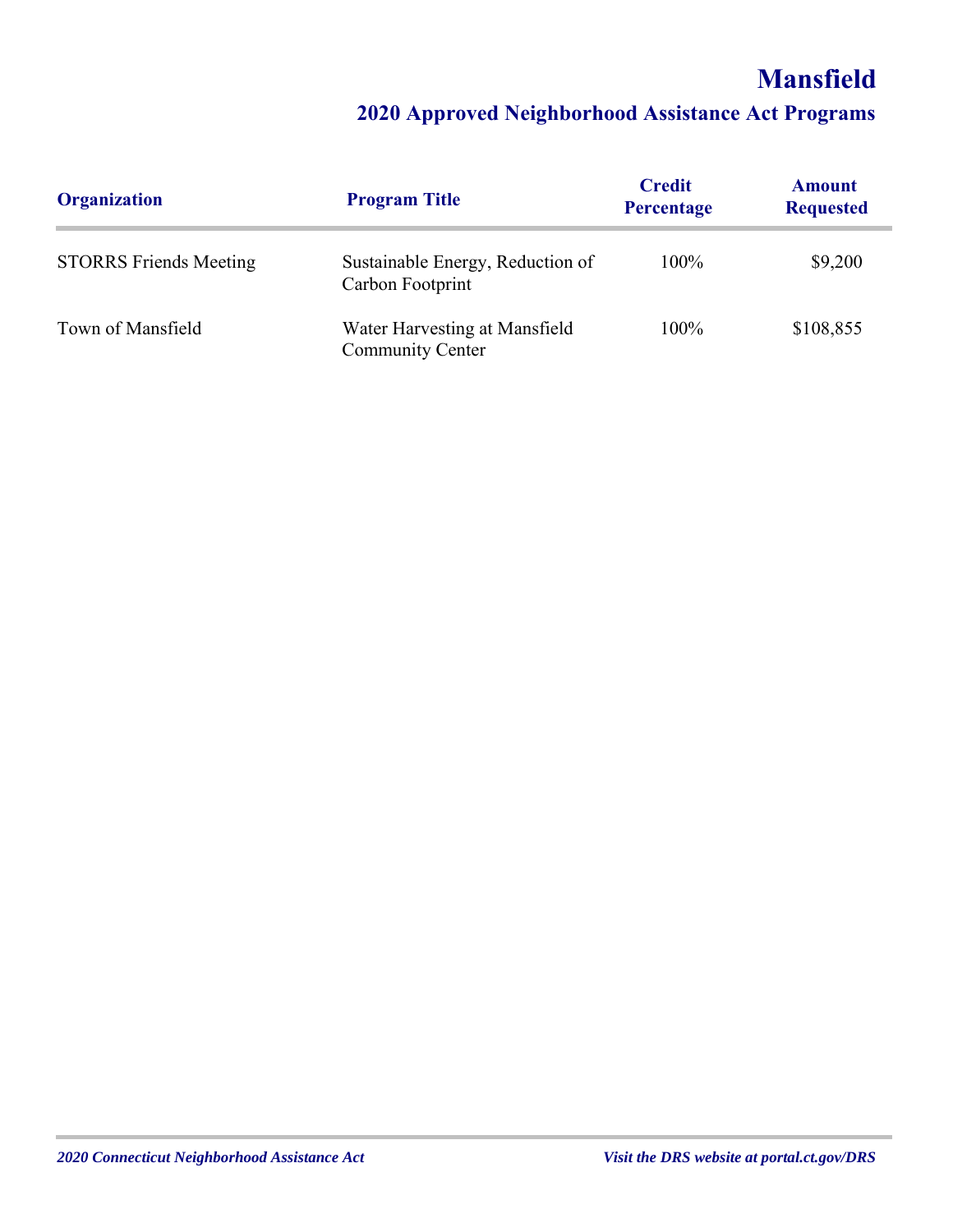# Mansfield

## 2020 Approved Neighborhood Assistance Act Programs

| Organization | Program Title | Credit Percentage | Amount Requested |
|---|---|---|---|
| STORRS Friends Meeting | Sustainable Energy, Reduction of Carbon Footprint | 100% | $9,200 |
| Town of Mansfield | Water Harvesting at Mansfield Community Center | 100% | $108,855 |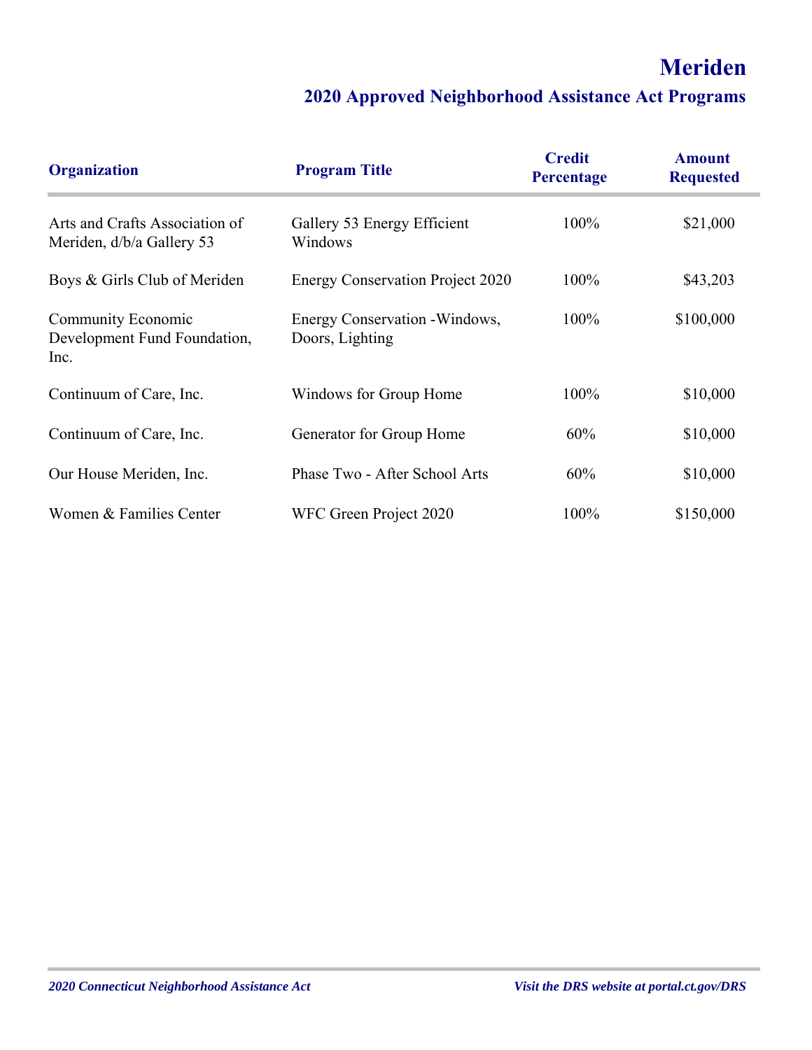# Meriden

## 2020 Approved Neighborhood Assistance Act Programs

| Organization | Program Title | Credit Percentage | Amount Requested |
|---|---|---|---|
| Arts and Crafts Association of Meriden, d/b/a Gallery 53 | Gallery 53 Energy Efficient Windows | 100% | $21,000 |
| Boys & Girls Club of Meriden | Energy Conservation Project 2020 | 100% | $43,203 |
| Community Economic Development Fund Foundation, Inc. | Energy Conservation -Windows, Doors, Lighting | 100% | $100,000 |
| Continuum of Care, Inc. | Windows for Group Home | 100% | $10,000 |
| Continuum of Care, Inc. | Generator for Group Home | 60% | $10,000 |
| Our House Meriden, Inc. | Phase Two - After School Arts | 60% | $10,000 |
| Women & Families Center | WFC Green Project 2020 | 100% | $150,000 |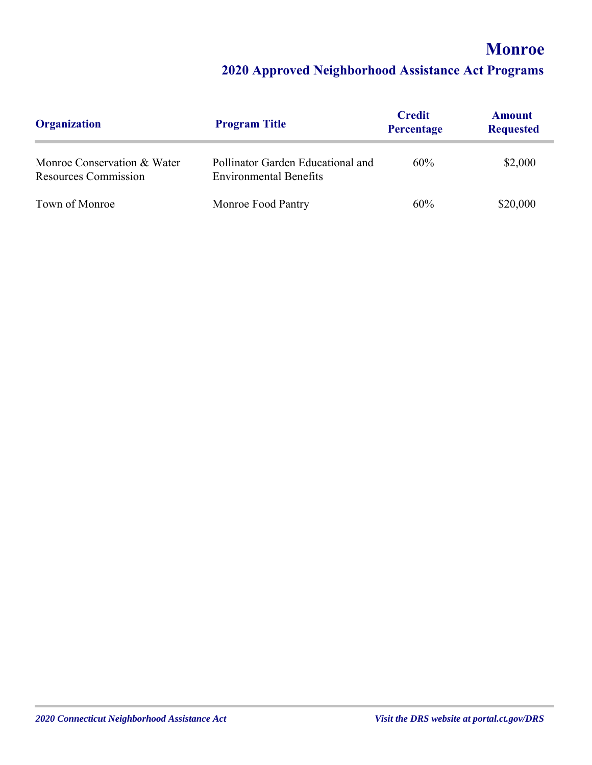# Monroe

## 2020 Approved Neighborhood Assistance Act Programs

| Organization | Program Title | Credit Percentage | Amount Requested |
|---|---|---|---|
| Monroe Conservation & Water Resources Commission | Pollinator Garden Educational and Environmental Benefits | 60% | $2,000 |
| Town of Monroe | Monroe Food Pantry | 60% | $20,000 |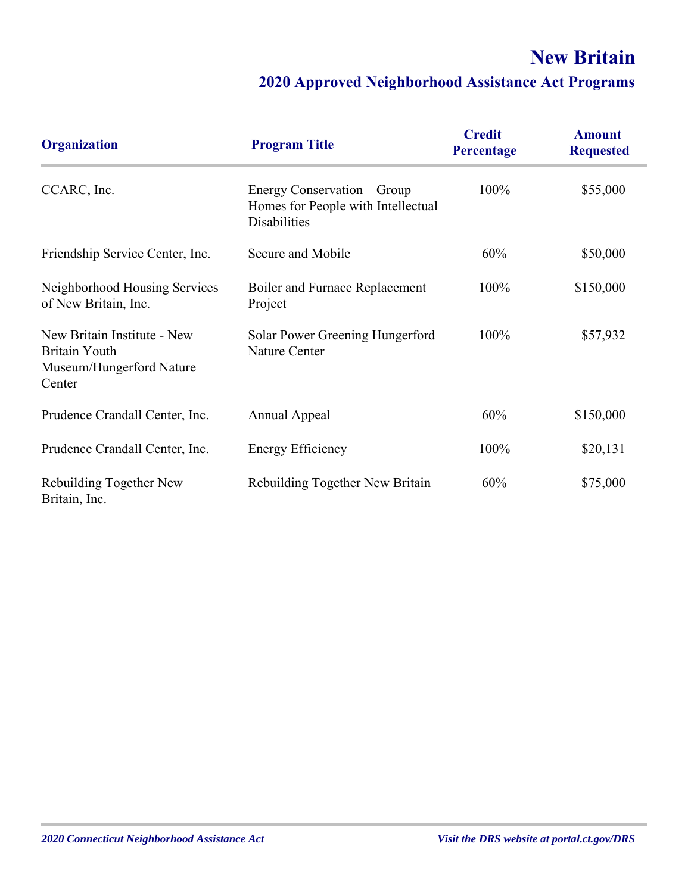# New Britain

## 2020 Approved Neighborhood Assistance Act Programs

| Organization | Program Title | Credit Percentage | Amount Requested |
|---|---|---|---|
| CCARC, Inc. | Energy Conservation – Group Homes for People with Intellectual Disabilities | 100% | $55,000 |
| Friendship Service Center, Inc. | Secure and Mobile | 60% | $50,000 |
| Neighborhood Housing Services of New Britain, Inc. | Boiler and Furnace Replacement Project | 100% | $150,000 |
| New Britain Institute - New Britain Youth Museum/Hungerford Nature Center | Solar Power Greening Hungerford Nature Center | 100% | $57,932 |
| Prudence Crandall Center, Inc. | Annual Appeal | 60% | $150,000 |
| Prudence Crandall Center, Inc. | Energy Efficiency | 100% | $20,131 |
| Rebuilding Together New Britain, Inc. | Rebuilding Together New Britain | 60% | $75,000 |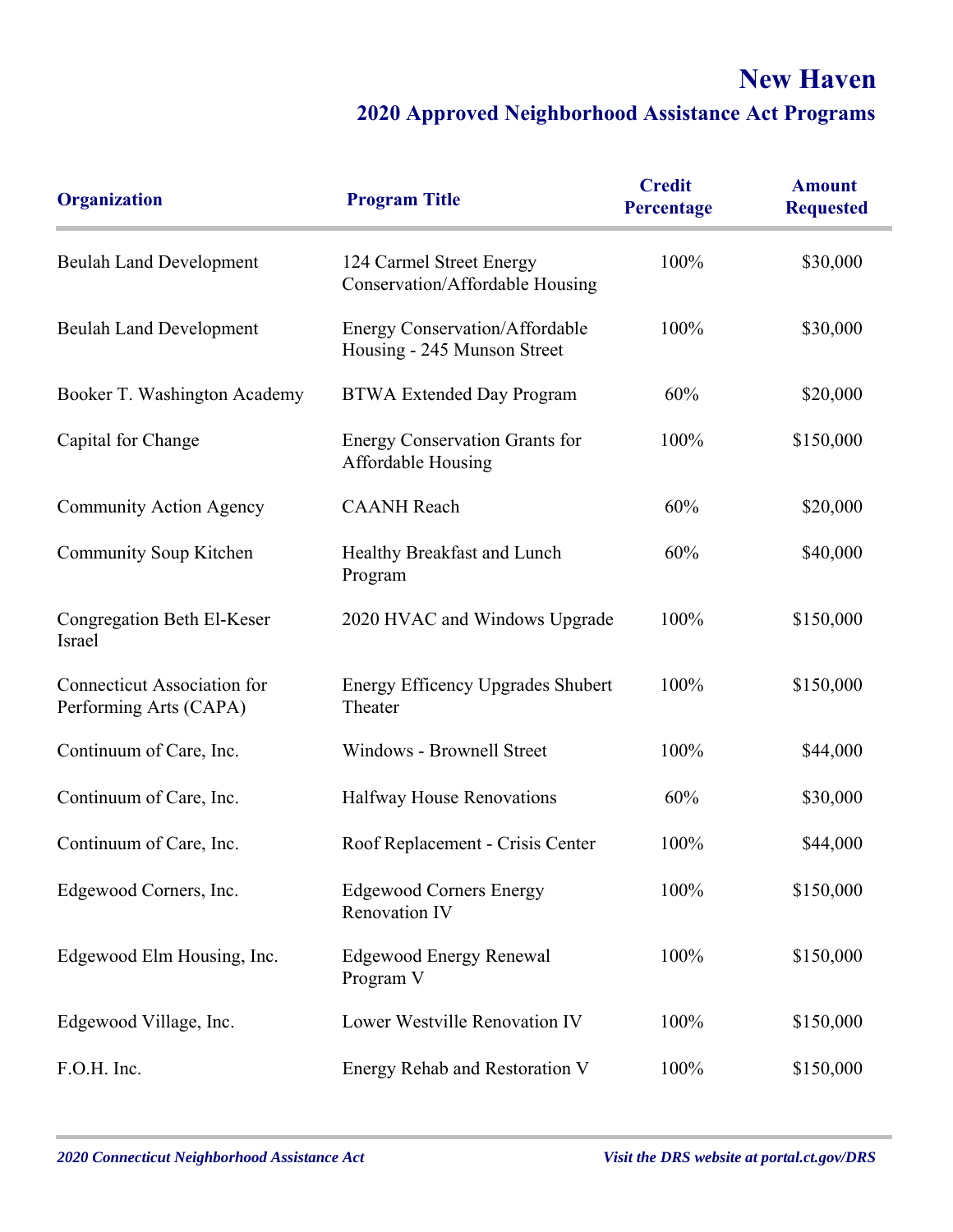# New Haven

## 2020 Approved Neighborhood Assistance Act Programs

| Organization | Program Title | Credit Percentage | Amount Requested |
|---|---|---|---|
| Beulah Land Development | 124 Carmel Street Energy Conservation/Affordable Housing | 100% | $30,000 |
| Beulah Land Development | Energy Conservation/Affordable Housing - 245 Munson Street | 100% | $30,000 |
| Booker T. Washington Academy | BTWA Extended Day Program | 60% | $20,000 |
| Capital for Change | Energy Conservation Grants for Affordable Housing | 100% | $150,000 |
| Community Action Agency | CAANH Reach | 60% | $20,000 |
| Community Soup Kitchen | Healthy Breakfast and Lunch Program | 60% | $40,000 |
| Congregation Beth El-Keser Israel | 2020 HVAC and Windows Upgrade | 100% | $150,000 |
| Connecticut Association for Performing Arts (CAPA) | Energy Efficency Upgrades Shubert Theater | 100% | $150,000 |
| Continuum of Care, Inc. | Windows - Brownell Street | 100% | $44,000 |
| Continuum of Care, Inc. | Halfway House Renovations | 60% | $30,000 |
| Continuum of Care, Inc. | Roof Replacement - Crisis Center | 100% | $44,000 |
| Edgewood Corners, Inc. | Edgewood Corners Energy Renovation IV | 100% | $150,000 |
| Edgewood Elm Housing, Inc. | Edgewood Energy Renewal Program V | 100% | $150,000 |
| Edgewood Village, Inc. | Lower Westville Renovation IV | 100% | $150,000 |
| F.O.H. Inc. | Energy Rehab and Restoration V | 100% | $150,000 |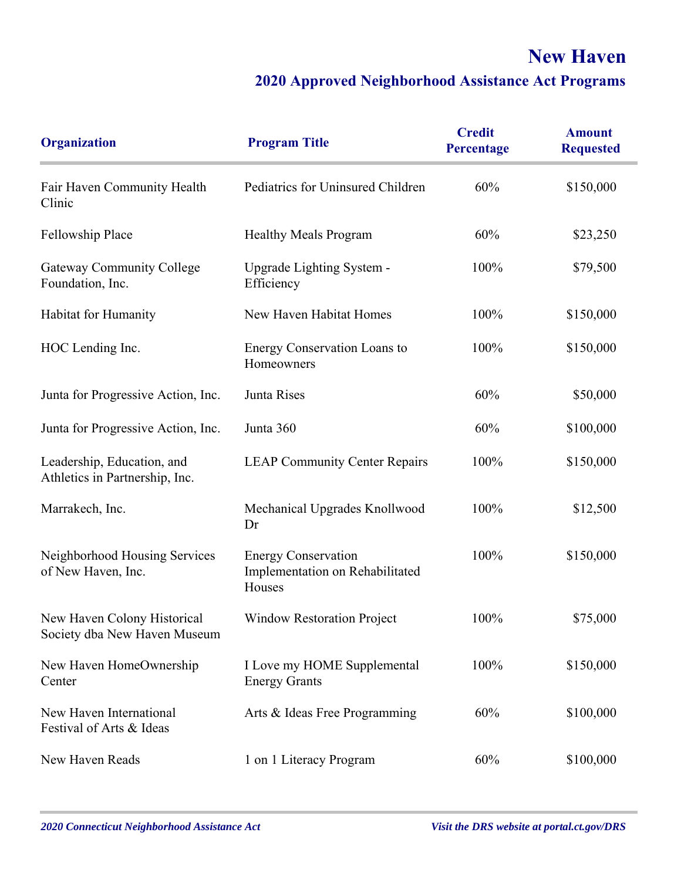# New Haven

## 2020 Approved Neighborhood Assistance Act Programs

| Organization | Program Title | Credit Percentage | Amount Requested |
|---|---|---|---|
| Fair Haven Community Health Clinic | Pediatrics for Uninsured Children | 60% | $150,000 |
| Fellowship Place | Healthy Meals Program | 60% | $23,250 |
| Gateway Community College Foundation, Inc. | Upgrade Lighting System - Efficiency | 100% | $79,500 |
| Habitat for Humanity | New Haven Habitat Homes | 100% | $150,000 |
| HOC Lending Inc. | Energy Conservation Loans to Homeowners | 100% | $150,000 |
| Junta for Progressive Action, Inc. | Junta Rises | 60% | $50,000 |
| Junta for Progressive Action, Inc. | Junta 360 | 60% | $100,000 |
| Leadership, Education, and Athletics in Partnership, Inc. | LEAP Community Center Repairs | 100% | $150,000 |
| Marrakech, Inc. | Mechanical Upgrades Knollwood Dr | 100% | $12,500 |
| Neighborhood Housing Services of New Haven, Inc. | Energy Conservation Implementation on Rehabilitated Houses | 100% | $150,000 |
| New Haven Colony Historical Society dba New Haven Museum | Window Restoration Project | 100% | $75,000 |
| New Haven HomeOwnership Center | I Love my HOME Supplemental Energy Grants | 100% | $150,000 |
| New Haven International Festival of Arts & Ideas | Arts & Ideas Free Programming | 60% | $100,000 |
| New Haven Reads | 1 on 1 Literacy Program | 60% | $100,000 |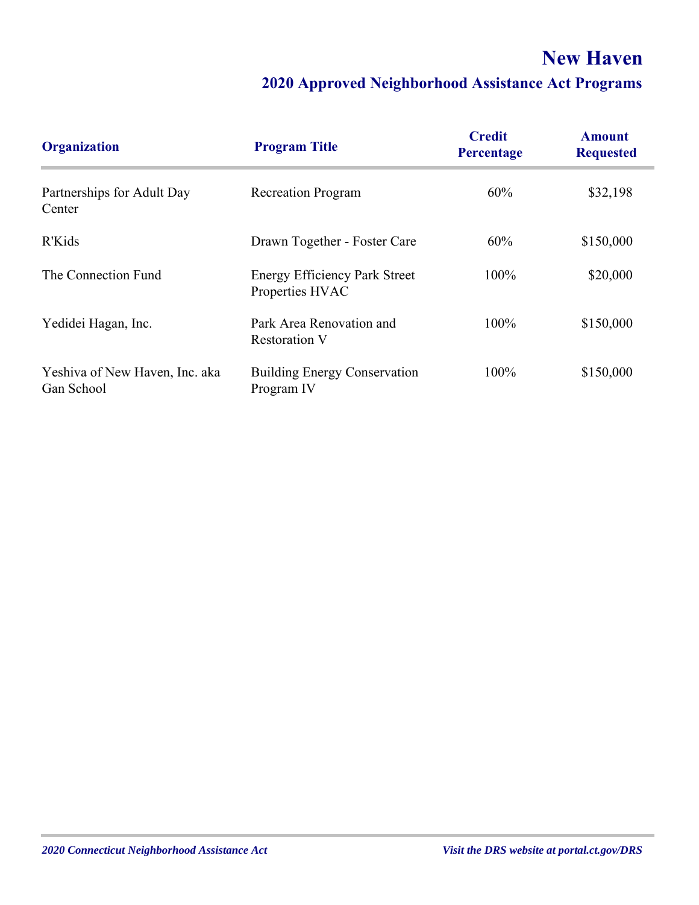# New Haven

## 2020 Approved Neighborhood Assistance Act Programs

| Organization | Program Title | Credit Percentage | Amount Requested |
|---|---|---|---|
| Partnerships for Adult Day Center | Recreation Program | 60% | $32,198 |
| R'Kids | Drawn Together - Foster Care | 60% | $150,000 |
| The Connection Fund | Energy Efficiency Park Street Properties HVAC | 100% | $20,000 |
| Yedidei Hagan, Inc. | Park Area Renovation and Restoration V | 100% | $150,000 |
| Yeshiva of New Haven, Inc. aka Gan School | Building Energy Conservation Program IV | 100% | $150,000 |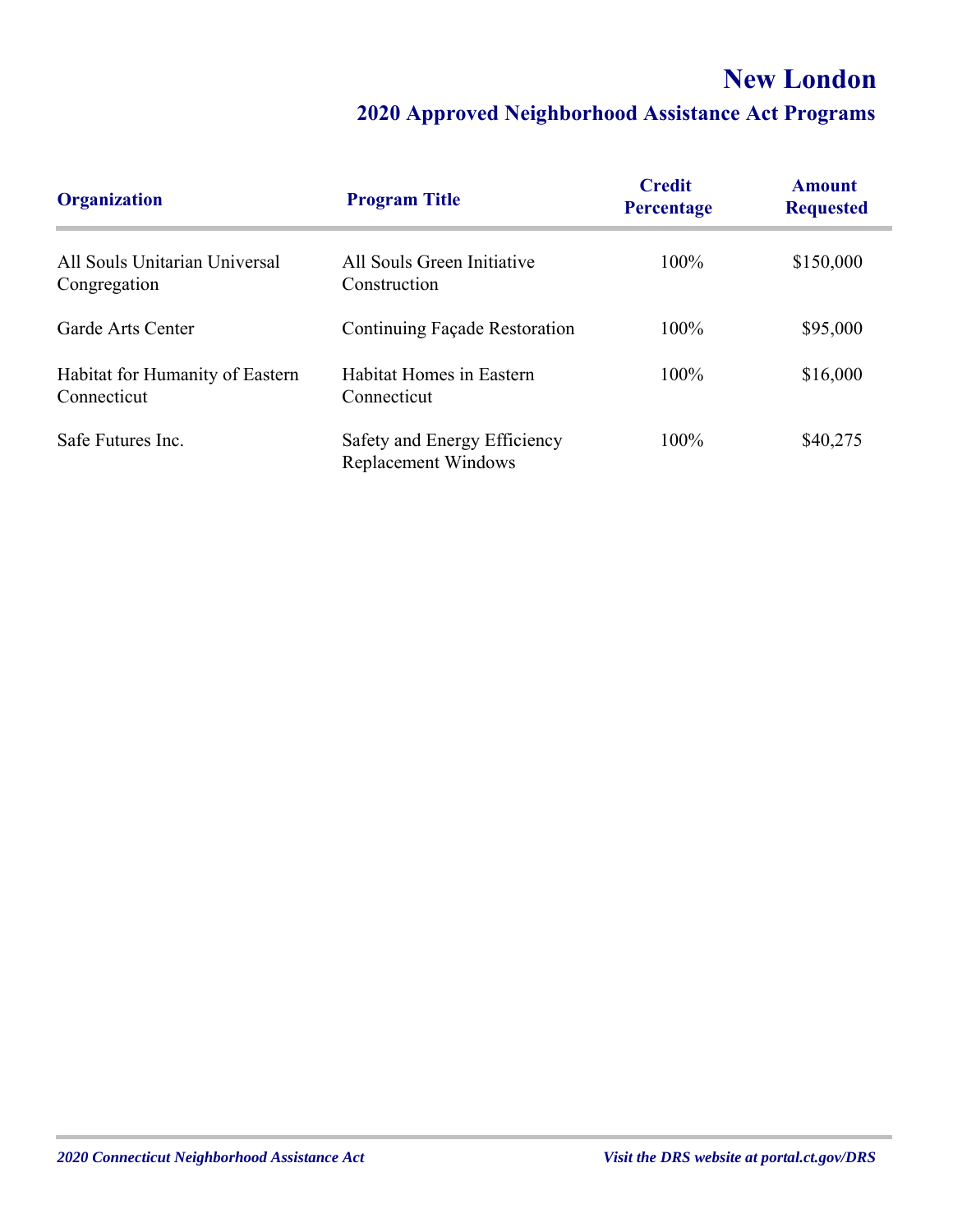# New London

## 2020 Approved Neighborhood Assistance Act Programs

| Organization | Program Title | Credit Percentage | Amount Requested |
| --- | --- | --- | --- |
| All Souls Unitarian Universal Congregation | All Souls Green Initiative Construction | 100% | $150,000 |
| Garde Arts Center | Continuing Façade Restoration | 100% | $95,000 |
| Habitat for Humanity of Eastern Connecticut | Habitat Homes in Eastern Connecticut | 100% | $16,000 |
| Safe Futures Inc. | Safety and Energy Efficiency Replacement Windows | 100% | $40,275 |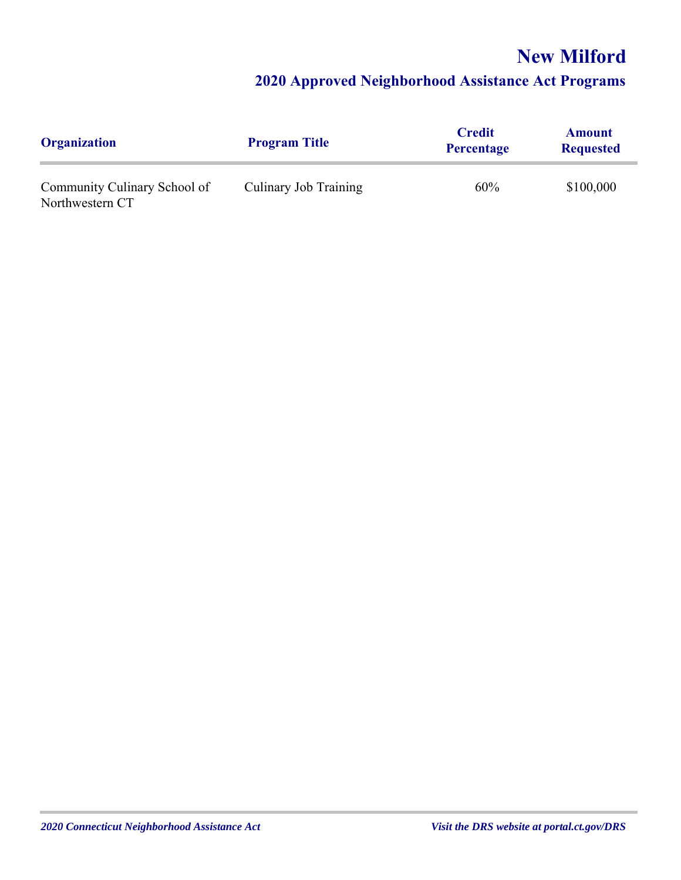# New Milford

## 2020 Approved Neighborhood Assistance Act Programs

| Organization | Program Title | Credit Percentage | Amount Requested |
|---|---|---|---|
| Community Culinary School of Northwestern CT | Culinary Job Training | 60% | $100,000 |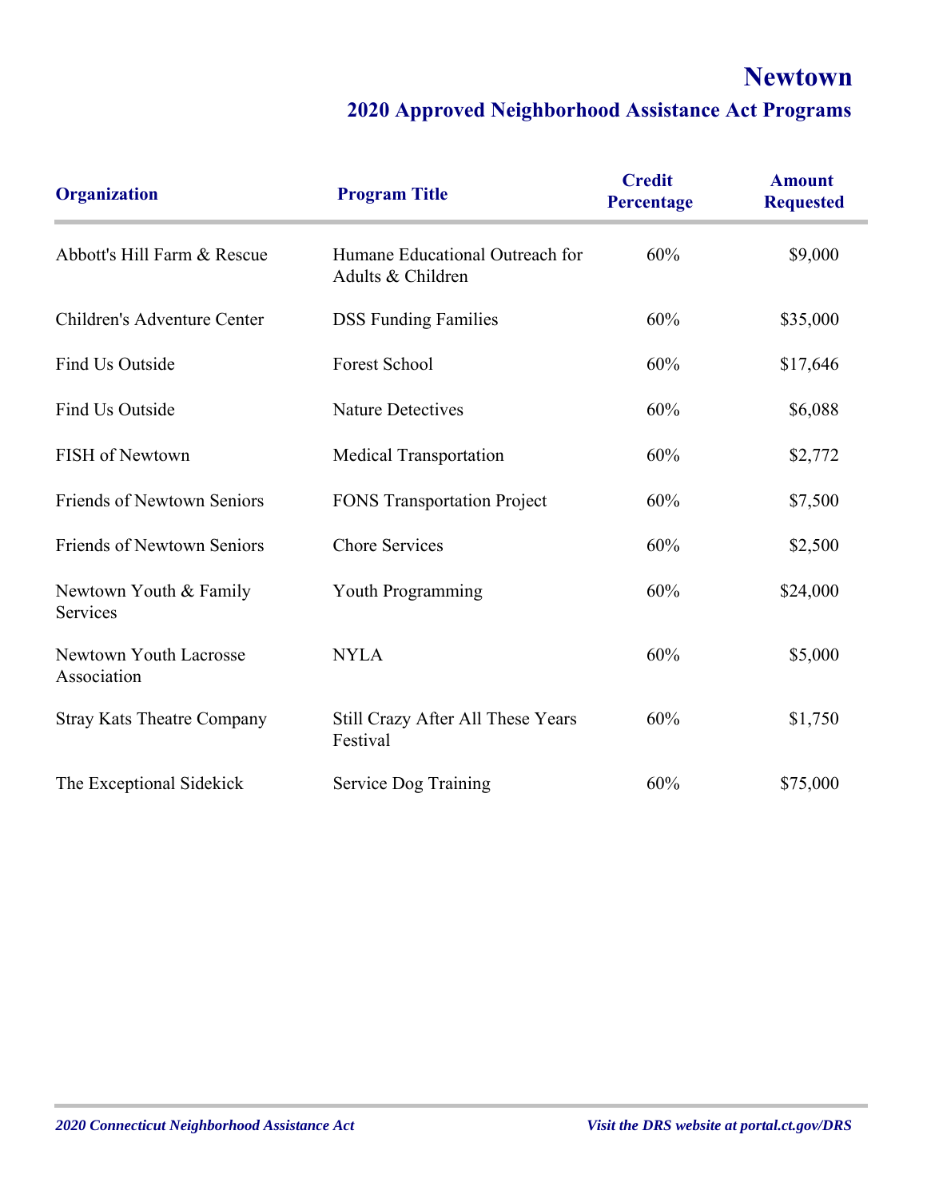# Newtown

## 2020 Approved Neighborhood Assistance Act Programs

| Organization | Program Title | Credit Percentage | Amount Requested |
|---|---|---|---|
| Abbott's Hill Farm & Rescue | Humane Educational Outreach for Adults & Children | 60% | $9,000 |
| Children's Adventure Center | DSS Funding Families | 60% | $35,000 |
| Find Us Outside | Forest School | 60% | $17,646 |
| Find Us Outside | Nature Detectives | 60% | $6,088 |
| FISH of Newtown | Medical Transportation | 60% | $2,772 |
| Friends of Newtown Seniors | FONS Transportation Project | 60% | $7,500 |
| Friends of Newtown Seniors | Chore Services | 60% | $2,500 |
| Newtown Youth & Family Services | Youth Programming | 60% | $24,000 |
| Newtown Youth Lacrosse Association | NYLA | 60% | $5,000 |
| Stray Kats Theatre Company | Still Crazy After All These Years Festival | 60% | $1,750 |
| The Exceptional Sidekick | Service Dog Training | 60% | $75,000 |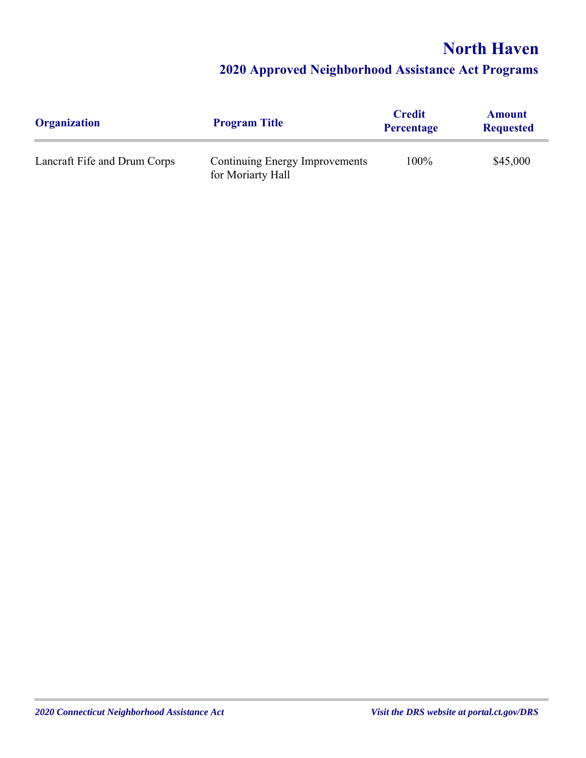# North Haven

## 2020 Approved Neighborhood Assistance Act Programs

| Organization | Program Title | Credit Percentage | Amount Requested |
|---|---|---|---|
| Lancraft Fife and Drum Corps | Continuing Energy Improvements for Moriarty Hall | 100% | $45,000 |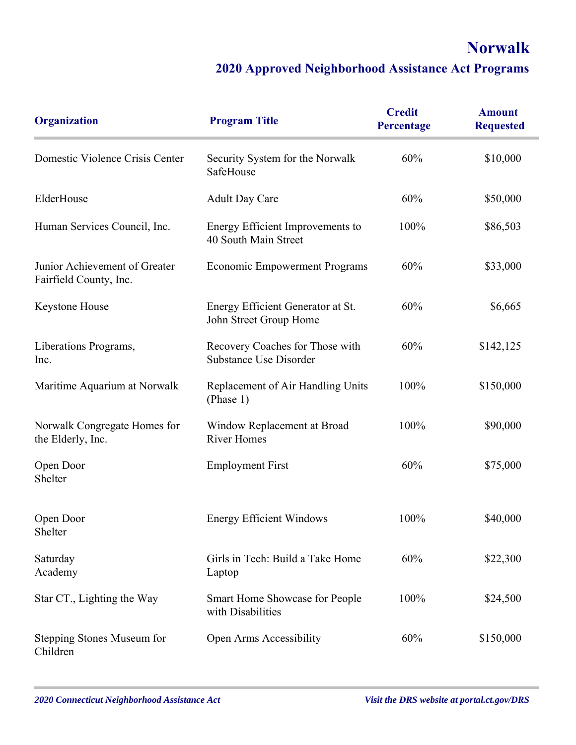# Norwalk

## 2020 Approved Neighborhood Assistance Act Programs

| Organization | Program Title | Credit Percentage | Amount Requested |
|---|---|---|---|
| Domestic Violence Crisis Center | Security System for the Norwalk SafeHouse | 60% | $10,000 |
| ElderHouse | Adult Day Care | 60% | $50,000 |
| Human Services Council, Inc. | Energy Efficient Improvements to 40 South Main Street | 100% | $86,503 |
| Junior Achievement of Greater Fairfield County, Inc. | Economic Empowerment Programs | 60% | $33,000 |
| Keystone House | Energy Efficient Generator at St. John Street Group Home | 60% | $6,665 |
| Liberations Programs, Inc. | Recovery Coaches for Those with Substance Use Disorder | 60% | $142,125 |
| Maritime Aquarium at Norwalk | Replacement of Air Handling Units (Phase 1) | 100% | $150,000 |
| Norwalk Congregate Homes for the Elderly, Inc. | Window Replacement at Broad River Homes | 100% | $90,000 |
| Open Door Shelter | Employment First | 60% | $75,000 |
| Open Door Shelter | Energy Efficient Windows | 100% | $40,000 |
| Saturday Academy | Girls in Tech: Build a Take Home Laptop | 60% | $22,300 |
| Star CT., Lighting the Way | Smart Home Showcase for People with Disabilities | 100% | $24,500 |
| Stepping Stones Museum for Children | Open Arms Accessibility | 60% | $150,000 |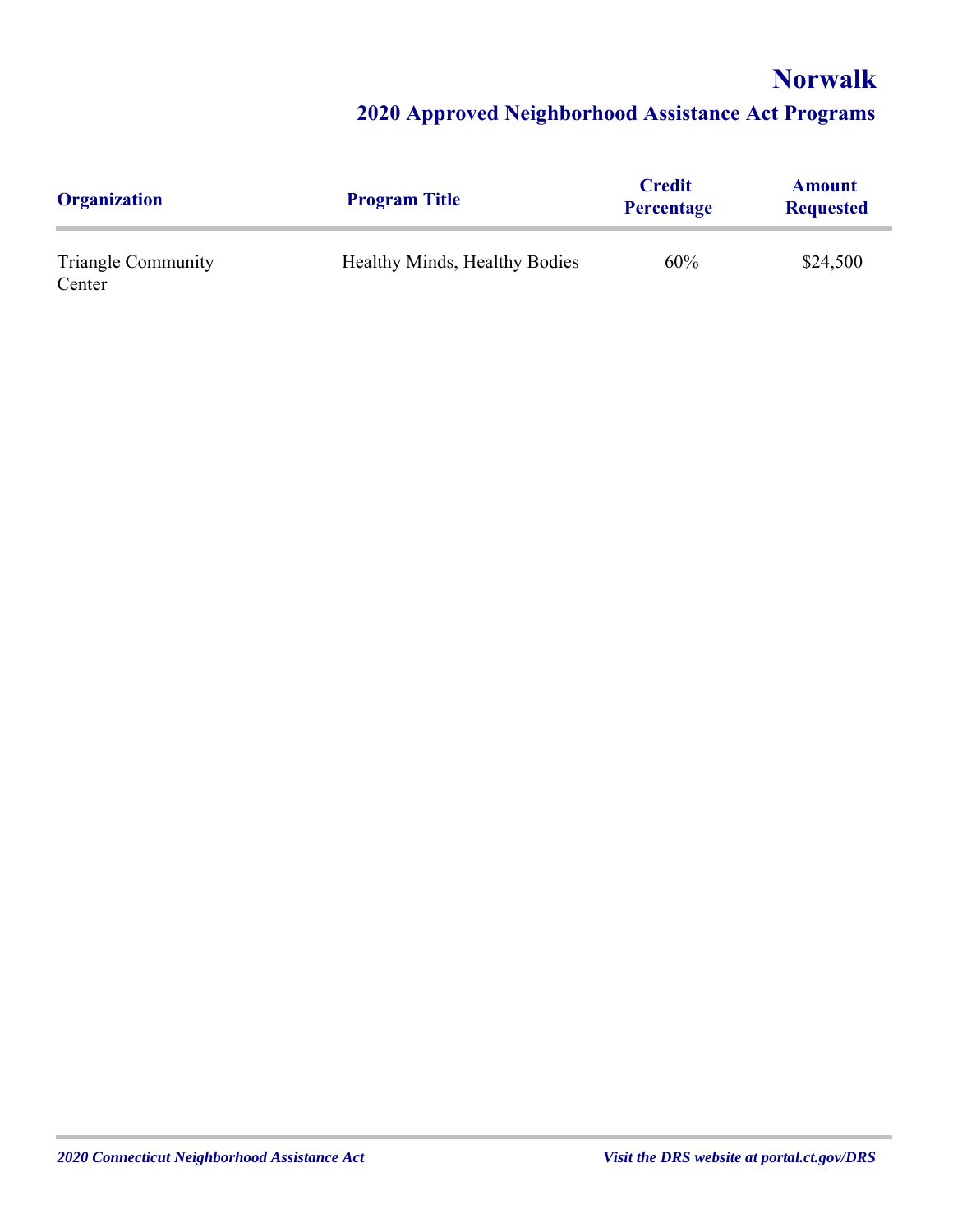# Norwalk

## 2020 Approved Neighborhood Assistance Act Programs

| Organization | Program Title | Credit Percentage | Amount Requested |
|---|---|---|---|
| Triangle Community Center | Healthy Minds, Healthy Bodies | 60% | $24,500 |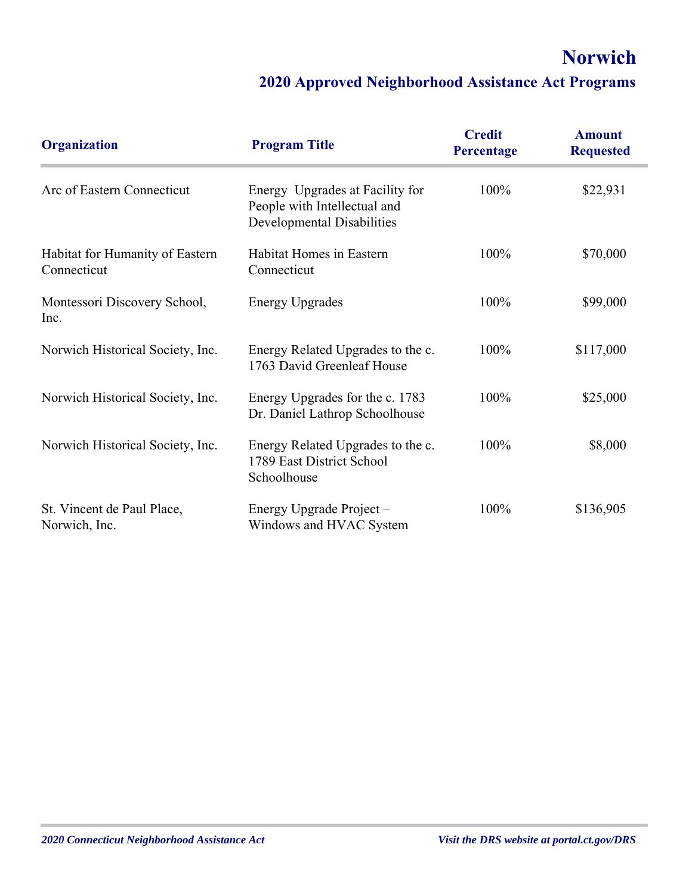# Norwich

## 2020 Approved Neighborhood Assistance Act Programs

| Organization | Program Title | Credit Percentage | Amount Requested |
|---|---|---|---|
| Arc of Eastern Connecticut | Energy Upgrades at Facility for People with Intellectual and Developmental Disabilities | 100% | $22,931 |
| Habitat for Humanity of Eastern Connecticut | Habitat Homes in Eastern Connecticut | 100% | $70,000 |
| Montessori Discovery School, Inc. | Energy Upgrades | 100% | $99,000 |
| Norwich Historical Society, Inc. | Energy Related Upgrades to the c. 1763 David Greenleaf House | 100% | $117,000 |
| Norwich Historical Society, Inc. | Energy Upgrades for the c. 1783 Dr. Daniel Lathrop Schoolhouse | 100% | $25,000 |
| Norwich Historical Society, Inc. | Energy Related Upgrades to the c. 1789 East District School Schoolhouse | 100% | $8,000 |
| St. Vincent de Paul Place, Norwich, Inc. | Energy Upgrade Project – Windows and HVAC System | 100% | $136,905 |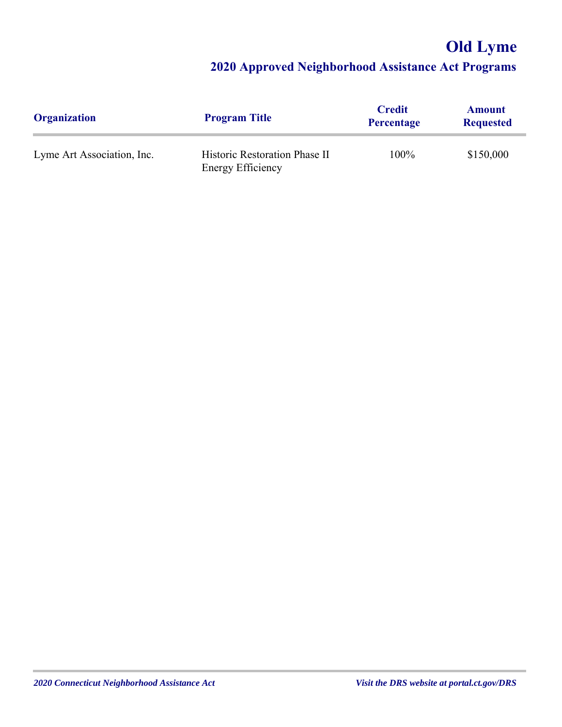# Old Lyme

## 2020 Approved Neighborhood Assistance Act Programs

| Organization | Program Title | Credit Percentage | Amount Requested |
|---|---|---|---|
| Lyme Art Association, Inc. | Historic Restoration Phase II Energy Efficiency | 100% | $150,000 |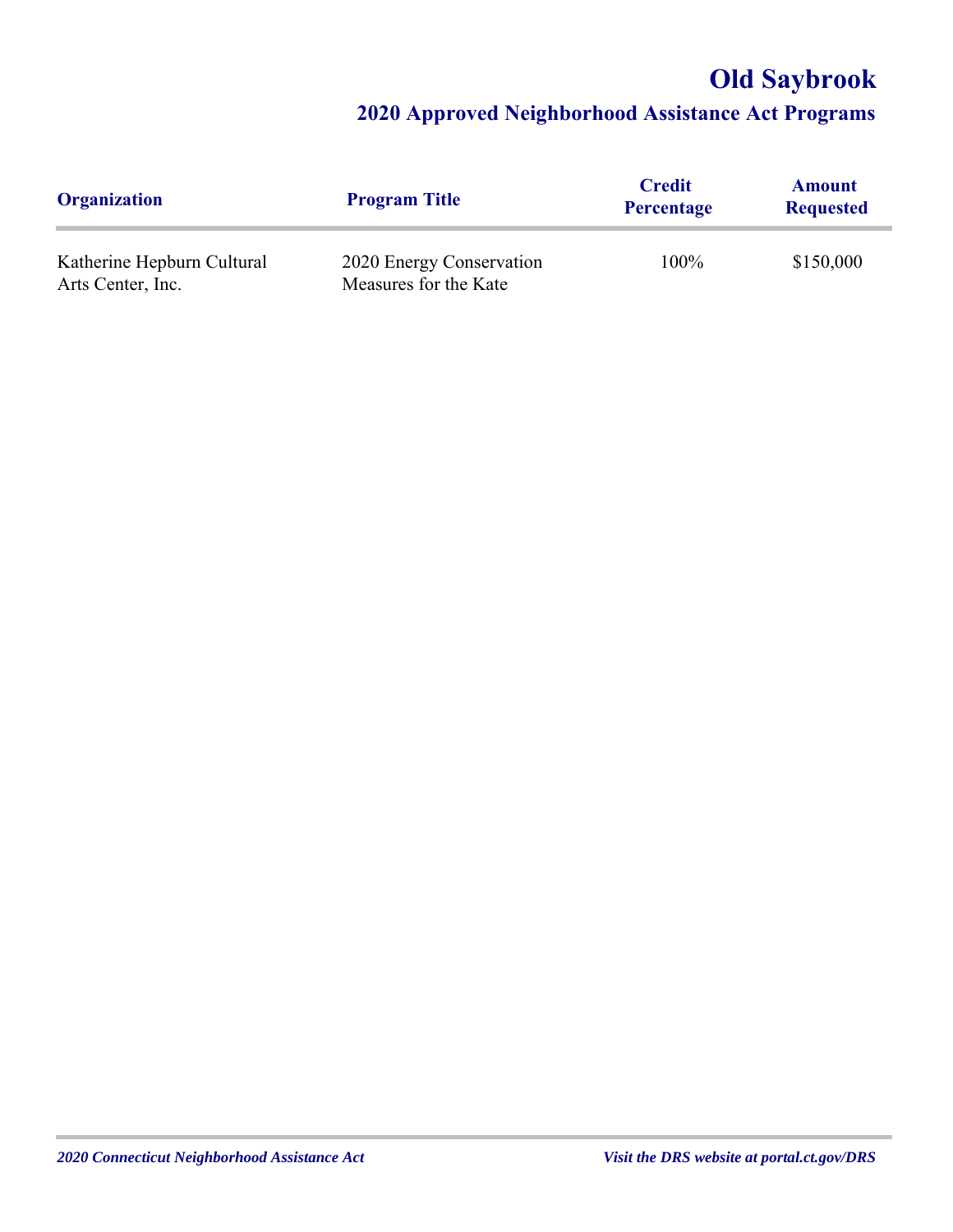# Old Saybrook

## 2020 Approved Neighborhood Assistance Act Programs

| Organization | Program Title | Credit Percentage | Amount Requested |
|---|---|---|---|
| Katherine Hepburn Cultural Arts Center, Inc. | 2020 Energy Conservation Measures for the Kate | 100% | $150,000 |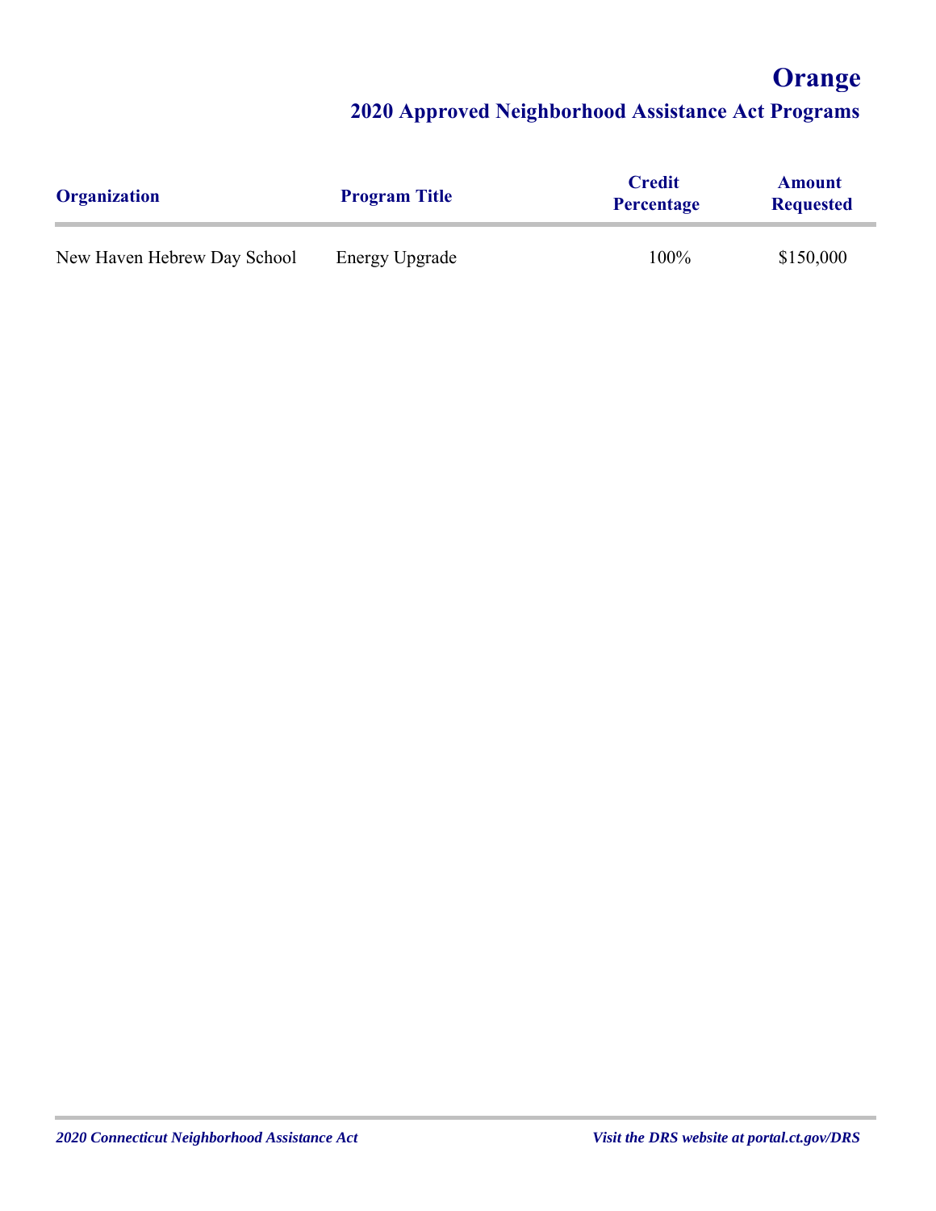# Orange

## 2020 Approved Neighborhood Assistance Act Programs

| Organization | Program Title | Credit Percentage | Amount Requested |
|---|---|---|---|
| New Haven Hebrew Day School | Energy Upgrade | 100% | $150,000 |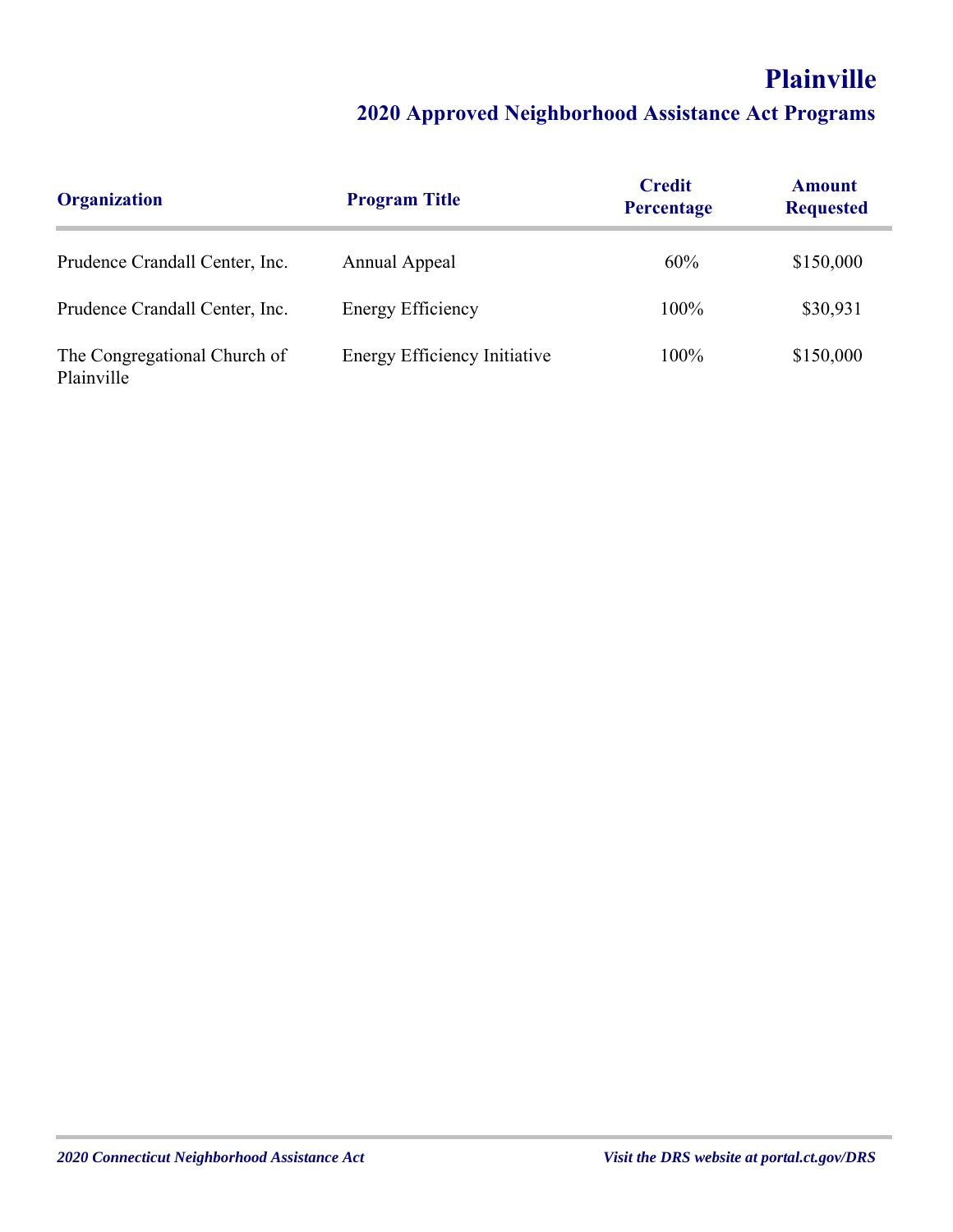# Plainville

## 2020 Approved Neighborhood Assistance Act Programs

| Organization | Program Title | Credit Percentage | Amount Requested |
|---|---|---|---|
| Prudence Crandall Center, Inc. | Annual Appeal | 60% | $150,000 |
| Prudence Crandall Center, Inc. | Energy Efficiency | 100% | $30,931 |
| The Congregational Church of Plainville | Energy Efficiency Initiative | 100% | $150,000 |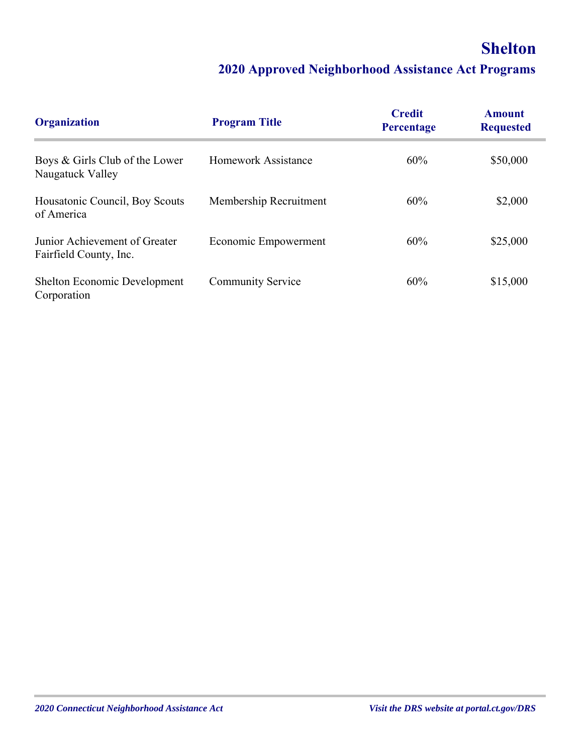# Shelton

## 2020 Approved Neighborhood Assistance Act Programs

| Organization | Program Title | Credit Percentage | Amount Requested |
|---|---|---|---|
| Boys & Girls Club of the Lower Naugatuck Valley | Homework Assistance | 60% | $50,000 |
| Housatonic Council, Boy Scouts of America | Membership Recruitment | 60% | $2,000 |
| Junior Achievement of Greater Fairfield County, Inc. | Economic Empowerment | 60% | $25,000 |
| Shelton Economic Development Corporation | Community Service | 60% | $15,000 |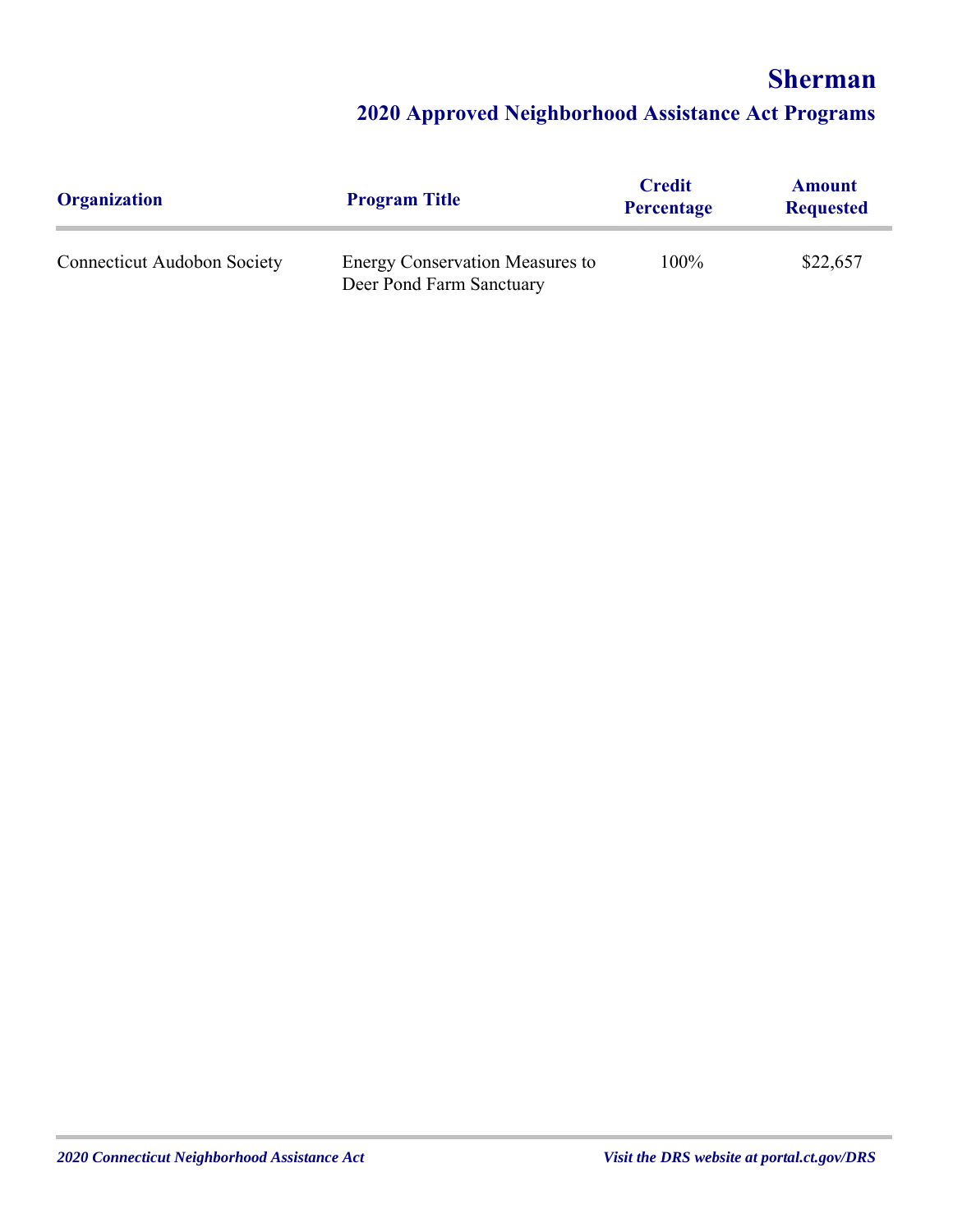# Sherman

## 2020 Approved Neighborhood Assistance Act Programs

| Organization | Program Title | Credit Percentage | Amount Requested |
|---|---|---|---|
| Connecticut Audobon Society | Energy Conservation Measures to Deer Pond Farm Sanctuary | 100% | $22,657 |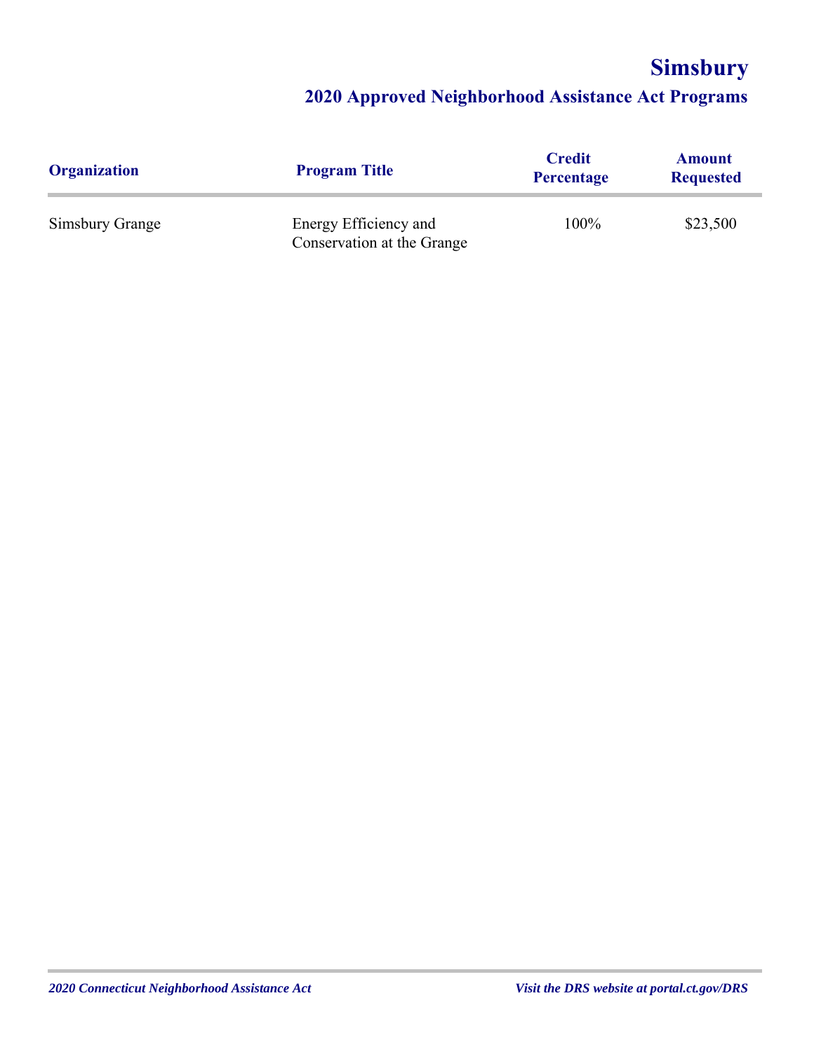# Simsbury

## 2020 Approved Neighborhood Assistance Act Programs

| Organization | Program Title | Credit Percentage | Amount Requested |
| --- | --- | --- | --- |
| Simsbury Grange | Energy Efficiency and Conservation at the Grange | 100% | $23,500 |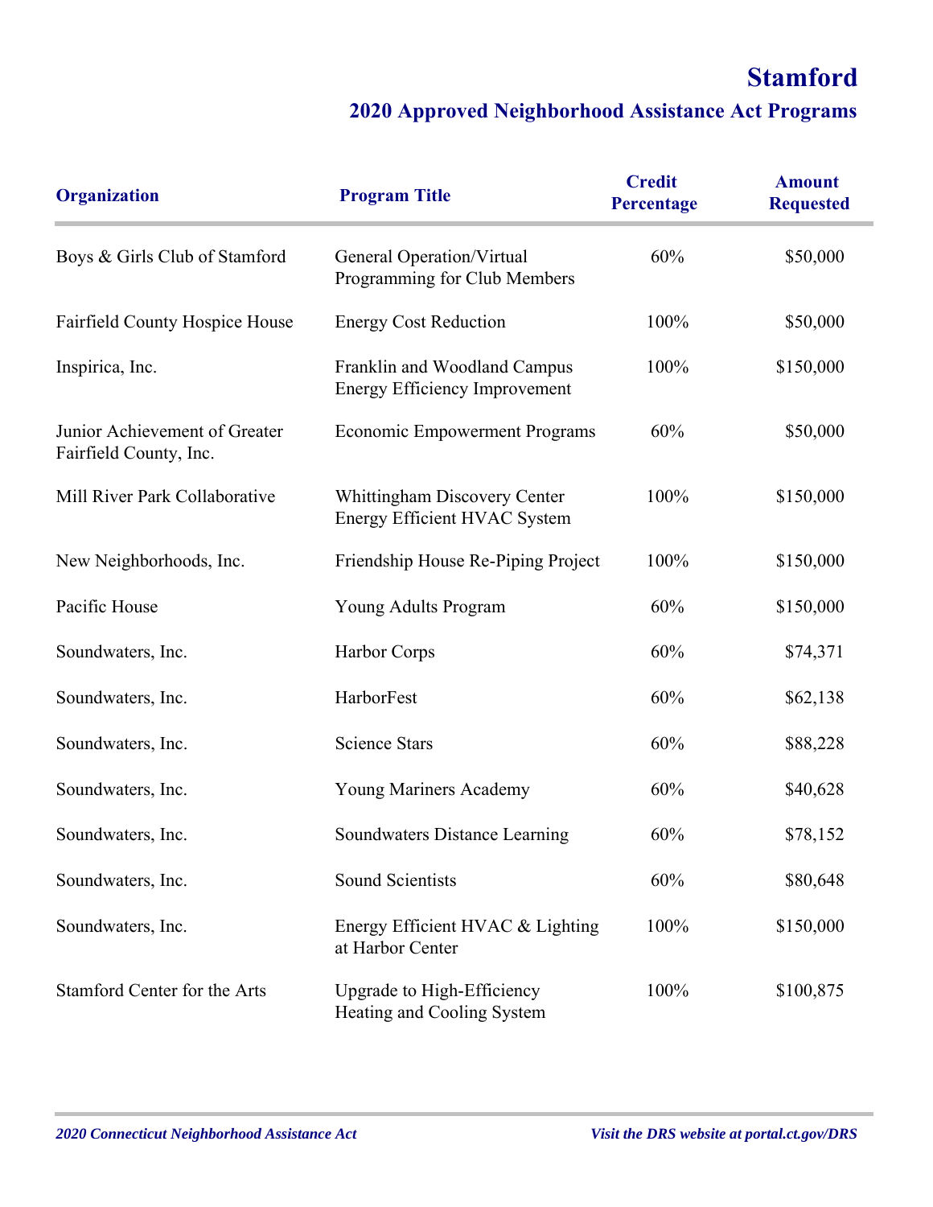# Stamford

## 2020 Approved Neighborhood Assistance Act Programs

| Organization | Program Title | Credit Percentage | Amount Requested |
|---|---|---|---|
| Boys & Girls Club of Stamford | General Operation/Virtual Programming for Club Members | 60% | $50,000 |
| Fairfield County Hospice House | Energy Cost Reduction | 100% | $50,000 |
| Inspirica, Inc. | Franklin and Woodland Campus Energy Efficiency Improvement | 100% | $150,000 |
| Junior Achievement of Greater Fairfield County, Inc. | Economic Empowerment Programs | 60% | $50,000 |
| Mill River Park Collaborative | Whittingham Discovery Center Energy Efficient HVAC System | 100% | $150,000 |
| New Neighborhoods, Inc. | Friendship House Re-Piping Project | 100% | $150,000 |
| Pacific House | Young Adults Program | 60% | $150,000 |
| Soundwaters, Inc. | Harbor Corps | 60% | $74,371 |
| Soundwaters, Inc. | HarborFest | 60% | $62,138 |
| Soundwaters, Inc. | Science Stars | 60% | $88,228 |
| Soundwaters, Inc. | Young Mariners Academy | 60% | $40,628 |
| Soundwaters, Inc. | Soundwaters Distance Learning | 60% | $78,152 |
| Soundwaters, Inc. | Sound Scientists | 60% | $80,648 |
| Soundwaters, Inc. | Energy Efficient HVAC & Lighting at Harbor Center | 100% | $150,000 |
| Stamford Center for the Arts | Upgrade to High-Efficiency Heating and Cooling System | 100% | $100,875 |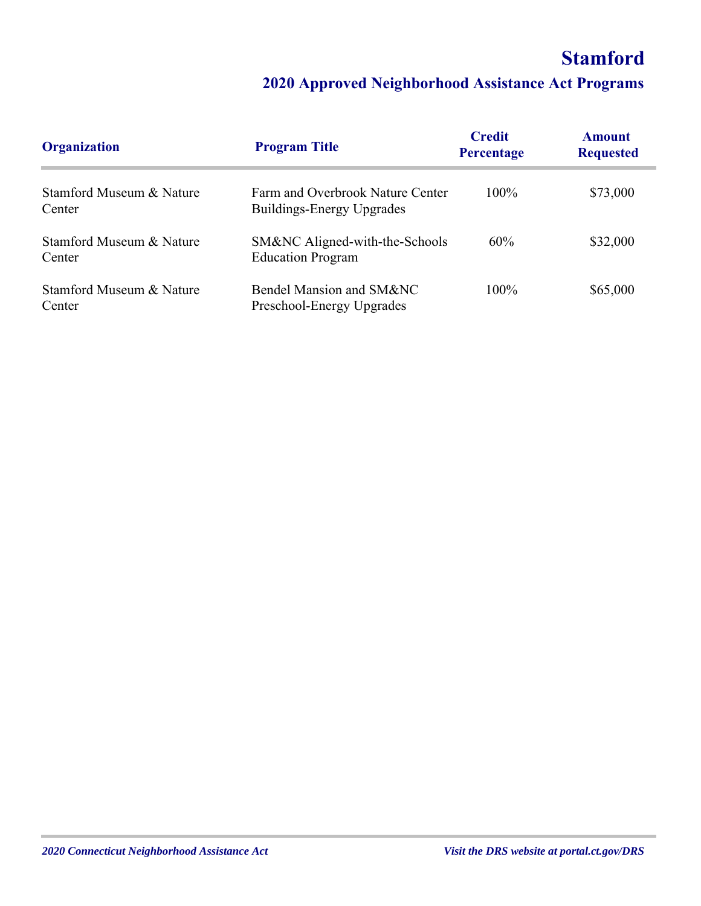# Stamford

## 2020 Approved Neighborhood Assistance Act Programs

| Organization | Program Title | Credit Percentage | Amount Requested |
| --- | --- | --- | --- |
| Stamford Museum & Nature Center | Farm and Overbrook Nature Center Buildings-Energy Upgrades | 100% | $73,000 |
| Stamford Museum & Nature Center | SM&NC Aligned-with-the-Schools Education Program | 60% | $32,000 |
| Stamford Museum & Nature Center | Bendel Mansion and SM&NC Preschool-Energy Upgrades | 100% | $65,000 |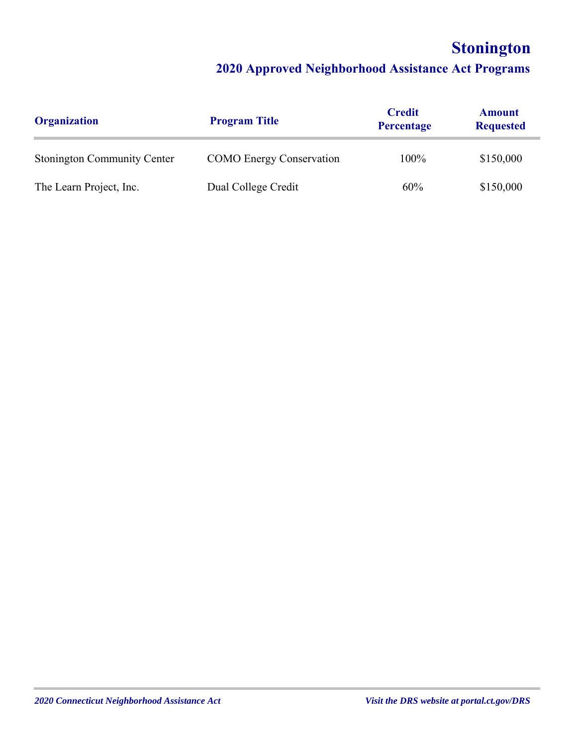# Stonington

## 2020 Approved Neighborhood Assistance Act Programs

| Organization | Program Title | Credit Percentage | Amount Requested |
|---|---|---|---|
| Stonington Community Center | COMO Energy Conservation | 100% | $150,000 |
| The Learn Project, Inc. | Dual College Credit | 60% | $150,000 |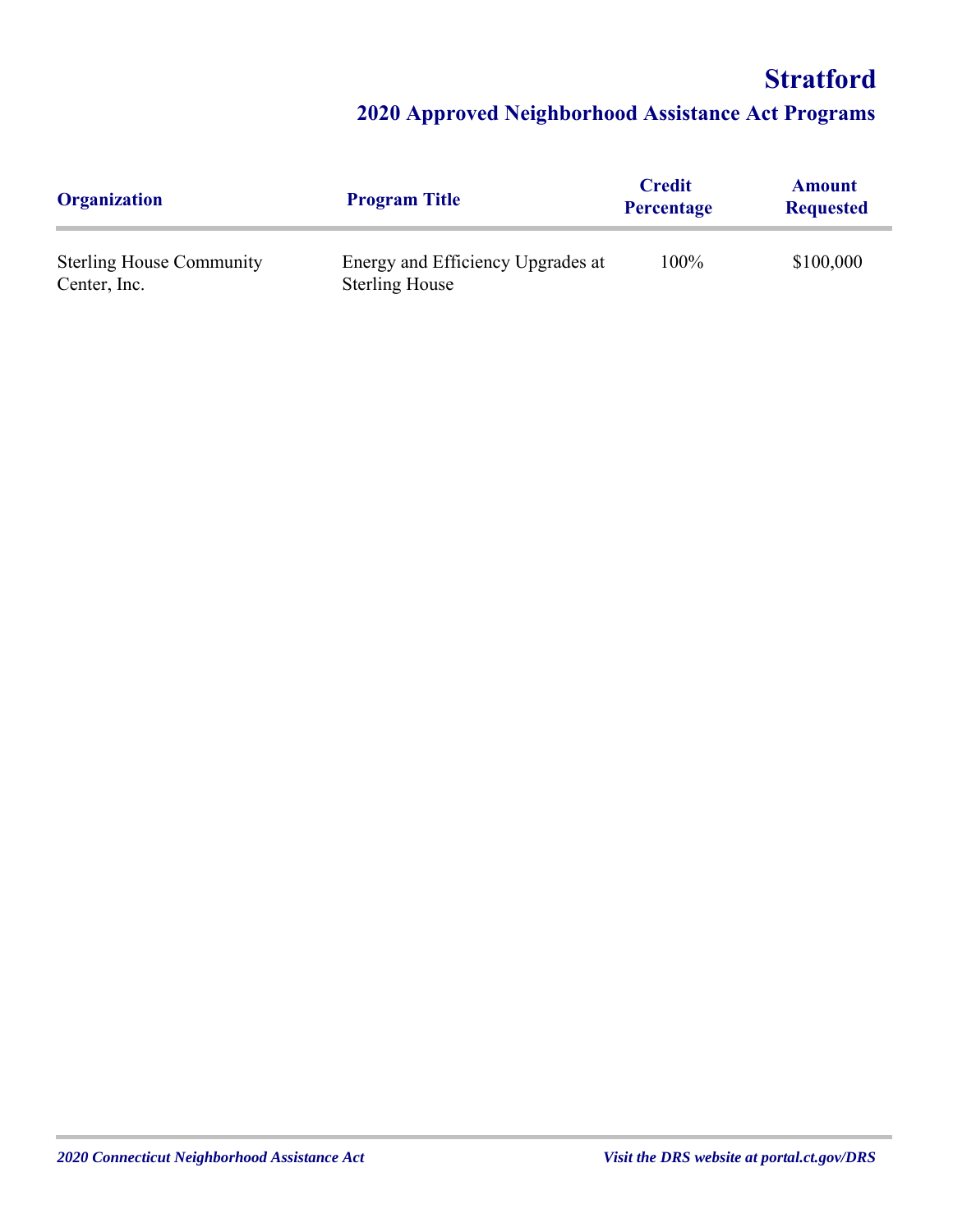# Stratford

## 2020 Approved Neighborhood Assistance Act Programs

| Organization | Program Title | Credit Percentage | Amount Requested |
|---|---|---|---|
| Sterling House Community Center, Inc. | Energy and Efficiency Upgrades at Sterling House | 100% | $100,000 |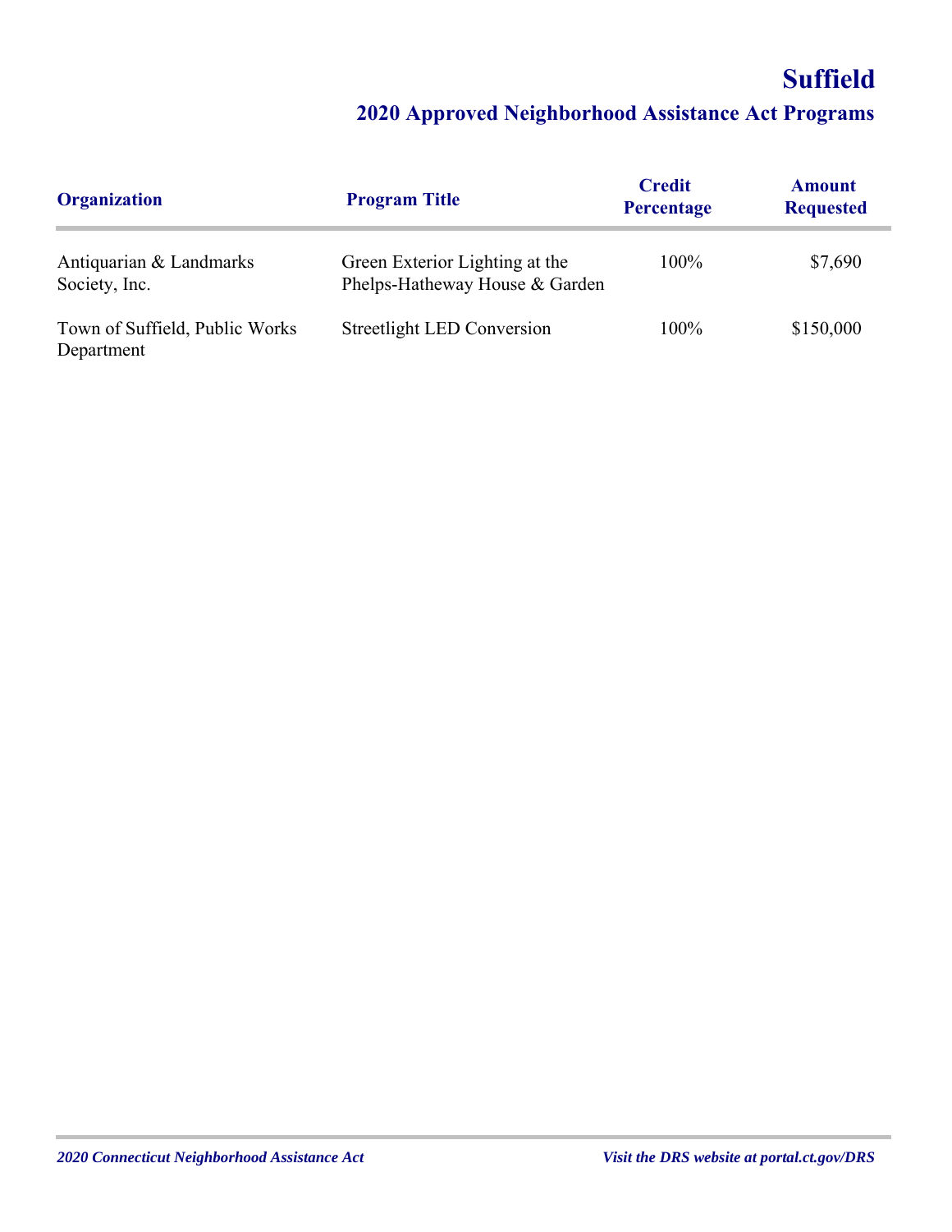# Suffield

## 2020 Approved Neighborhood Assistance Act Programs

| Organization | Program Title | Credit Percentage | Amount Requested |
|---|---|---|---|
| Antiquarian & Landmarks Society, Inc. | Green Exterior Lighting at the Phelps-Hatheway House & Garden | 100% | $7,690 |
| Town of Suffield, Public Works Department | Streetlight LED Conversion | 100% | $150,000 |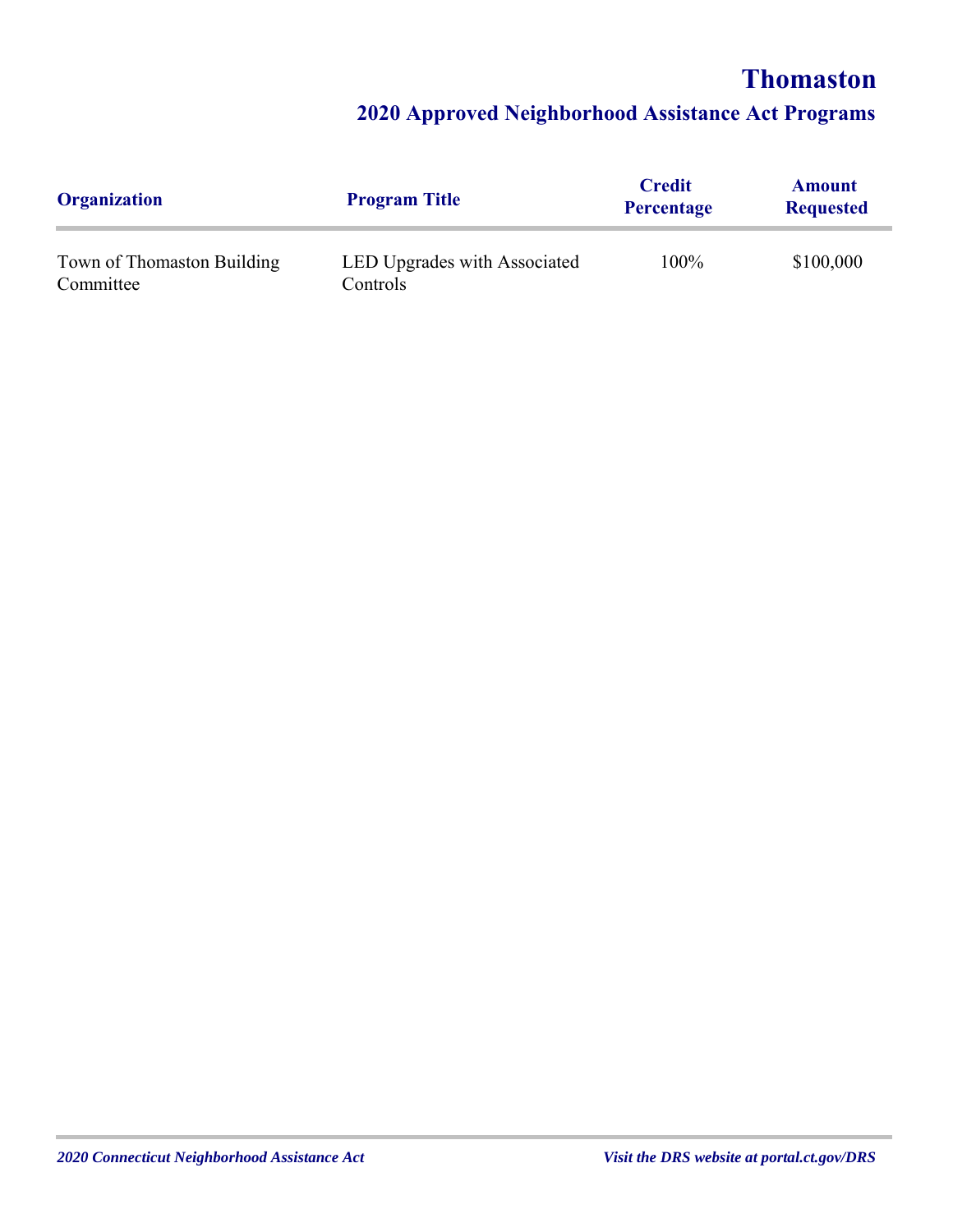# Thomaston

## 2020 Approved Neighborhood Assistance Act Programs

| Organization | Program Title | Credit Percentage | Amount Requested |
|---|---|---|---|
| Town of Thomaston Building Committee | LED Upgrades with Associated Controls | 100% | $100,000 |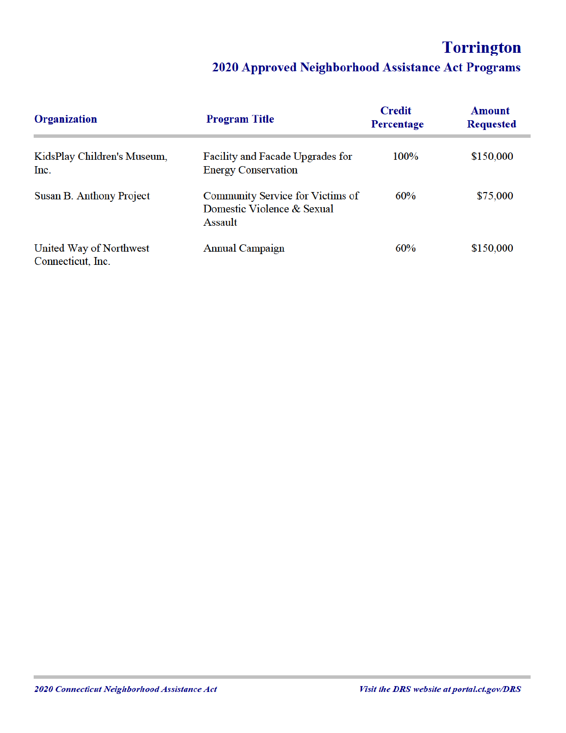# Torrington

## 2020 Approved Neighborhood Assistance Act Programs

| Organization | Program Title | Credit Percentage | Amount Requested |
|---|---|---|---|
| KidsPlay Children's Museum, Inc. | Facility and Facade Upgrades for Energy Conservation | 100% | $150,000 |
| Susan B. Anthony Project | Community Service for Victims of Domestic Violence & Sexual Assault | 60% | $75,000 |
| United Way of Northwest Connecticut, Inc. | Annual Campaign | 60% | $150,000 |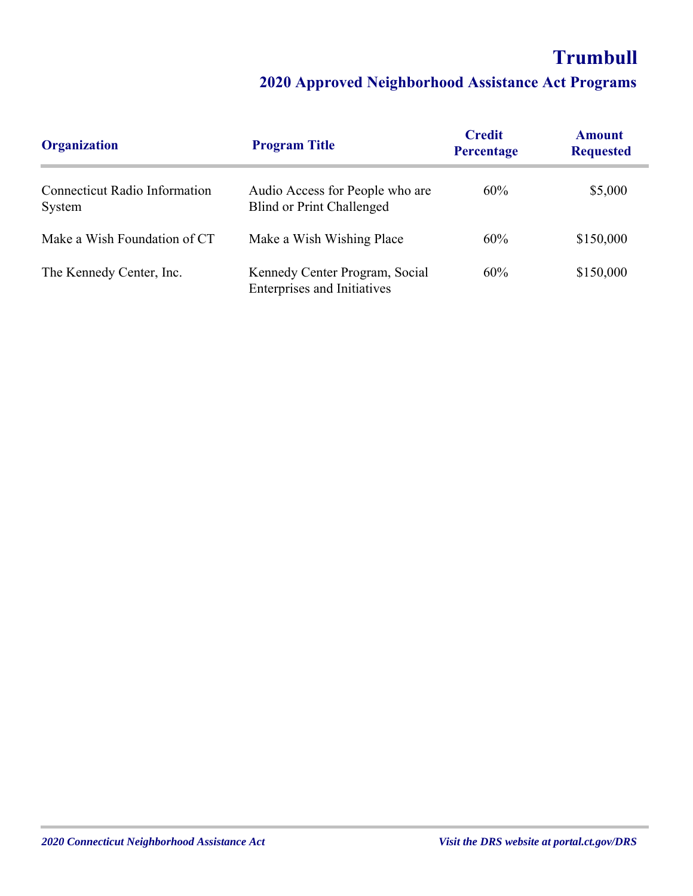# Trumbull

## 2020 Approved Neighborhood Assistance Act Programs

| Organization | Program Title | Credit Percentage | Amount Requested |
|---|---|---|---|
| Connecticut Radio Information System | Audio Access for People who are Blind or Print Challenged | 60% | $5,000 |
| Make a Wish Foundation of CT | Make a Wish Wishing Place | 60% | $150,000 |
| The Kennedy Center, Inc. | Kennedy Center Program, Social Enterprises and Initiatives | 60% | $150,000 |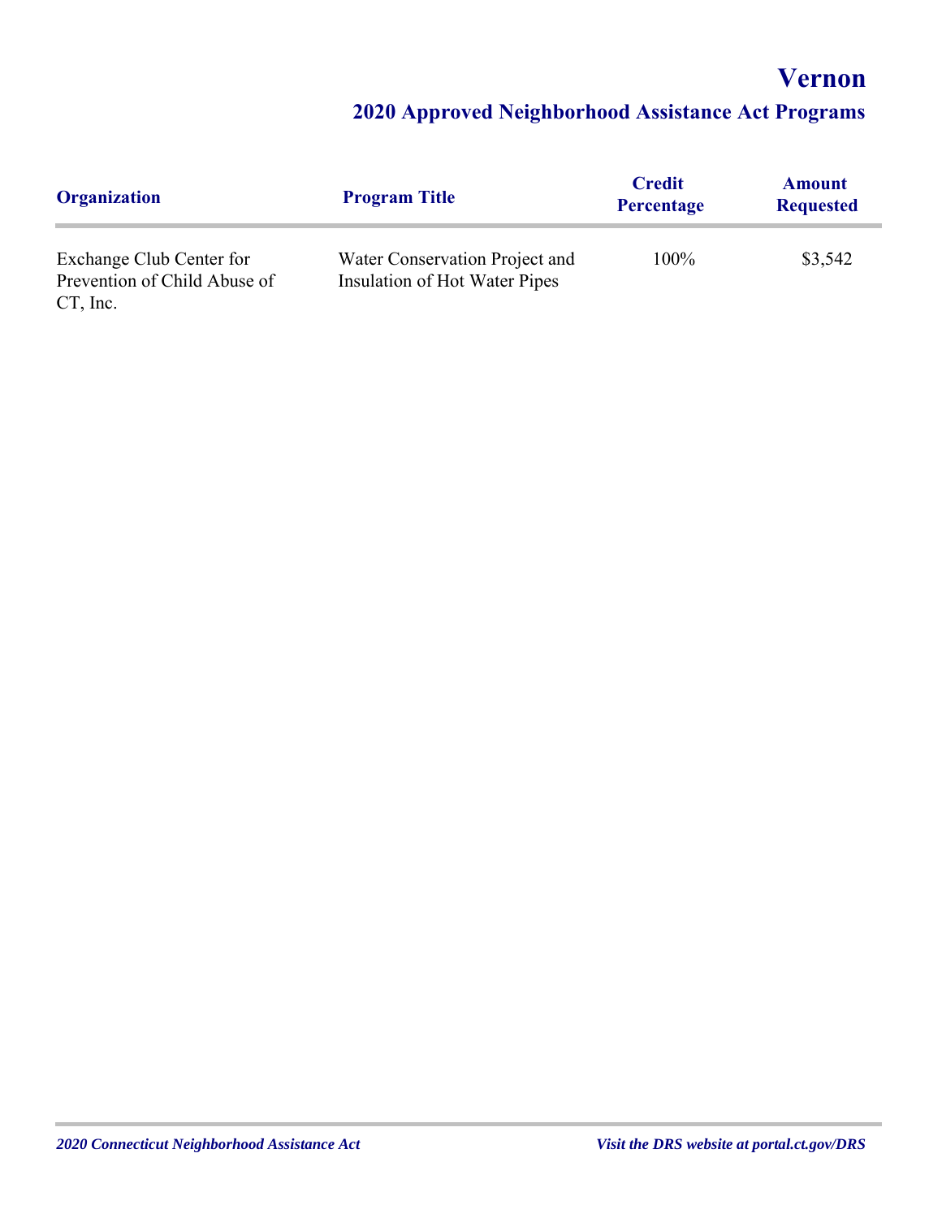# Vernon

## 2020 Approved Neighborhood Assistance Act Programs

| Organization | Program Title | Credit Percentage | Amount Requested |
|---|---|---|---|
| Exchange Club Center for Prevention of Child Abuse of CT, Inc. | Water Conservation Project and Insulation of Hot Water Pipes | 100% | $3,542 |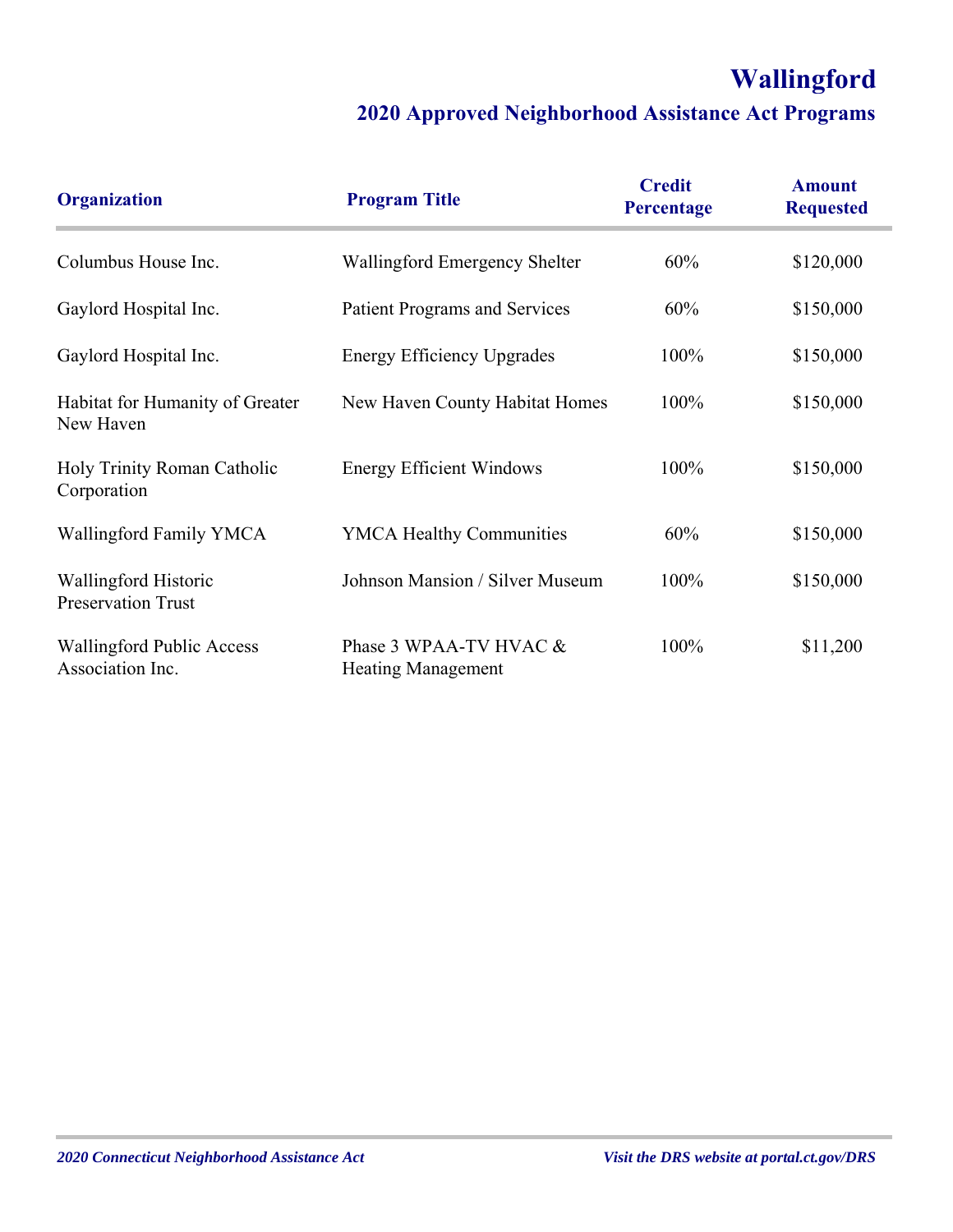# Wallingford

## 2020 Approved Neighborhood Assistance Act Programs

| Organization | Program Title | Credit Percentage | Amount Requested |
|---|---|---|---|
| Columbus House Inc. | Wallingford Emergency Shelter | 60% | $120,000 |
| Gaylord Hospital Inc. | Patient Programs and Services | 60% | $150,000 |
| Gaylord Hospital Inc. | Energy Efficiency Upgrades | 100% | $150,000 |
| Habitat for Humanity of Greater New Haven | New Haven County Habitat Homes | 100% | $150,000 |
| Holy Trinity Roman Catholic Corporation | Energy Efficient Windows | 100% | $150,000 |
| Wallingford Family YMCA | YMCA Healthy Communities | 60% | $150,000 |
| Wallingford Historic Preservation Trust | Johnson Mansion / Silver Museum | 100% | $150,000 |
| Wallingford Public Access Association Inc. | Phase 3 WPAA-TV HVAC & Heating Management | 100% | $11,200 |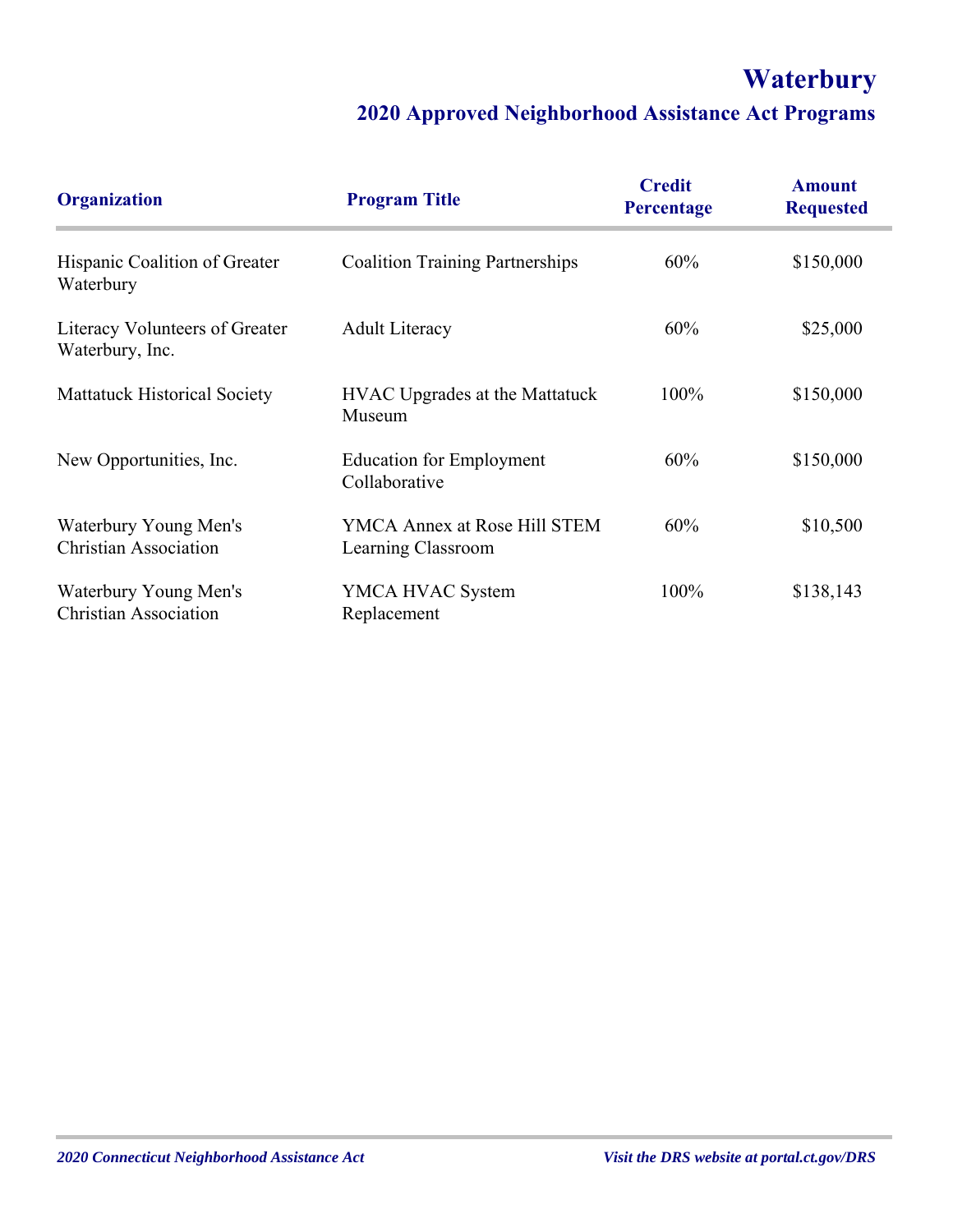# Waterbury

## 2020 Approved Neighborhood Assistance Act Programs

| Organization | Program Title | Credit Percentage | Amount Requested |
|---|---|---|---|
| Hispanic Coalition of Greater Waterbury | Coalition Training Partnerships | 60% | $150,000 |
| Literacy Volunteers of Greater Waterbury, Inc. | Adult Literacy | 60% | $25,000 |
| Mattatuck Historical Society | HVAC Upgrades at the Mattatuck Museum | 100% | $150,000 |
| New Opportunities, Inc. | Education for Employment Collaborative | 60% | $150,000 |
| Waterbury Young Men's Christian Association | YMCA Annex at Rose Hill STEM Learning Classroom | 60% | $10,500 |
| Waterbury Young Men's Christian Association | YMCA HVAC System Replacement | 100% | $138,143 |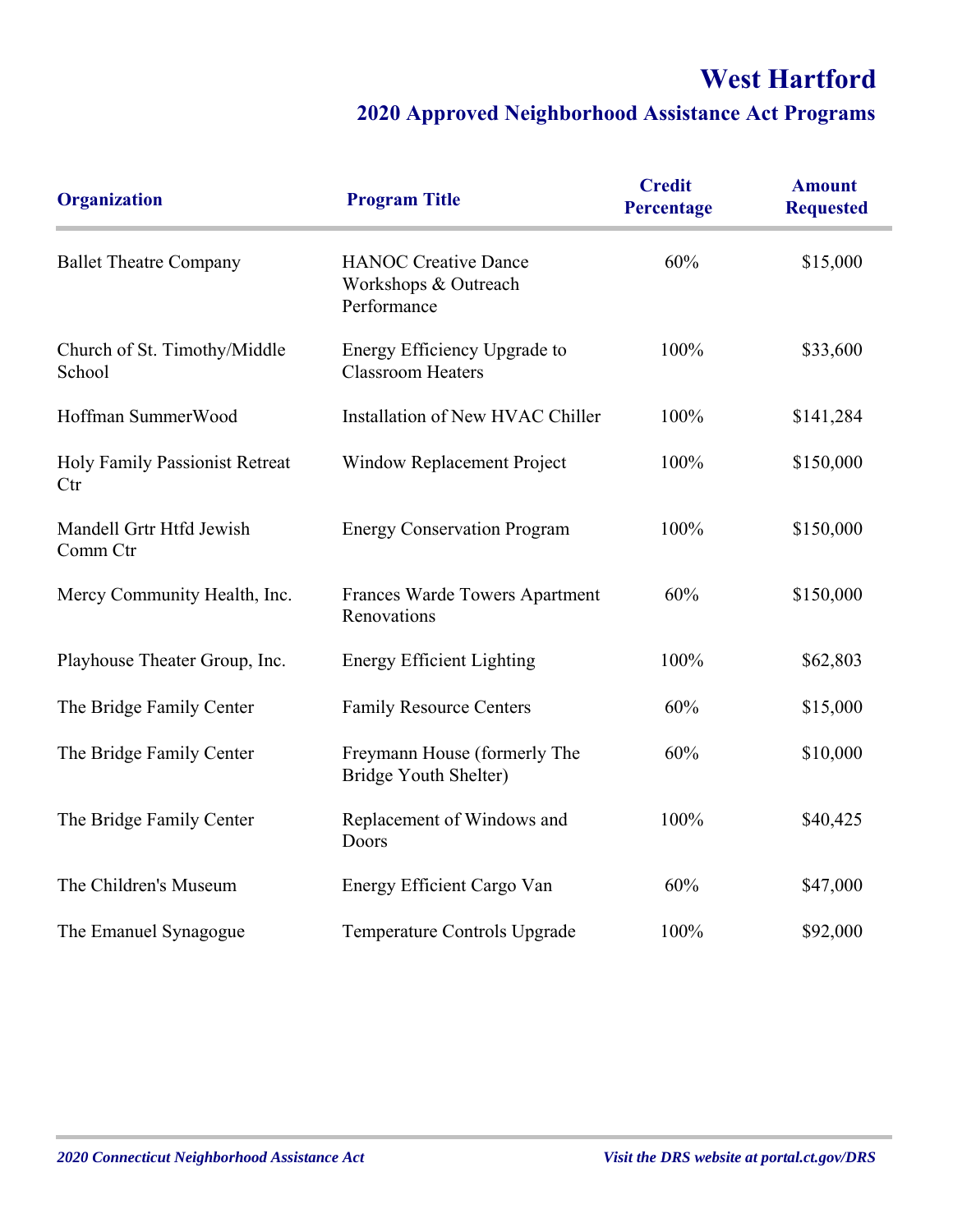# West Hartford

## 2020 Approved Neighborhood Assistance Act Programs

| Organization | Program Title | Credit Percentage | Amount Requested |
|---|---|---|---|
| Ballet Theatre Company | HANOC Creative Dance Workshops & Outreach Performance | 60% | $15,000 |
| Church of St. Timothy/Middle School | Energy Efficiency Upgrade to Classroom Heaters | 100% | $33,600 |
| Hoffman SummerWood | Installation of New HVAC Chiller | 100% | $141,284 |
| Holy Family Passionist Retreat Ctr | Window Replacement Project | 100% | $150,000 |
| Mandell Grtr Htfd Jewish Comm Ctr | Energy Conservation Program | 100% | $150,000 |
| Mercy Community Health, Inc. | Frances Warde Towers Apartment Renovations | 60% | $150,000 |
| Playhouse Theater Group, Inc. | Energy Efficient Lighting | 100% | $62,803 |
| The Bridge Family Center | Family Resource Centers | 60% | $15,000 |
| The Bridge Family Center | Freymann House (formerly The Bridge Youth Shelter) | 60% | $10,000 |
| The Bridge Family Center | Replacement of Windows and Doors | 100% | $40,425 |
| The Children's Museum | Energy Efficient Cargo Van | 60% | $47,000 |
| The Emanuel Synagogue | Temperature Controls Upgrade | 100% | $92,000 |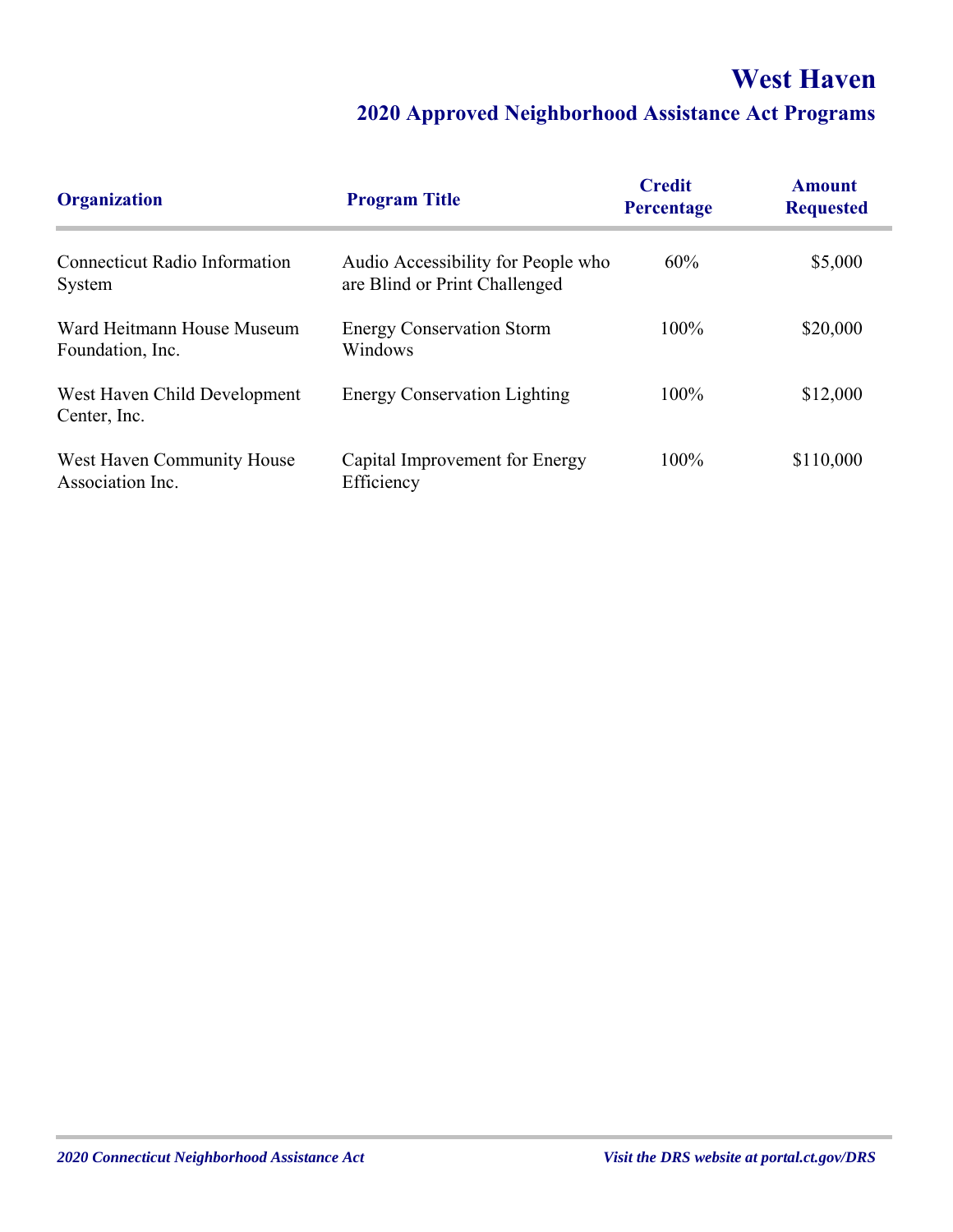# West Haven

## 2020 Approved Neighborhood Assistance Act Programs

| Organization | Program Title | Credit Percentage | Amount Requested |
|---|---|---|---|
| Connecticut Radio Information System | Audio Accessibility for People who are Blind or Print Challenged | 60% | $5,000 |
| Ward Heitmann House Museum Foundation, Inc. | Energy Conservation Storm Windows | 100% | $20,000 |
| West Haven Child Development Center, Inc. | Energy Conservation Lighting | 100% | $12,000 |
| West Haven Community House Association Inc. | Capital Improvement for Energy Efficiency | 100% | $110,000 |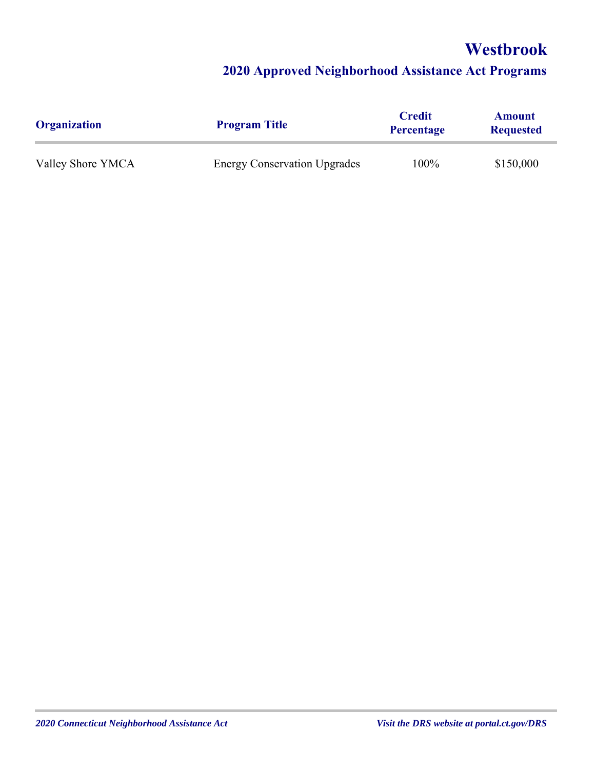# Westbrook

## 2020 Approved Neighborhood Assistance Act Programs

| Organization | Program Title | Credit Percentage | Amount Requested |
|---|---|---|---|
| Valley Shore YMCA | Energy Conservation Upgrades | 100% | $150,000 |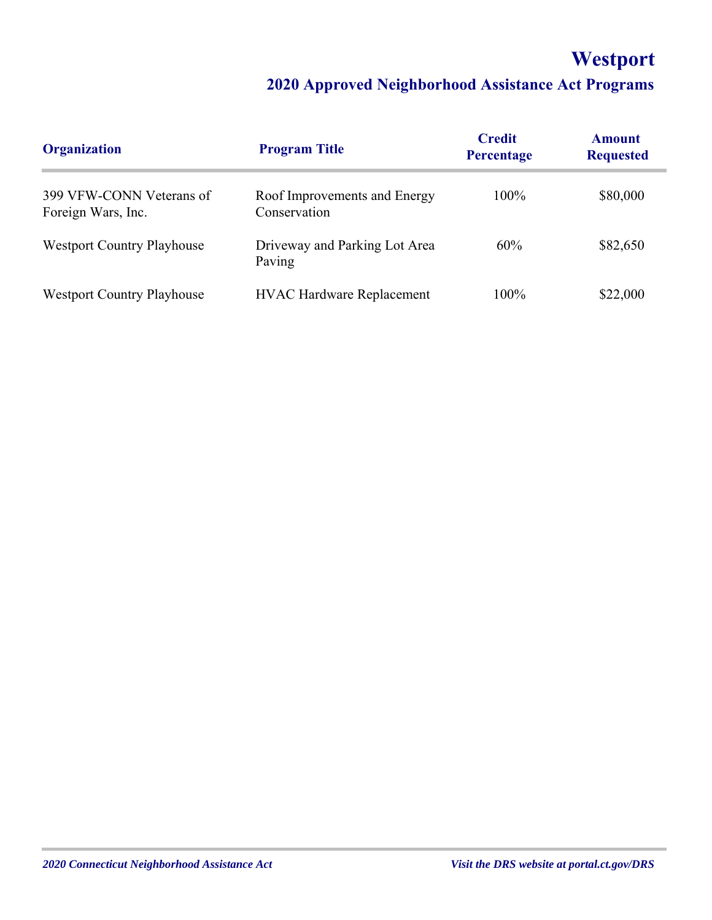# Westport

## 2020 Approved Neighborhood Assistance Act Programs

| Organization | Program Title | Credit Percentage | Amount Requested |
|---|---|---|---|
| 399 VFW-CONN Veterans of Foreign Wars, Inc. | Roof Improvements and Energy Conservation | 100% | $80,000 |
| Westport Country Playhouse | Driveway and Parking Lot Area Paving | 60% | $82,650 |
| Westport Country Playhouse | HVAC Hardware Replacement | 100% | $22,000 |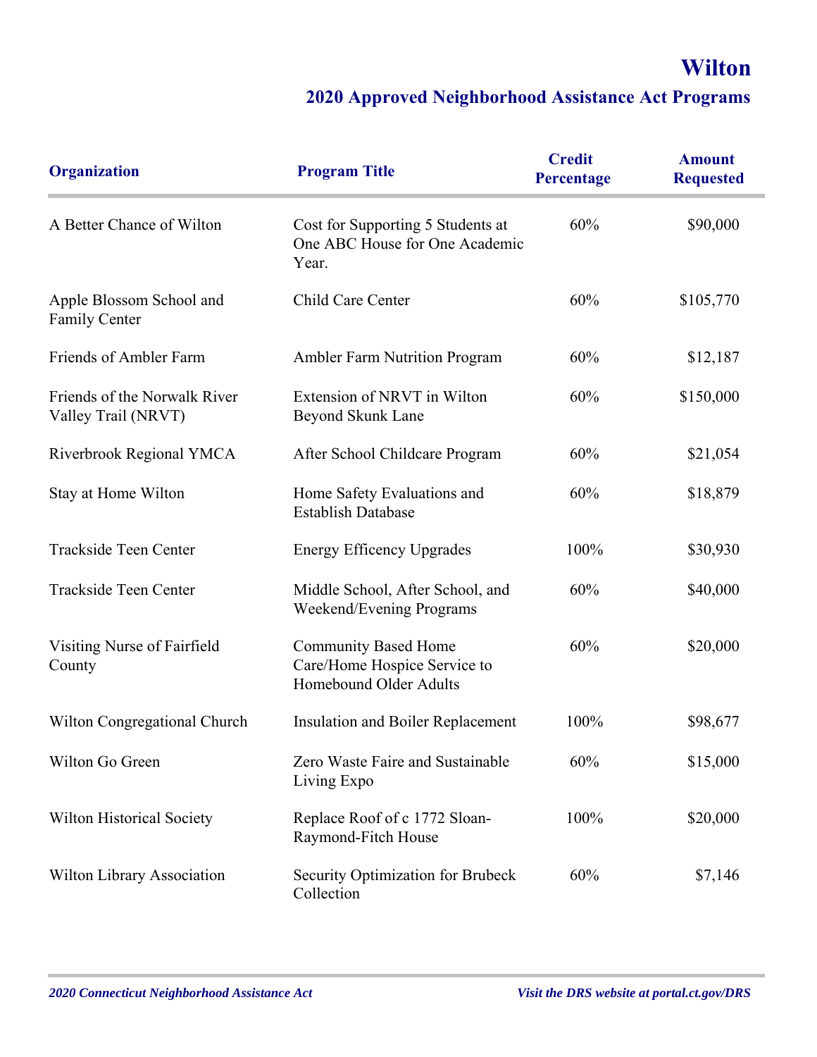# Wilton

## 2020 Approved Neighborhood Assistance Act Programs

| Organization | Program Title | Credit Percentage | Amount Requested |
|---|---|---|---|
| A Better Chance of Wilton | Cost for Supporting 5 Students at One ABC House for One Academic Year. | 60% | $90,000 |
| Apple Blossom School and Family Center | Child Care Center | 60% | $105,770 |
| Friends of Ambler Farm | Ambler Farm Nutrition Program | 60% | $12,187 |
| Friends of the Norwalk River Valley Trail (NRVT) | Extension of NRVT in Wilton Beyond Skunk Lane | 60% | $150,000 |
| Riverbrook Regional YMCA | After School Childcare Program | 60% | $21,054 |
| Stay at Home Wilton | Home Safety Evaluations and Establish Database | 60% | $18,879 |
| Trackside Teen Center | Energy Efficency Upgrades | 100% | $30,930 |
| Trackside Teen Center | Middle School, After School, and Weekend/Evening Programs | 60% | $40,000 |
| Visiting Nurse of Fairfield County | Community Based Home Care/Home Hospice Service to Homebound Older Adults | 60% | $20,000 |
| Wilton Congregational Church | Insulation and Boiler Replacement | 100% | $98,677 |
| Wilton Go Green | Zero Waste Faire and Sustainable Living Expo | 60% | $15,000 |
| Wilton Historical Society | Replace Roof of c 1772 Sloan-Raymond-Fitch House | 100% | $20,000 |
| Wilton Library Association | Security Optimization for Brubeck Collection | 60% | $7,146 |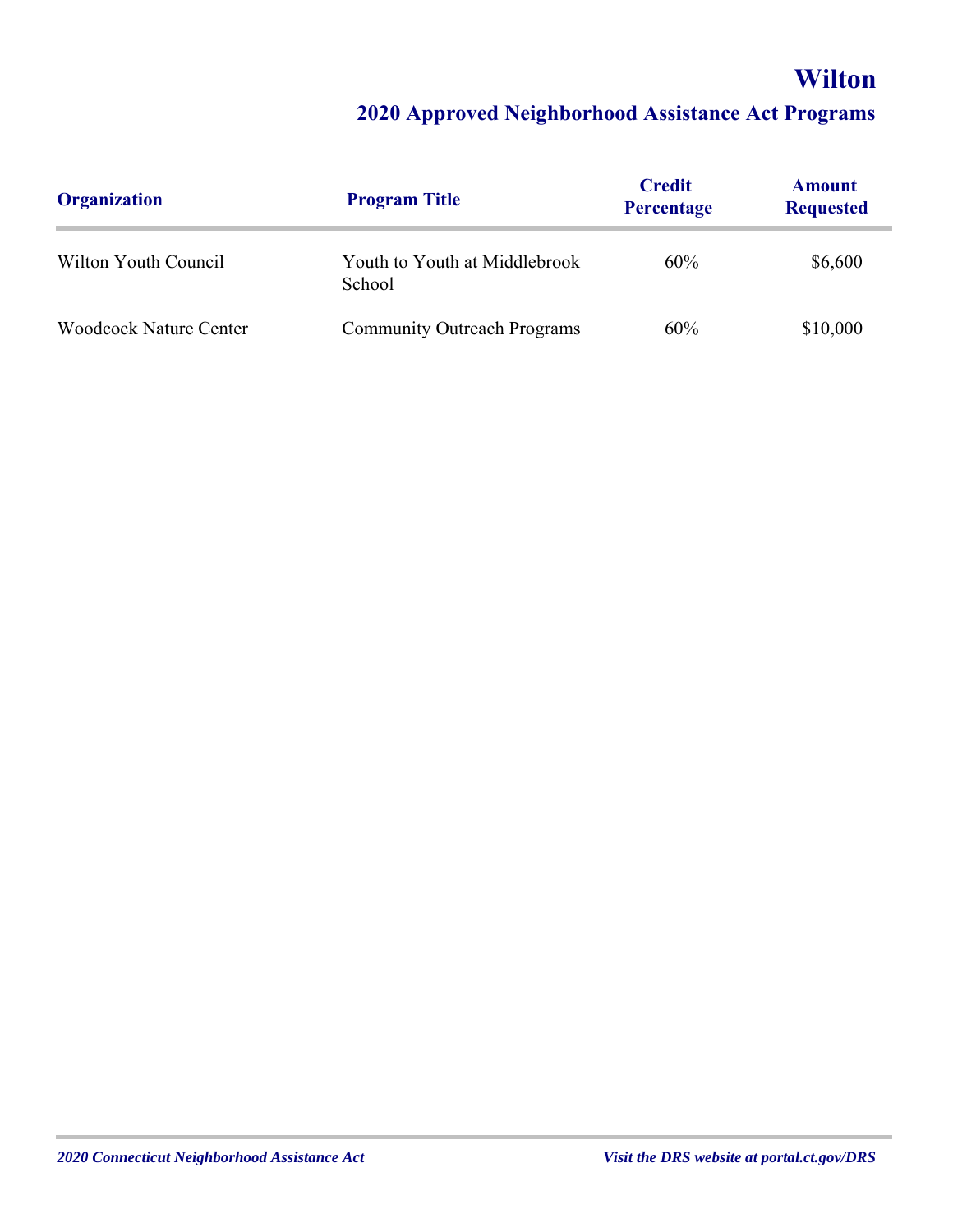# Wilton

## 2020 Approved Neighborhood Assistance Act Programs

| Organization | Program Title | Credit Percentage | Amount Requested |
|---|---|---|---|
| Wilton Youth Council | Youth to Youth at Middlebrook School | 60% | $6,600 |
| Woodcock Nature Center | Community Outreach Programs | 60% | $10,000 |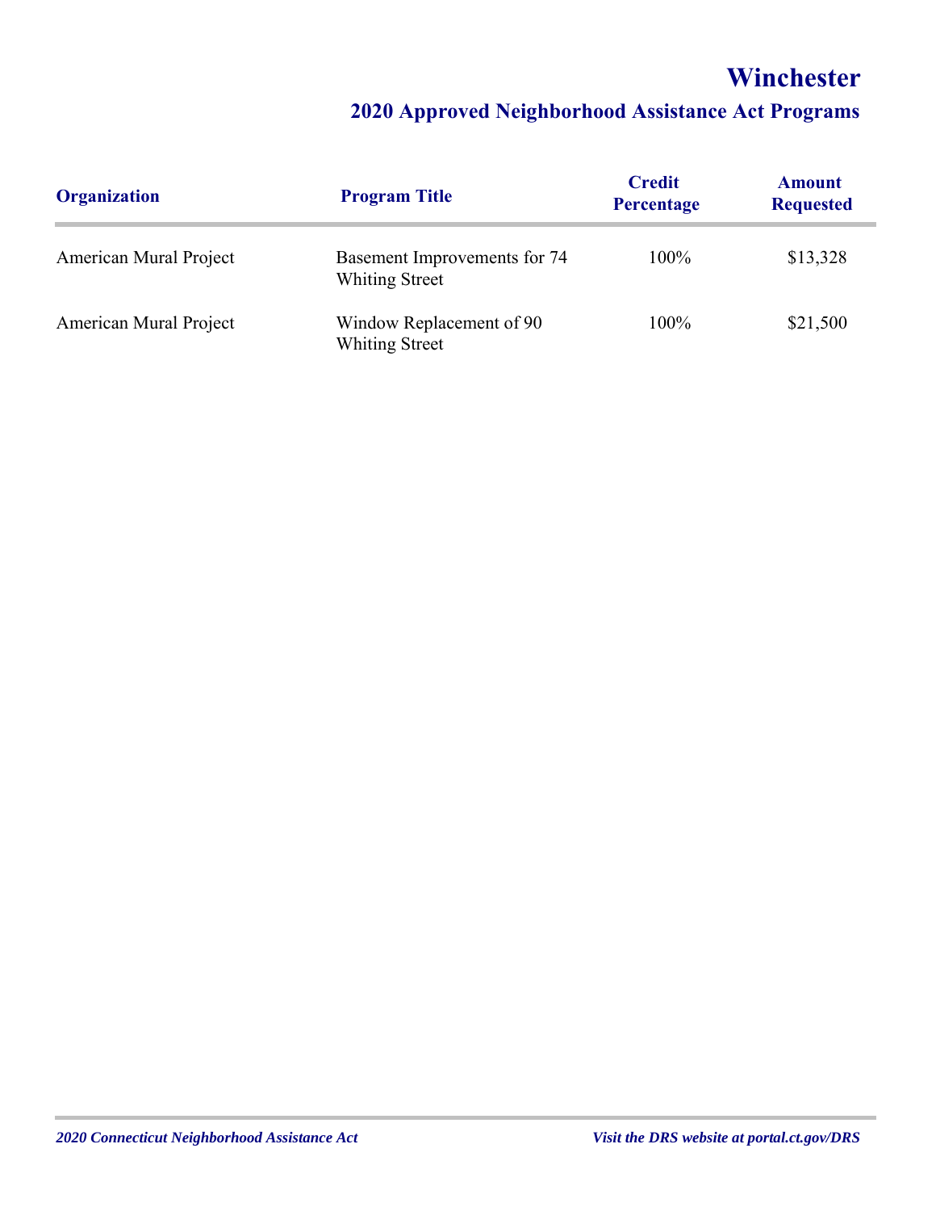# Winchester

## 2020 Approved Neighborhood Assistance Act Programs

| Organization | Program Title | Credit Percentage | Amount Requested |
| --- | --- | --- | --- |
| American Mural Project | Basement Improvements for 74 Whiting Street | 100% | $13,328 |
| American Mural Project | Window Replacement of 90 Whiting Street | 100% | $21,500 |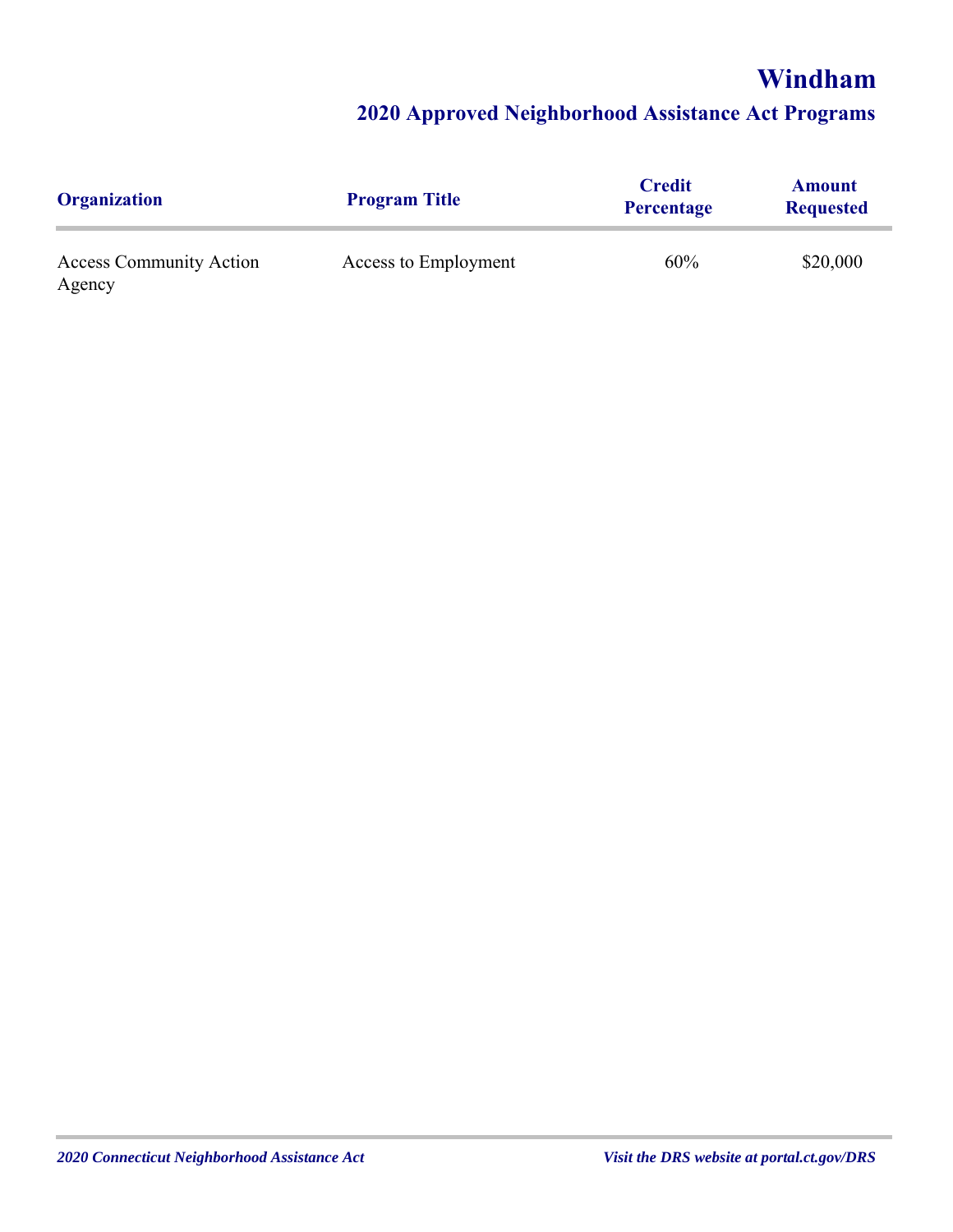# Windham

## 2020 Approved Neighborhood Assistance Act Programs

| Organization | Program Title | Credit Percentage | Amount Requested |
|---|---|---|---|
| Access Community Action Agency | Access to Employment | 60% | $20,000 |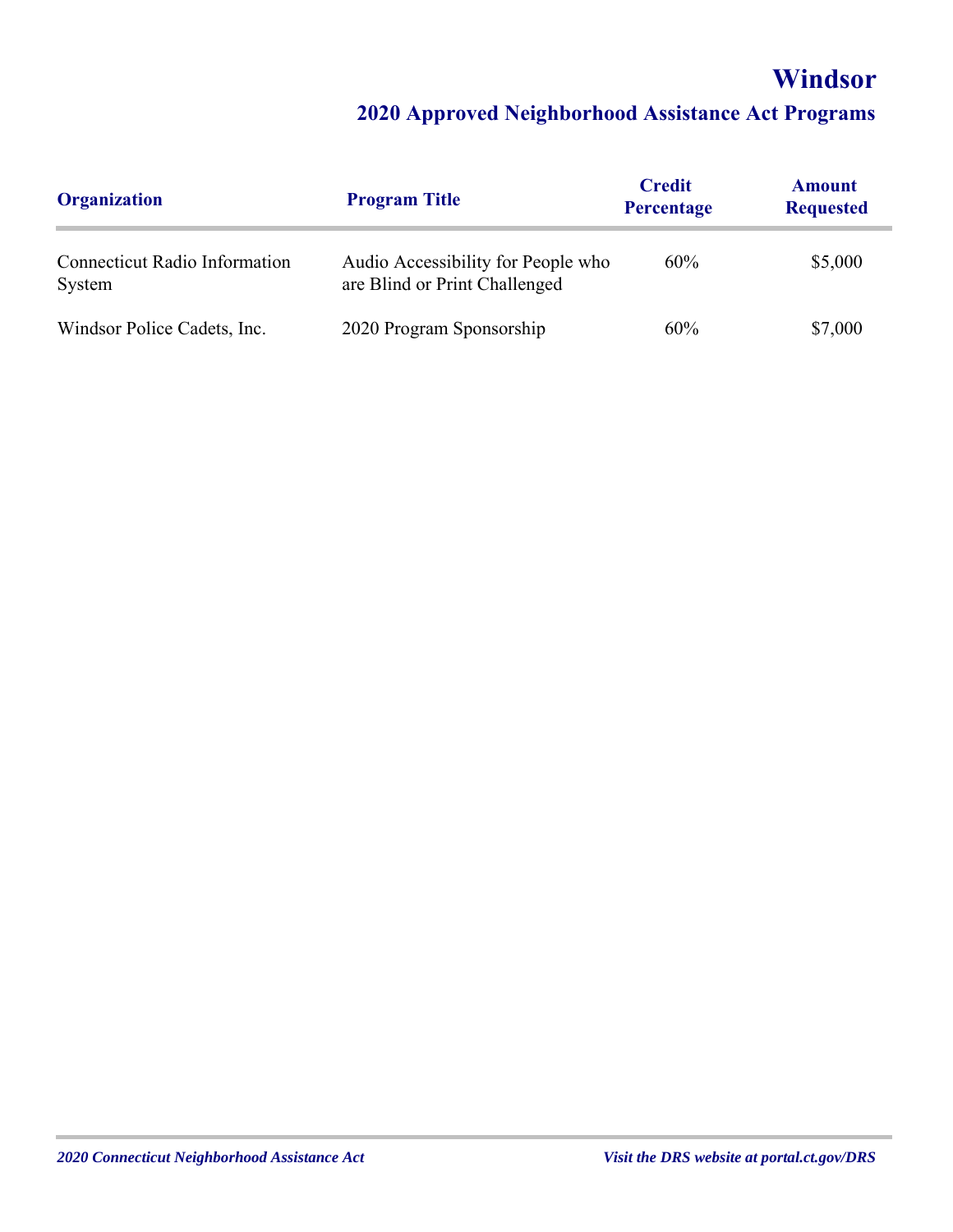# Windsor

## 2020 Approved Neighborhood Assistance Act Programs

| Organization | Program Title | Credit Percentage | Amount Requested |
|---|---|---|---|
| Connecticut Radio Information System | Audio Accessibility for People who are Blind or Print Challenged | 60% | $5,000 |
| Windsor Police Cadets, Inc. | 2020 Program Sponsorship | 60% | $7,000 |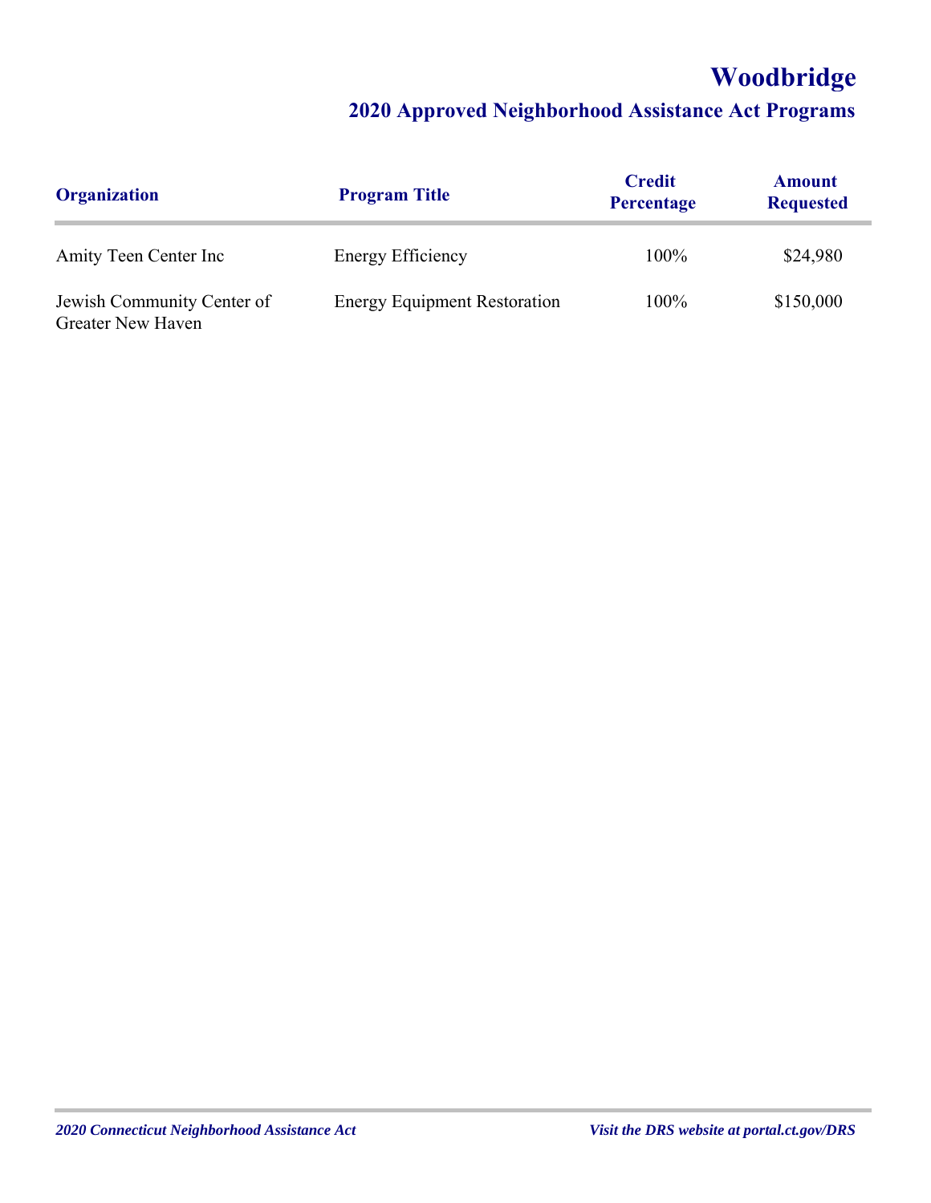# Woodbridge

## 2020 Approved Neighborhood Assistance Act Programs

| Organization | Program Title | Credit Percentage | Amount Requested |
|---|---|---|---|
| Amity Teen Center Inc | Energy Efficiency | 100% | $24,980 |
| Jewish Community Center of Greater New Haven | Energy Equipment Restoration | 100% | $150,000 |